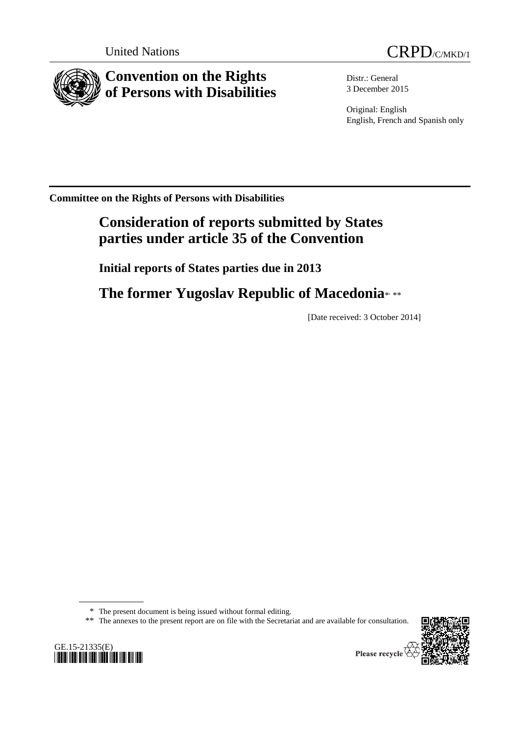United Nations

CRPD/C/MKD/1

# Convention on the Rights of Persons with Disabilities

Distr.: General
3 December 2015

Original: English
English, French and Spanish only

**Committee on the Rights of Persons with Disabilities**

## Consideration of reports submitted by States parties under article 35 of the Convention

### Initial reports of States parties due in 2013

## The former Yugoslav Republic of Macedonia*, **

[Date received: 3 October 2014]

\* The present document is being issued without formal editing.

\*\* The annexes to the present report are on file with the Secretariat and are available for consultation.

GE.15-21335(E)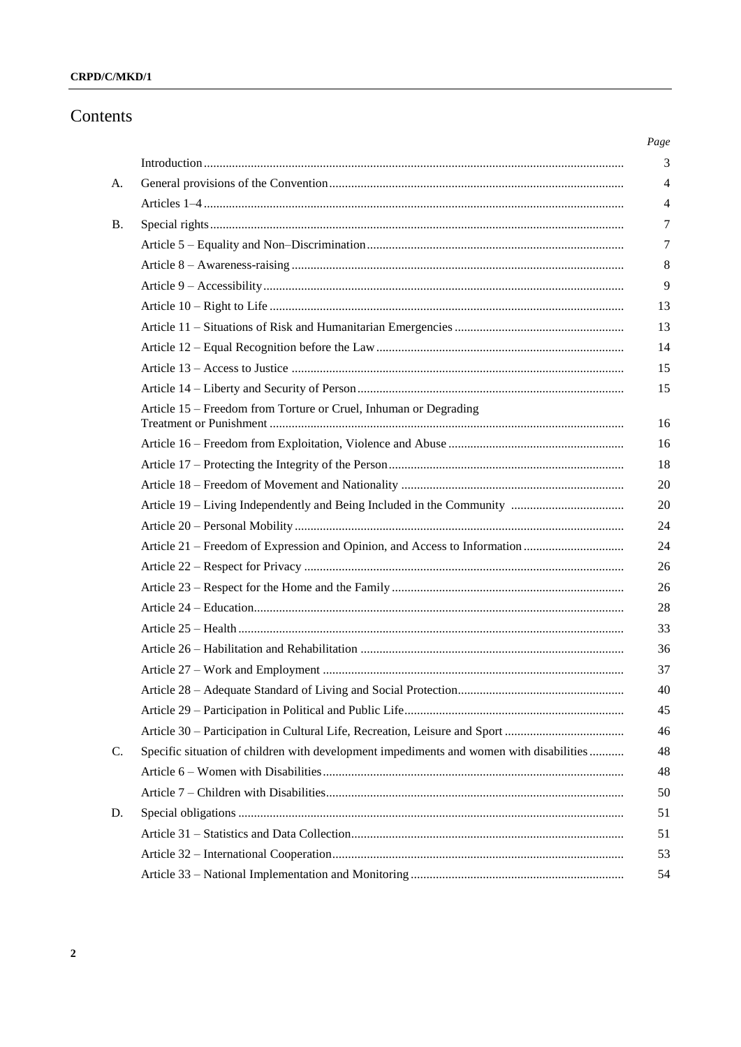# Contents

| | | Page |
|---|---|---|
| | Introduction | 3 |
| A. | General provisions of the Convention | 4 |
| | Articles 1–4 | 4 |
| B. | Special rights | 7 |
| | Article 5 – Equality and Non–Discrimination | 7 |
| | Article 8 – Awareness-raising | 8 |
| | Article 9 – Accessibility | 9 |
| | Article 10 – Right to Life | 13 |
| | Article 11 – Situations of Risk and Humanitarian Emergencies | 13 |
| | Article 12 – Equal Recognition before the Law | 14 |
| | Article 13 – Access to Justice | 15 |
| | Article 14 – Liberty and Security of Person | 15 |
| | Article 15 – Freedom from Torture or Cruel, Inhuman or Degrading Treatment or Punishment | 16 |
| | Article 16 – Freedom from Exploitation, Violence and Abuse | 16 |
| | Article 17 – Protecting the Integrity of the Person | 18 |
| | Article 18 – Freedom of Movement and Nationality | 20 |
| | Article 19 – Living Independently and Being Included in the Community | 20 |
| | Article 20 – Personal Mobility | 24 |
| | Article 21 – Freedom of Expression and Opinion, and Access to Information | 24 |
| | Article 22 – Respect for Privacy | 26 |
| | Article 23 – Respect for the Home and the Family | 26 |
| | Article 24 – Education | 28 |
| | Article 25 – Health | 33 |
| | Article 26 – Habilitation and Rehabilitation | 36 |
| | Article 27 – Work and Employment | 37 |
| | Article 28 – Adequate Standard of Living and Social Protection | 40 |
| | Article 29 – Participation in Political and Public Life | 45 |
| | Article 30 – Participation in Cultural Life, Recreation, Leisure and Sport | 46 |
| C. | Specific situation of children with development impediments and women with disabilities | 48 |
| | Article 6 – Women with Disabilities | 48 |
| | Article 7 – Children with Disabilities | 50 |
| D. | Special obligations | 51 |
| | Article 31 – Statistics and Data Collection | 51 |
| | Article 32 – International Cooperation | 53 |
| | Article 33 – National Implementation and Monitoring | 54 |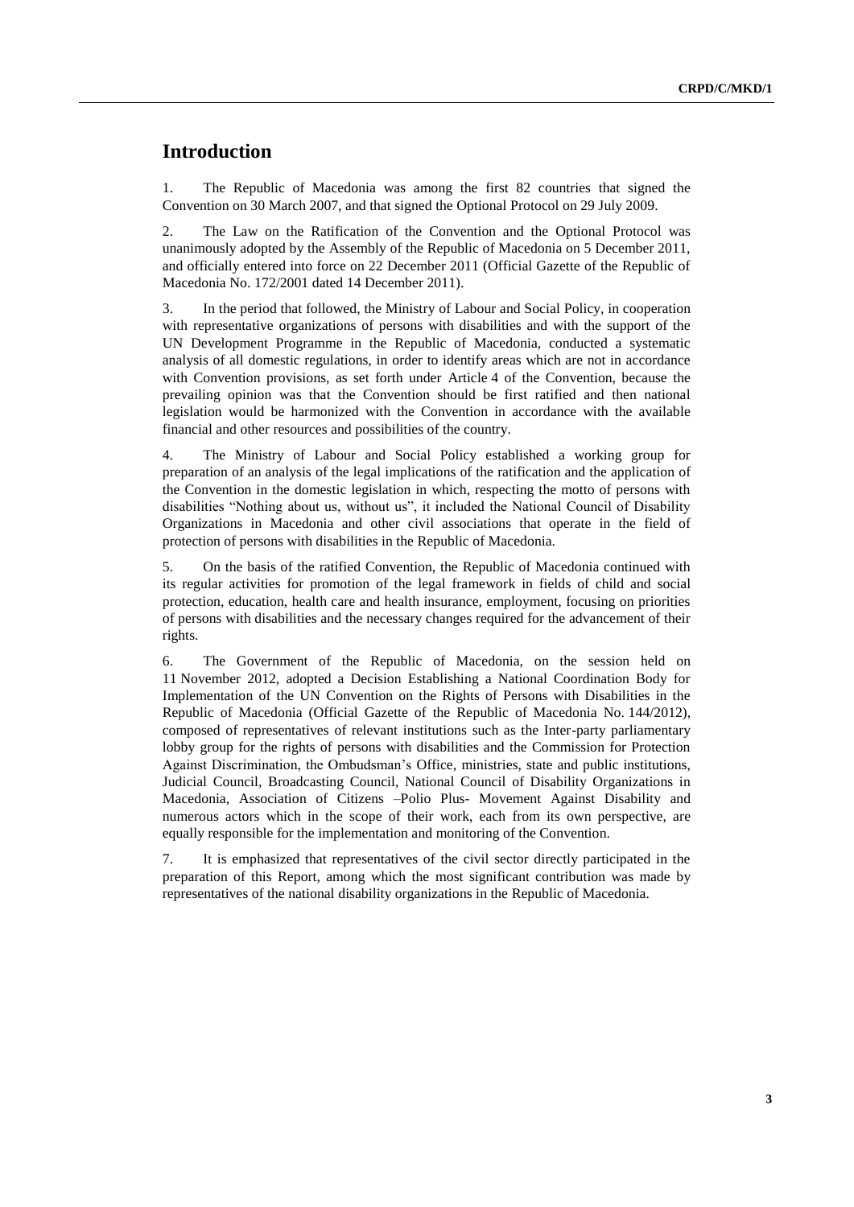# Introduction

1. The Republic of Macedonia was among the first 82 countries that signed the Convention on 30 March 2007, and that signed the Optional Protocol on 29 July 2009.

2. The Law on the Ratification of the Convention and the Optional Protocol was unanimously adopted by the Assembly of the Republic of Macedonia on 5 December 2011, and officially entered into force on 22 December 2011 (Official Gazette of the Republic of Macedonia No. 172/2001 dated 14 December 2011).

3. In the period that followed, the Ministry of Labour and Social Policy, in cooperation with representative organizations of persons with disabilities and with the support of the UN Development Programme in the Republic of Macedonia, conducted a systematic analysis of all domestic regulations, in order to identify areas which are not in accordance with Convention provisions, as set forth under Article 4 of the Convention, because the prevailing opinion was that the Convention should be first ratified and then national legislation would be harmonized with the Convention in accordance with the available financial and other resources and possibilities of the country.

4. The Ministry of Labour and Social Policy established a working group for preparation of an analysis of the legal implications of the ratification and the application of the Convention in the domestic legislation in which, respecting the motto of persons with disabilities "Nothing about us, without us", it included the National Council of Disability Organizations in Macedonia and other civil associations that operate in the field of protection of persons with disabilities in the Republic of Macedonia.

5. On the basis of the ratified Convention, the Republic of Macedonia continued with its regular activities for promotion of the legal framework in fields of child and social protection, education, health care and health insurance, employment, focusing on priorities of persons with disabilities and the necessary changes required for the advancement of their rights.

6. The Government of the Republic of Macedonia, on the session held on 11 November 2012, adopted a Decision Establishing a National Coordination Body for Implementation of the UN Convention on the Rights of Persons with Disabilities in the Republic of Macedonia (Official Gazette of the Republic of Macedonia No. 144/2012), composed of representatives of relevant institutions such as the Inter-party parliamentary lobby group for the rights of persons with disabilities and the Commission for Protection Against Discrimination, the Ombudsman's Office, ministries, state and public institutions, Judicial Council, Broadcasting Council, National Council of Disability Organizations in Macedonia, Association of Citizens –Polio Plus- Movement Against Disability and numerous actors which in the scope of their work, each from its own perspective, are equally responsible for the implementation and monitoring of the Convention.

7. It is emphasized that representatives of the civil sector directly participated in the preparation of this Report, among which the most significant contribution was made by representatives of the national disability organizations in the Republic of Macedonia.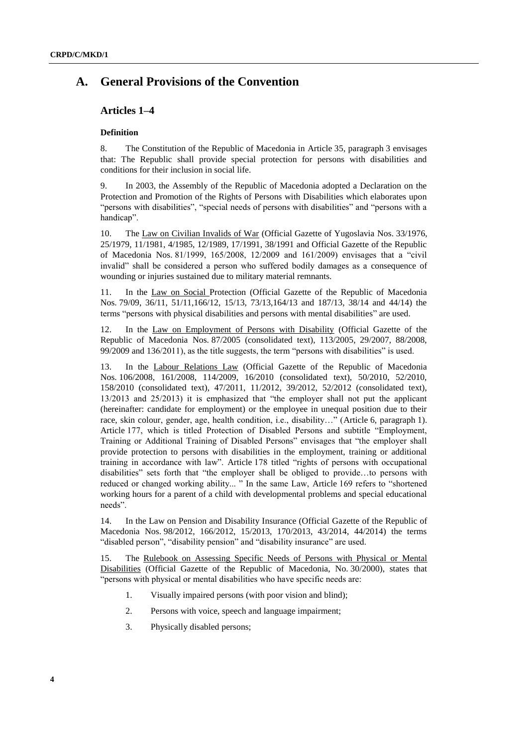## A. General Provisions of the Convention

### Articles 1–4

#### Definition

8. The Constitution of the Republic of Macedonia in Article 35, paragraph 3 envisages that: The Republic shall provide special protection for persons with disabilities and conditions for their inclusion in social life.

9. In 2003, the Assembly of the Republic of Macedonia adopted a Declaration on the Protection and Promotion of the Rights of Persons with Disabilities which elaborates upon "persons with disabilities", "special needs of persons with disabilities" and "persons with a handicap".

10. The Law on Civilian Invalids of War (Official Gazette of Yugoslavia Nos. 33/1976, 25/1979, 11/1981, 4/1985, 12/1989, 17/1991, 38/1991 and Official Gazette of the Republic of Macedonia Nos. 81/1999, 165/2008, 12/2009 and 161/2009) envisages that a "civil invalid" shall be considered a person who suffered bodily damages as a consequence of wounding or injuries sustained due to military material remnants.

11. In the Law on Social Protection (Official Gazette of the Republic of Macedonia Nos. 79/09, 36/11, 51/11,166/12, 15/13, 73/13,164/13 and 187/13, 38/14 and 44/14) the terms "persons with physical disabilities and persons with mental disabilities" are used.

12. In the Law on Employment of Persons with Disability (Official Gazette of the Republic of Macedonia Nos. 87/2005 (consolidated text), 113/2005, 29/2007, 88/2008, 99/2009 and 136/2011), as the title suggests, the term "persons with disabilities" is used.

13. In the Labour Relations Law (Official Gazette of the Republic of Macedonia Nos. 106/2008, 161/2008, 114/2009, 16/2010 (consolidated text), 50/2010, 52/2010, 158/2010 (consolidated text), 47/2011, 11/2012, 39/2012, 52/2012 (consolidated text), 13/2013 and 25/2013) it is emphasized that "the employer shall not put the applicant (hereinafter: candidate for employment) or the employee in unequal position due to their race, skin colour, gender, age, health condition, i.e., disability…" (Article 6, paragraph 1). Article 177, which is titled Protection of Disabled Persons and subtitle "Employment, Training or Additional Training of Disabled Persons" envisages that "the employer shall provide protection to persons with disabilities in the employment, training or additional training in accordance with law". Article 178 titled "rights of persons with occupational disabilities" sets forth that "the employer shall be obliged to provide…to persons with reduced or changed working ability... " In the same Law, Article 169 refers to "shortened working hours for a parent of a child with developmental problems and special educational needs".

14. In the Law on Pension and Disability Insurance (Official Gazette of the Republic of Macedonia Nos. 98/2012, 166/2012, 15/2013, 170/2013, 43/2014, 44/2014) the terms "disabled person", "disability pension" and "disability insurance" are used.

15. The Rulebook on Assessing Specific Needs of Persons with Physical or Mental Disabilities (Official Gazette of the Republic of Macedonia, No. 30/2000), states that "persons with physical or mental disabilities who have specific needs are:

1. Visually impaired persons (with poor vision and blind);
2. Persons with voice, speech and language impairment;
3. Physically disabled persons;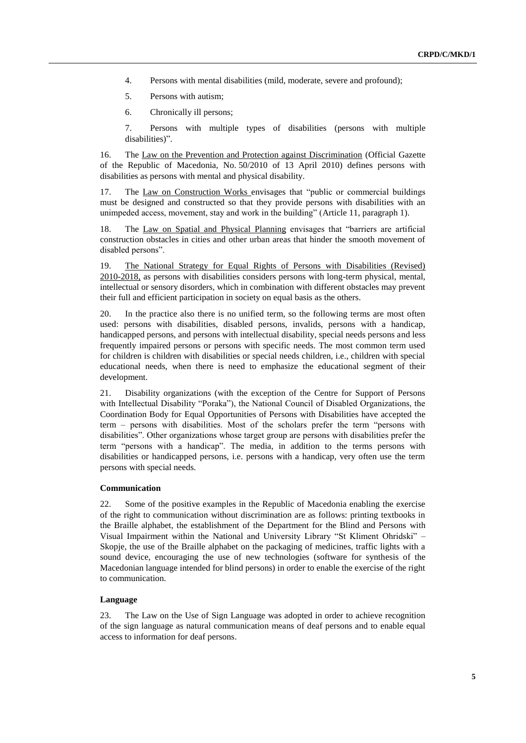4. Persons with mental disabilities (mild, moderate, severe and profound);

5. Persons with autism;

6. Chronically ill persons;

7. Persons with multiple types of disabilities (persons with multiple disabilities)".

16. The Law on the Prevention and Protection against Discrimination (Official Gazette of the Republic of Macedonia, No. 50/2010 of 13 April 2010) defines persons with disabilities as persons with mental and physical disability.

17. The Law on Construction Works envisages that "public or commercial buildings must be designed and constructed so that they provide persons with disabilities with an unimpeded access, movement, stay and work in the building" (Article 11, paragraph 1).

18. The Law on Spatial and Physical Planning envisages that "barriers are artificial construction obstacles in cities and other urban areas that hinder the smooth movement of disabled persons".

19. The National Strategy for Equal Rights of Persons with Disabilities (Revised) 2010-2018, as persons with disabilities considers persons with long-term physical, mental, intellectual or sensory disorders, which in combination with different obstacles may prevent their full and efficient participation in society on equal basis as the others.

20. In the practice also there is no unified term, so the following terms are most often used: persons with disabilities, disabled persons, invalids, persons with a handicap, handicapped persons, and persons with intellectual disability, special needs persons and less frequently impaired persons or persons with specific needs. The most common term used for children is children with disabilities or special needs children, i.e., children with special educational needs, when there is need to emphasize the educational segment of their development.

21. Disability organizations (with the exception of the Centre for Support of Persons with Intellectual Disability "Poraka"), the National Council of Disabled Organizations, the Coordination Body for Equal Opportunities of Persons with Disabilities have accepted the term – persons with disabilities. Most of the scholars prefer the term "persons with disabilities". Other organizations whose target group are persons with disabilities prefer the term "persons with a handicap". The media, in addition to the terms persons with disabilities or handicapped persons, i.e. persons with a handicap, very often use the term persons with special needs.

**Communication**

22. Some of the positive examples in the Republic of Macedonia enabling the exercise of the right to communication without discrimination are as follows: printing textbooks in the Braille alphabet, the establishment of the Department for the Blind and Persons with Visual Impairment within the National and University Library "St Kliment Ohridski" – Skopje, the use of the Braille alphabet on the packaging of medicines, traffic lights with a sound device, encouraging the use of new technologies (software for synthesis of the Macedonian language intended for blind persons) in order to enable the exercise of the right to communication.

**Language**

23. The Law on the Use of Sign Language was adopted in order to achieve recognition of the sign language as natural communication means of deaf persons and to enable equal access to information for deaf persons.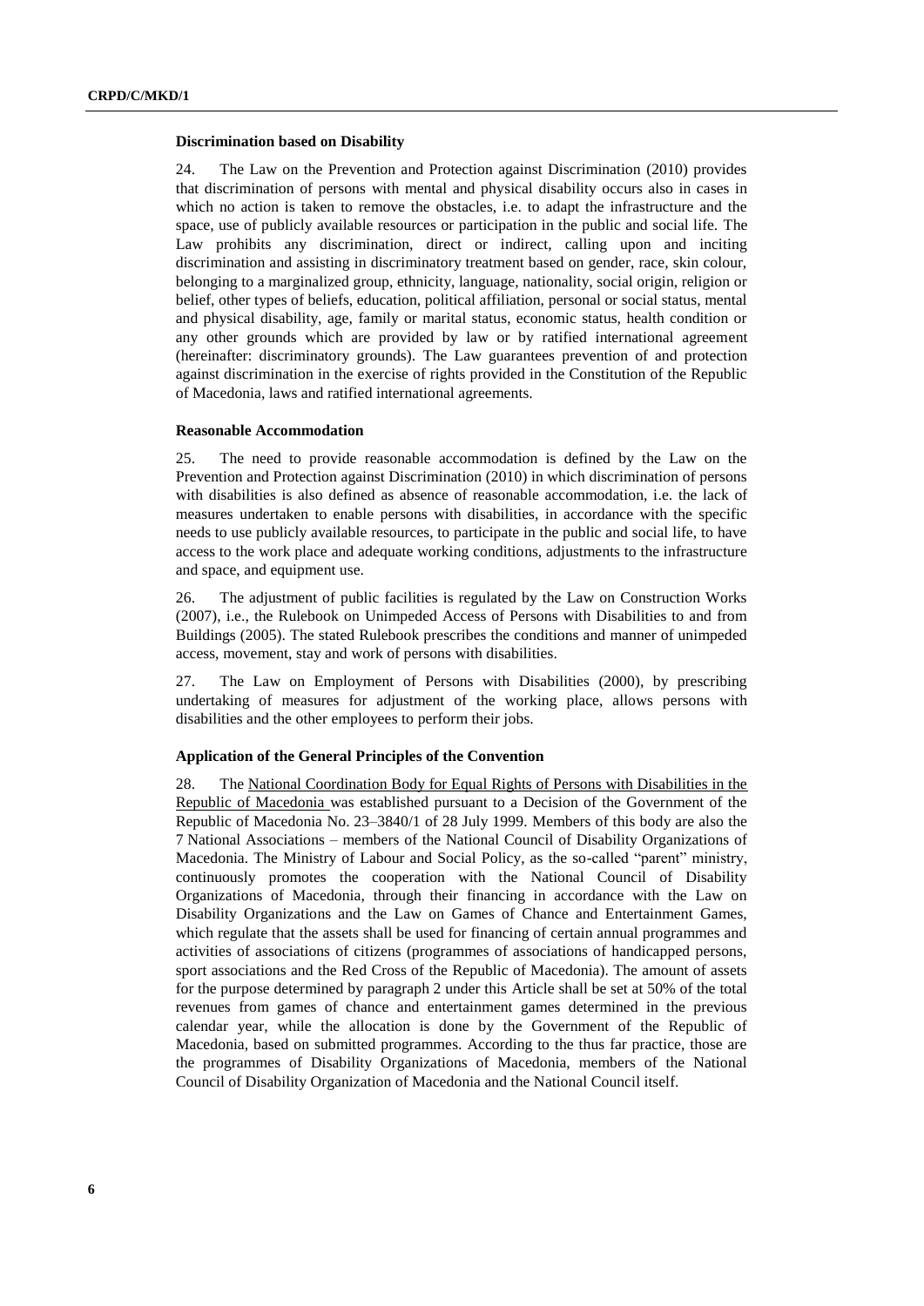### Discrimination based on Disability

24. The Law on the Prevention and Protection against Discrimination (2010) provides that discrimination of persons with mental and physical disability occurs also in cases in which no action is taken to remove the obstacles, i.e. to adapt the infrastructure and the space, use of publicly available resources or participation in the public and social life. The Law prohibits any discrimination, direct or indirect, calling upon and inciting discrimination and assisting in discriminatory treatment based on gender, race, skin colour, belonging to a marginalized group, ethnicity, language, nationality, social origin, religion or belief, other types of beliefs, education, political affiliation, personal or social status, mental and physical disability, age, family or marital status, economic status, health condition or any other grounds which are provided by law or by ratified international agreement (hereinafter: discriminatory grounds). The Law guarantees prevention of and protection against discrimination in the exercise of rights provided in the Constitution of the Republic of Macedonia, laws and ratified international agreements.

### Reasonable Accommodation

25. The need to provide reasonable accommodation is defined by the Law on the Prevention and Protection against Discrimination (2010) in which discrimination of persons with disabilities is also defined as absence of reasonable accommodation, i.e. the lack of measures undertaken to enable persons with disabilities, in accordance with the specific needs to use publicly available resources, to participate in the public and social life, to have access to the work place and adequate working conditions, adjustments to the infrastructure and space, and equipment use.

26. The adjustment of public facilities is regulated by the Law on Construction Works (2007), i.e., the Rulebook on Unimpeded Access of Persons with Disabilities to and from Buildings (2005). The stated Rulebook prescribes the conditions and manner of unimpeded access, movement, stay and work of persons with disabilities.

27. The Law on Employment of Persons with Disabilities (2000), by prescribing undertaking of measures for adjustment of the working place, allows persons with disabilities and the other employees to perform their jobs.

### Application of the General Principles of the Convention

28. The National Coordination Body for Equal Rights of Persons with Disabilities in the Republic of Macedonia was established pursuant to a Decision of the Government of the Republic of Macedonia No. 23–3840/1 of 28 July 1999. Members of this body are also the 7 National Associations – members of the National Council of Disability Organizations of Macedonia. The Ministry of Labour and Social Policy, as the so-called "parent" ministry, continuously promotes the cooperation with the National Council of Disability Organizations of Macedonia, through their financing in accordance with the Law on Disability Organizations and the Law on Games of Chance and Entertainment Games, which regulate that the assets shall be used for financing of certain annual programmes and activities of associations of citizens (programmes of associations of handicapped persons, sport associations and the Red Cross of the Republic of Macedonia). The amount of assets for the purpose determined by paragraph 2 under this Article shall be set at 50% of the total revenues from games of chance and entertainment games determined in the previous calendar year, while the allocation is done by the Government of the Republic of Macedonia, based on submitted programmes. According to the thus far practice, those are the programmes of Disability Organizations of Macedonia, members of the National Council of Disability Organization of Macedonia and the National Council itself.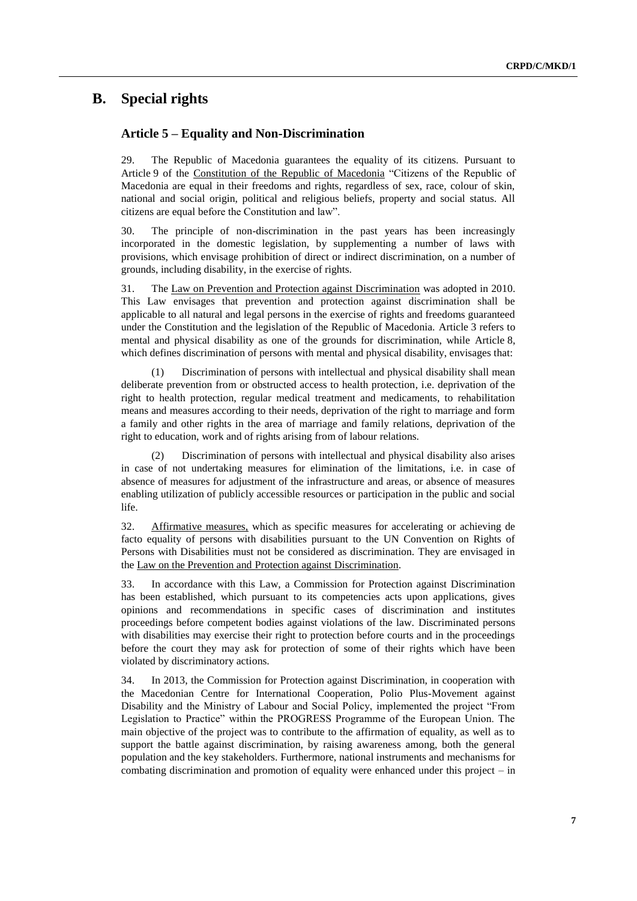## B. Special rights

### Article 5 – Equality and Non-Discrimination

29. The Republic of Macedonia guarantees the equality of its citizens. Pursuant to Article 9 of the Constitution of the Republic of Macedonia "Citizens of the Republic of Macedonia are equal in their freedoms and rights, regardless of sex, race, colour of skin, national and social origin, political and religious beliefs, property and social status. All citizens are equal before the Constitution and law".

30. The principle of non-discrimination in the past years has been increasingly incorporated in the domestic legislation, by supplementing a number of laws with provisions, which envisage prohibition of direct or indirect discrimination, on a number of grounds, including disability, in the exercise of rights.

31. The Law on Prevention and Protection against Discrimination was adopted in 2010. This Law envisages that prevention and protection against discrimination shall be applicable to all natural and legal persons in the exercise of rights and freedoms guaranteed under the Constitution and the legislation of the Republic of Macedonia. Article 3 refers to mental and physical disability as one of the grounds for discrimination, while Article 8, which defines discrimination of persons with mental and physical disability, envisages that:

(1) Discrimination of persons with intellectual and physical disability shall mean deliberate prevention from or obstructed access to health protection, i.e. deprivation of the right to health protection, regular medical treatment and medicaments, to rehabilitation means and measures according to their needs, deprivation of the right to marriage and form a family and other rights in the area of marriage and family relations, deprivation of the right to education, work and of rights arising from of labour relations.

(2) Discrimination of persons with intellectual and physical disability also arises in case of not undertaking measures for elimination of the limitations, i.e. in case of absence of measures for adjustment of the infrastructure and areas, or absence of measures enabling utilization of publicly accessible resources or participation in the public and social life.

32. Affirmative measures, which as specific measures for accelerating or achieving de facto equality of persons with disabilities pursuant to the UN Convention on Rights of Persons with Disabilities must not be considered as discrimination. They are envisaged in the Law on the Prevention and Protection against Discrimination.

33. In accordance with this Law, a Commission for Protection against Discrimination has been established, which pursuant to its competencies acts upon applications, gives opinions and recommendations in specific cases of discrimination and institutes proceedings before competent bodies against violations of the law. Discriminated persons with disabilities may exercise their right to protection before courts and in the proceedings before the court they may ask for protection of some of their rights which have been violated by discriminatory actions.

34. In 2013, the Commission for Protection against Discrimination, in cooperation with the Macedonian Centre for International Cooperation, Polio Plus-Movement against Disability and the Ministry of Labour and Social Policy, implemented the project "From Legislation to Practice" within the PROGRESS Programme of the European Union. The main objective of the project was to contribute to the affirmation of equality, as well as to support the battle against discrimination, by raising awareness among, both the general population and the key stakeholders. Furthermore, national instruments and mechanisms for combating discrimination and promotion of equality were enhanced under this project – in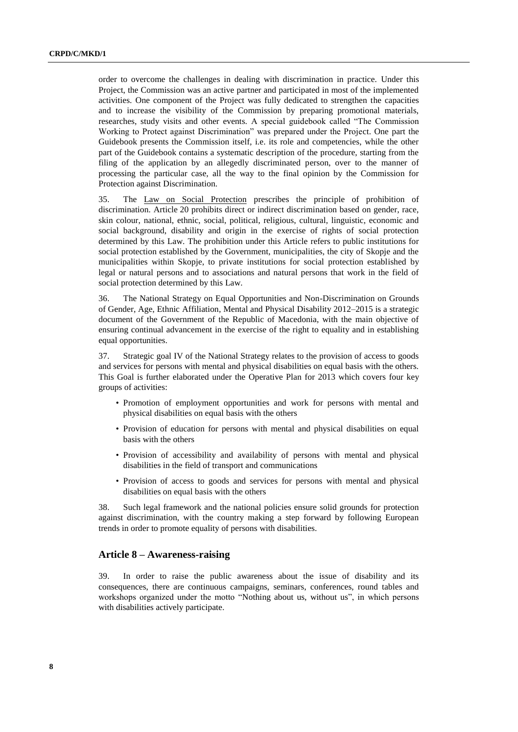order to overcome the challenges in dealing with discrimination in practice. Under this Project, the Commission was an active partner and participated in most of the implemented activities. One component of the Project was fully dedicated to strengthen the capacities and to increase the visibility of the Commission by preparing promotional materials, researches, study visits and other events. A special guidebook called "The Commission Working to Protect against Discrimination" was prepared under the Project. One part the Guidebook presents the Commission itself, i.e. its role and competencies, while the other part of the Guidebook contains a systematic description of the procedure, starting from the filing of the application by an allegedly discriminated person, over to the manner of processing the particular case, all the way to the final opinion by the Commission for Protection against Discrimination.

35. The Law on Social Protection prescribes the principle of prohibition of discrimination. Article 20 prohibits direct or indirect discrimination based on gender, race, skin colour, national, ethnic, social, political, religious, cultural, linguistic, economic and social background, disability and origin in the exercise of rights of social protection determined by this Law. The prohibition under this Article refers to public institutions for social protection established by the Government, municipalities, the city of Skopje and the municipalities within Skopje, to private institutions for social protection established by legal or natural persons and to associations and natural persons that work in the field of social protection determined by this Law.

36. The National Strategy on Equal Opportunities and Non-Discrimination on Grounds of Gender, Age, Ethnic Affiliation, Mental and Physical Disability 2012–2015 is a strategic document of the Government of the Republic of Macedonia, with the main objective of ensuring continual advancement in the exercise of the right to equality and in establishing equal opportunities.

37. Strategic goal IV of the National Strategy relates to the provision of access to goods and services for persons with mental and physical disabilities on equal basis with the others. This Goal is further elaborated under the Operative Plan for 2013 which covers four key groups of activities:

- Promotion of employment opportunities and work for persons with mental and physical disabilities on equal basis with the others
- Provision of education for persons with mental and physical disabilities on equal basis with the others
- Provision of accessibility and availability of persons with mental and physical disabilities in the field of transport and communications
- Provision of access to goods and services for persons with mental and physical disabilities on equal basis with the others

38. Such legal framework and the national policies ensure solid grounds for protection against discrimination, with the country making a step forward by following European trends in order to promote equality of persons with disabilities.

## Article 8 – Awareness-raising

39. In order to raise the public awareness about the issue of disability and its consequences, there are continuous campaigns, seminars, conferences, round tables and workshops organized under the motto "Nothing about us, without us", in which persons with disabilities actively participate.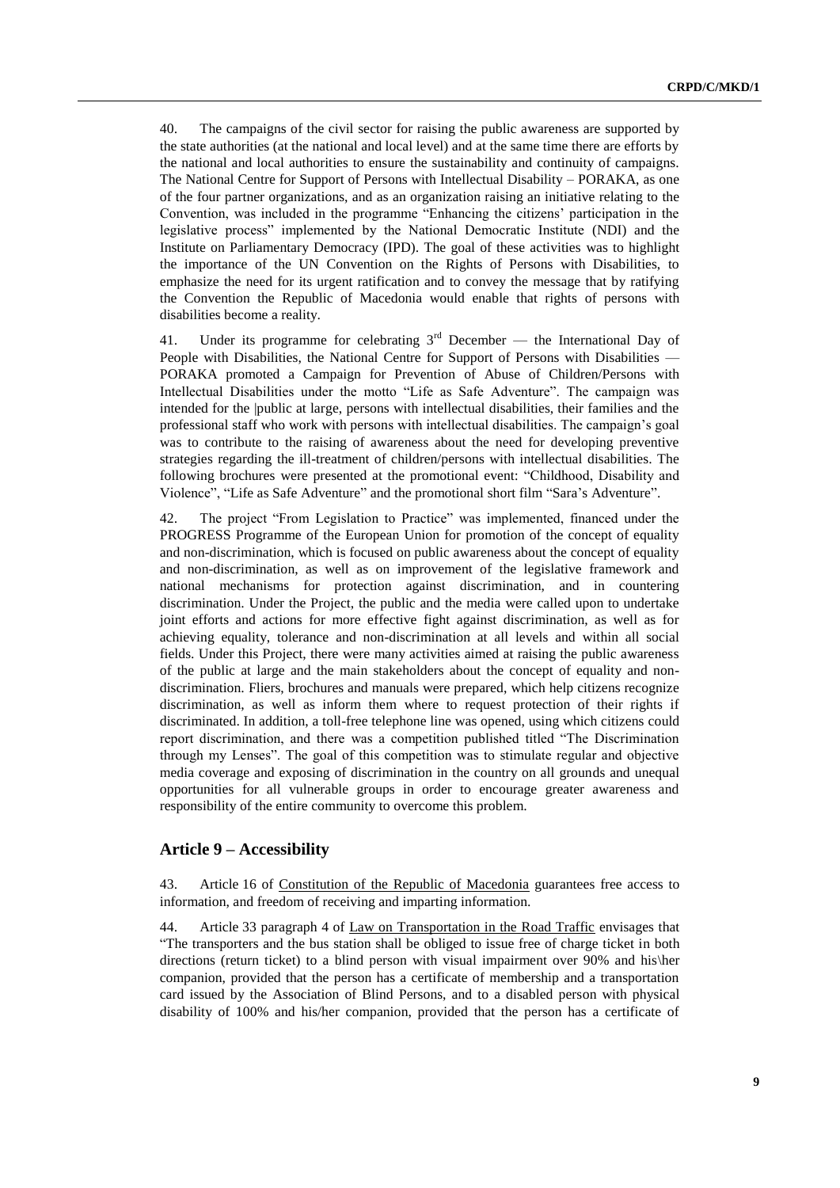40. The campaigns of the civil sector for raising the public awareness are supported by the state authorities (at the national and local level) and at the same time there are efforts by the national and local authorities to ensure the sustainability and continuity of campaigns. The National Centre for Support of Persons with Intellectual Disability – PORAKA, as one of the four partner organizations, and as an organization raising an initiative relating to the Convention, was included in the programme "Enhancing the citizens' participation in the legislative process" implemented by the National Democratic Institute (NDI) and the Institute on Parliamentary Democracy (IPD). The goal of these activities was to highlight the importance of the UN Convention on the Rights of Persons with Disabilities, to emphasize the need for its urgent ratification and to convey the message that by ratifying the Convention the Republic of Macedonia would enable that rights of persons with disabilities become a reality.

41. Under its programme for celebrating 3rd December — the International Day of People with Disabilities, the National Centre for Support of Persons with Disabilities — PORAKA promoted a Campaign for Prevention of Abuse of Children/Persons with Intellectual Disabilities under the motto "Life as Safe Adventure". The campaign was intended for the |public at large, persons with intellectual disabilities, their families and the professional staff who work with persons with intellectual disabilities. The campaign's goal was to contribute to the raising of awareness about the need for developing preventive strategies regarding the ill-treatment of children/persons with intellectual disabilities. The following brochures were presented at the promotional event: "Childhood, Disability and Violence", "Life as Safe Adventure" and the promotional short film "Sara's Adventure".

42. The project "From Legislation to Practice" was implemented, financed under the PROGRESS Programme of the European Union for promotion of the concept of equality and non-discrimination, which is focused on public awareness about the concept of equality and non-discrimination, as well as on improvement of the legislative framework and national mechanisms for protection against discrimination, and in countering discrimination. Under the Project, the public and the media were called upon to undertake joint efforts and actions for more effective fight against discrimination, as well as for achieving equality, tolerance and non-discrimination at all levels and within all social fields. Under this Project, there were many activities aimed at raising the public awareness of the public at large and the main stakeholders about the concept of equality and non-discrimination. Fliers, brochures and manuals were prepared, which help citizens recognize discrimination, as well as inform them where to request protection of their rights if discriminated. In addition, a toll-free telephone line was opened, using which citizens could report discrimination, and there was a competition published titled "The Discrimination through my Lenses". The goal of this competition was to stimulate regular and objective media coverage and exposing of discrimination in the country on all grounds and unequal opportunities for all vulnerable groups in order to encourage greater awareness and responsibility of the entire community to overcome this problem.

## Article 9 – Accessibility

43. Article 16 of Constitution of the Republic of Macedonia guarantees free access to information, and freedom of receiving and imparting information.

44. Article 33 paragraph 4 of Law on Transportation in the Road Traffic envisages that "The transporters and the bus station shall be obliged to issue free of charge ticket in both directions (return ticket) to a blind person with visual impairment over 90% and his\her companion, provided that the person has a certificate of membership and a transportation card issued by the Association of Blind Persons, and to a disabled person with physical disability of 100% and his/her companion, provided that the person has a certificate of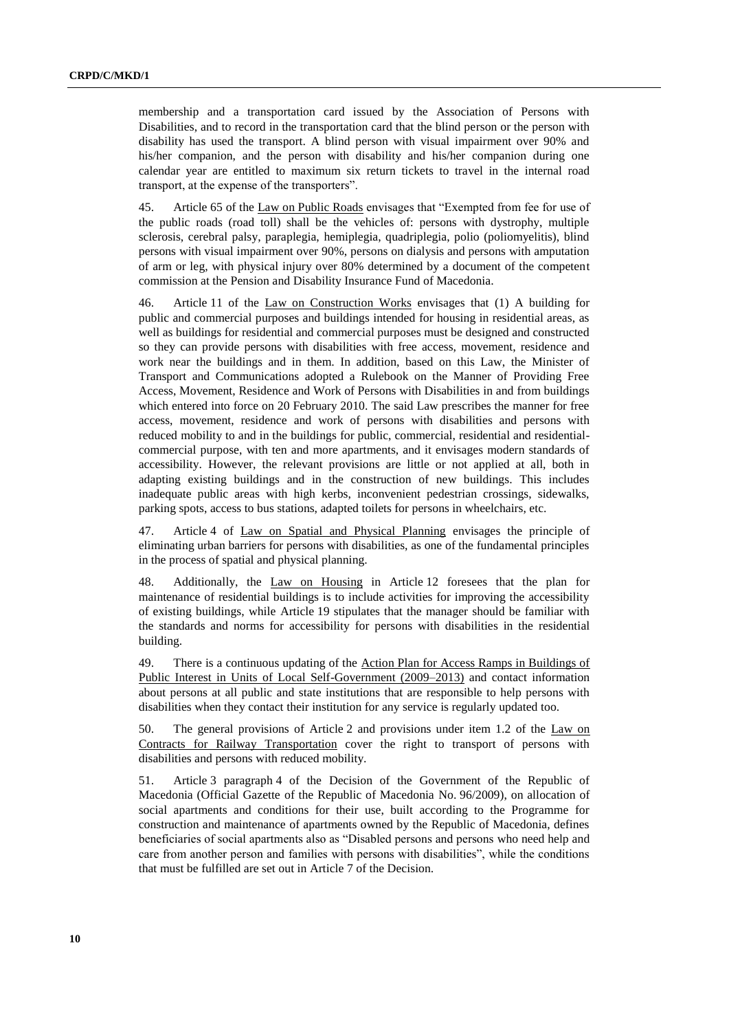membership and a transportation card issued by the Association of Persons with Disabilities, and to record in the transportation card that the blind person or the person with disability has used the transport. A blind person with visual impairment over 90% and his/her companion, and the person with disability and his/her companion during one calendar year are entitled to maximum six return tickets to travel in the internal road transport, at the expense of the transporters".

45. Article 65 of the Law on Public Roads envisages that "Exempted from fee for use of the public roads (road toll) shall be the vehicles of: persons with dystrophy, multiple sclerosis, cerebral palsy, paraplegia, hemiplegia, quadriplegia, polio (poliomyelitis), blind persons with visual impairment over 90%, persons on dialysis and persons with amputation of arm or leg, with physical injury over 80% determined by a document of the competent commission at the Pension and Disability Insurance Fund of Macedonia.

46. Article 11 of the Law on Construction Works envisages that (1) A building for public and commercial purposes and buildings intended for housing in residential areas, as well as buildings for residential and commercial purposes must be designed and constructed so they can provide persons with disabilities with free access, movement, residence and work near the buildings and in them. In addition, based on this Law, the Minister of Transport and Communications adopted a Rulebook on the Manner of Providing Free Access, Movement, Residence and Work of Persons with Disabilities in and from buildings which entered into force on 20 February 2010. The said Law prescribes the manner for free access, movement, residence and work of persons with disabilities and persons with reduced mobility to and in the buildings for public, commercial, residential and residential-commercial purpose, with ten and more apartments, and it envisages modern standards of accessibility. However, the relevant provisions are little or not applied at all, both in adapting existing buildings and in the construction of new buildings. This includes inadequate public areas with high kerbs, inconvenient pedestrian crossings, sidewalks, parking spots, access to bus stations, adapted toilets for persons in wheelchairs, etc.

47. Article 4 of Law on Spatial and Physical Planning envisages the principle of eliminating urban barriers for persons with disabilities, as one of the fundamental principles in the process of spatial and physical planning.

48. Additionally, the Law on Housing in Article 12 foresees that the plan for maintenance of residential buildings is to include activities for improving the accessibility of existing buildings, while Article 19 stipulates that the manager should be familiar with the standards and norms for accessibility for persons with disabilities in the residential building.

49. There is a continuous updating of the Action Plan for Access Ramps in Buildings of Public Interest in Units of Local Self-Government (2009–2013) and contact information about persons at all public and state institutions that are responsible to help persons with disabilities when they contact their institution for any service is regularly updated too.

50. The general provisions of Article 2 and provisions under item 1.2 of the Law on Contracts for Railway Transportation cover the right to transport of persons with disabilities and persons with reduced mobility.

51. Article 3 paragraph 4 of the Decision of the Government of the Republic of Macedonia (Official Gazette of the Republic of Macedonia No. 96/2009), on allocation of social apartments and conditions for their use, built according to the Programme for construction and maintenance of apartments owned by the Republic of Macedonia, defines beneficiaries of social apartments also as "Disabled persons and persons who need help and care from another person and families with persons with disabilities", while the conditions that must be fulfilled are set out in Article 7 of the Decision.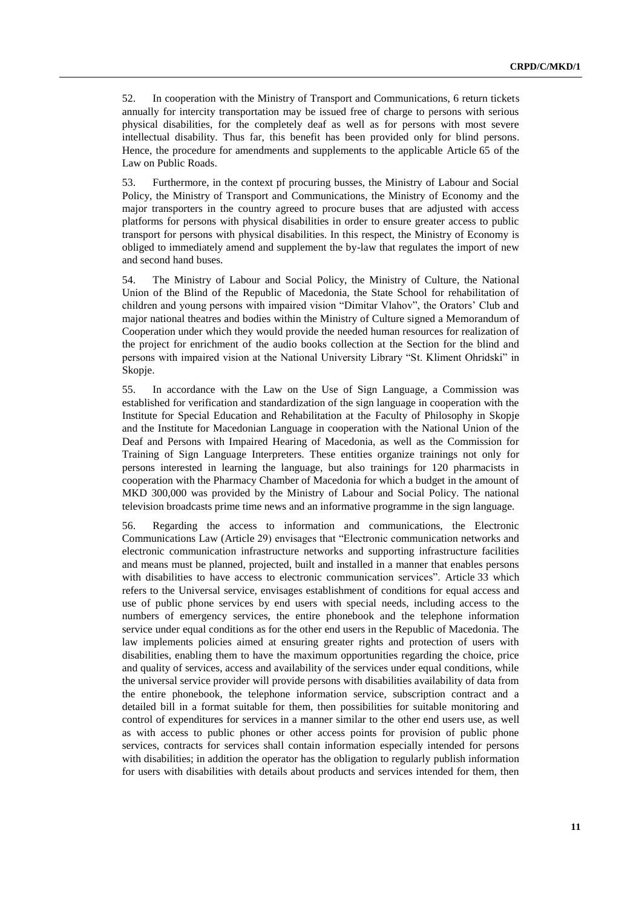52. In cooperation with the Ministry of Transport and Communications, 6 return tickets annually for intercity transportation may be issued free of charge to persons with serious physical disabilities, for the completely deaf as well as for persons with most severe intellectual disability. Thus far, this benefit has been provided only for blind persons. Hence, the procedure for amendments and supplements to the applicable Article 65 of the Law on Public Roads.

53. Furthermore, in the context pf procuring busses, the Ministry of Labour and Social Policy, the Ministry of Transport and Communications, the Ministry of Economy and the major transporters in the country agreed to procure buses that are adjusted with access platforms for persons with physical disabilities in order to ensure greater access to public transport for persons with physical disabilities. In this respect, the Ministry of Economy is obliged to immediately amend and supplement the by-law that regulates the import of new and second hand buses.

54. The Ministry of Labour and Social Policy, the Ministry of Culture, the National Union of the Blind of the Republic of Macedonia, the State School for rehabilitation of children and young persons with impaired vision "Dimitar Vlahov", the Orators' Club and major national theatres and bodies within the Ministry of Culture signed a Memorandum of Cooperation under which they would provide the needed human resources for realization of the project for enrichment of the audio books collection at the Section for the blind and persons with impaired vision at the National University Library "St. Kliment Ohridski" in Skopje.

55. In accordance with the Law on the Use of Sign Language, a Commission was established for verification and standardization of the sign language in cooperation with the Institute for Special Education and Rehabilitation at the Faculty of Philosophy in Skopje and the Institute for Macedonian Language in cooperation with the National Union of the Deaf and Persons with Impaired Hearing of Macedonia, as well as the Commission for Training of Sign Language Interpreters. These entities organize trainings not only for persons interested in learning the language, but also trainings for 120 pharmacists in cooperation with the Pharmacy Chamber of Macedonia for which a budget in the amount of MKD 300,000 was provided by the Ministry of Labour and Social Policy. The national television broadcasts prime time news and an informative programme in the sign language.

56. Regarding the access to information and communications, the Electronic Communications Law (Article 29) envisages that "Electronic communication networks and electronic communication infrastructure networks and supporting infrastructure facilities and means must be planned, projected, built and installed in a manner that enables persons with disabilities to have access to electronic communication services". Article 33 which refers to the Universal service, envisages establishment of conditions for equal access and use of public phone services by end users with special needs, including access to the numbers of emergency services, the entire phonebook and the telephone information service under equal conditions as for the other end users in the Republic of Macedonia. The law implements policies aimed at ensuring greater rights and protection of users with disabilities, enabling them to have the maximum opportunities regarding the choice, price and quality of services, access and availability of the services under equal conditions, while the universal service provider will provide persons with disabilities availability of data from the entire phonebook, the telephone information service, subscription contract and a detailed bill in a format suitable for them, then possibilities for suitable monitoring and control of expenditures for services in a manner similar to the other end users use, as well as with access to public phones or other access points for provision of public phone services, contracts for services shall contain information especially intended for persons with disabilities; in addition the operator has the obligation to regularly publish information for users with disabilities with details about products and services intended for them, then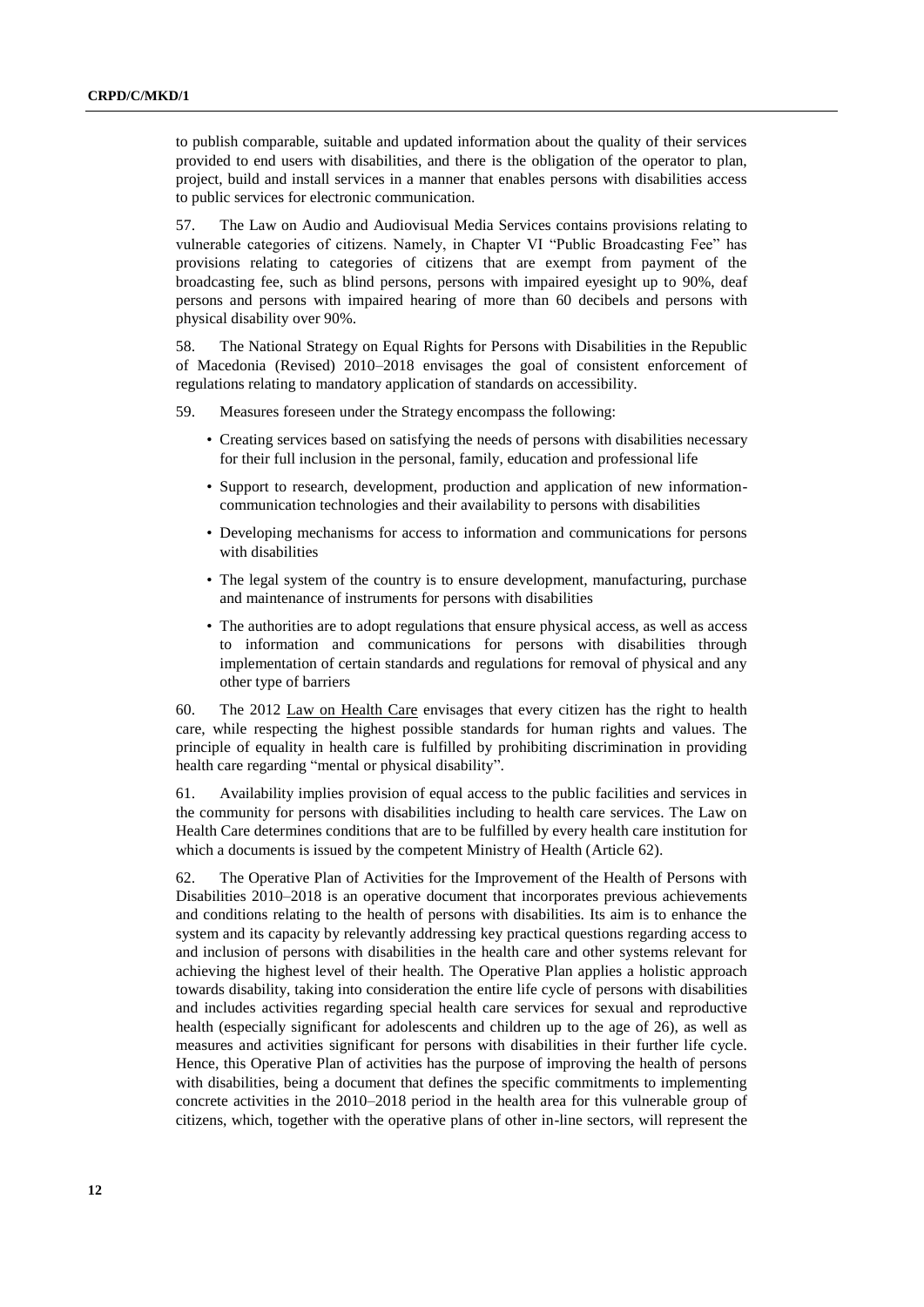to publish comparable, suitable and updated information about the quality of their services provided to end users with disabilities, and there is the obligation of the operator to plan, project, build and install services in a manner that enables persons with disabilities access to public services for electronic communication.

57. The Law on Audio and Audiovisual Media Services contains provisions relating to vulnerable categories of citizens. Namely, in Chapter VI "Public Broadcasting Fee" has provisions relating to categories of citizens that are exempt from payment of the broadcasting fee, such as blind persons, persons with impaired eyesight up to 90%, deaf persons and persons with impaired hearing of more than 60 decibels and persons with physical disability over 90%.

58. The National Strategy on Equal Rights for Persons with Disabilities in the Republic of Macedonia (Revised) 2010–2018 envisages the goal of consistent enforcement of regulations relating to mandatory application of standards on accessibility.

59. Measures foreseen under the Strategy encompass the following:

- Creating services based on satisfying the needs of persons with disabilities necessary for their full inclusion in the personal, family, education and professional life
- Support to research, development, production and application of new information-communication technologies and their availability to persons with disabilities
- Developing mechanisms for access to information and communications for persons with disabilities
- The legal system of the country is to ensure development, manufacturing, purchase and maintenance of instruments for persons with disabilities
- The authorities are to adopt regulations that ensure physical access, as well as access to information and communications for persons with disabilities through implementation of certain standards and regulations for removal of physical and any other type of barriers

60. The 2012 Law on Health Care envisages that every citizen has the right to health care, while respecting the highest possible standards for human rights and values. The principle of equality in health care is fulfilled by prohibiting discrimination in providing health care regarding "mental or physical disability".

61. Availability implies provision of equal access to the public facilities and services in the community for persons with disabilities including to health care services. The Law on Health Care determines conditions that are to be fulfilled by every health care institution for which a documents is issued by the competent Ministry of Health (Article 62).

62. The Operative Plan of Activities for the Improvement of the Health of Persons with Disabilities 2010–2018 is an operative document that incorporates previous achievements and conditions relating to the health of persons with disabilities. Its aim is to enhance the system and its capacity by relevantly addressing key practical questions regarding access to and inclusion of persons with disabilities in the health care and other systems relevant for achieving the highest level of their health. The Operative Plan applies a holistic approach towards disability, taking into consideration the entire life cycle of persons with disabilities and includes activities regarding special health care services for sexual and reproductive health (especially significant for adolescents and children up to the age of 26), as well as measures and activities significant for persons with disabilities in their further life cycle. Hence, this Operative Plan of activities has the purpose of improving the health of persons with disabilities, being a document that defines the specific commitments to implementing concrete activities in the 2010–2018 period in the health area for this vulnerable group of citizens, which, together with the operative plans of other in-line sectors, will represent the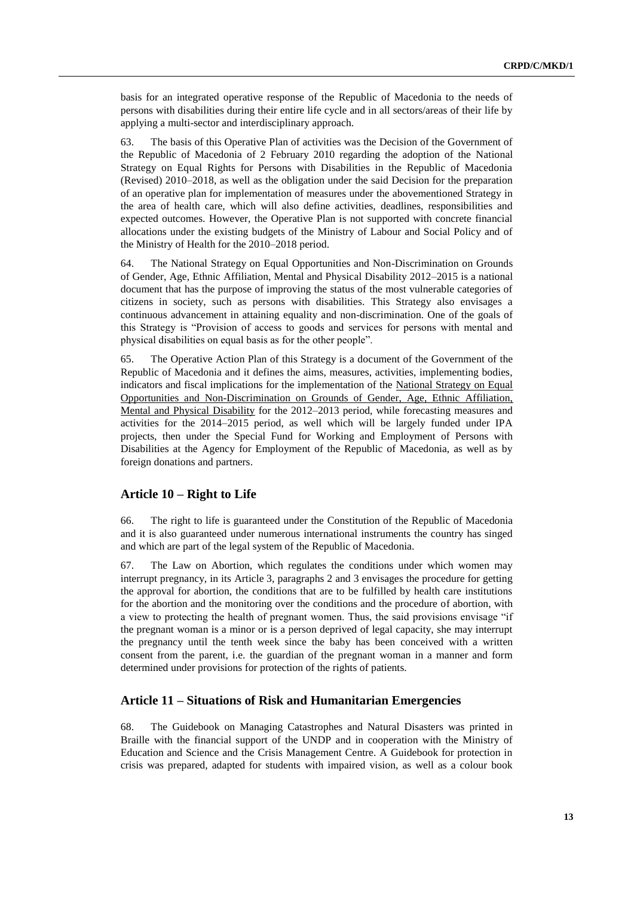basis for an integrated operative response of the Republic of Macedonia to the needs of persons with disabilities during their entire life cycle and in all sectors/areas of their life by applying a multi-sector and interdisciplinary approach.

63. The basis of this Operative Plan of activities was the Decision of the Government of the Republic of Macedonia of 2 February 2010 regarding the adoption of the National Strategy on Equal Rights for Persons with Disabilities in the Republic of Macedonia (Revised) 2010–2018, as well as the obligation under the said Decision for the preparation of an operative plan for implementation of measures under the abovementioned Strategy in the area of health care, which will also define activities, deadlines, responsibilities and expected outcomes. However, the Operative Plan is not supported with concrete financial allocations under the existing budgets of the Ministry of Labour and Social Policy and of the Ministry of Health for the 2010–2018 period.

64. The National Strategy on Equal Opportunities and Non-Discrimination on Grounds of Gender, Age, Ethnic Affiliation, Mental and Physical Disability 2012–2015 is a national document that has the purpose of improving the status of the most vulnerable categories of citizens in society, such as persons with disabilities. This Strategy also envisages a continuous advancement in attaining equality and non-discrimination. One of the goals of this Strategy is "Provision of access to goods and services for persons with mental and physical disabilities on equal basis as for the other people".

65. The Operative Action Plan of this Strategy is a document of the Government of the Republic of Macedonia and it defines the aims, measures, activities, implementing bodies, indicators and fiscal implications for the implementation of the National Strategy on Equal Opportunities and Non-Discrimination on Grounds of Gender, Age, Ethnic Affiliation, Mental and Physical Disability for the 2012–2013 period, while forecasting measures and activities for the 2014–2015 period, as well which will be largely funded under IPA projects, then under the Special Fund for Working and Employment of Persons with Disabilities at the Agency for Employment of the Republic of Macedonia, as well as by foreign donations and partners.

## Article 10 – Right to Life

66. The right to life is guaranteed under the Constitution of the Republic of Macedonia and it is also guaranteed under numerous international instruments the country has singed and which are part of the legal system of the Republic of Macedonia.

67. The Law on Abortion, which regulates the conditions under which women may interrupt pregnancy, in its Article 3, paragraphs 2 and 3 envisages the procedure for getting the approval for abortion, the conditions that are to be fulfilled by health care institutions for the abortion and the monitoring over the conditions and the procedure of abortion, with a view to protecting the health of pregnant women. Thus, the said provisions envisage "if the pregnant woman is a minor or is a person deprived of legal capacity, she may interrupt the pregnancy until the tenth week since the baby has been conceived with a written consent from the parent, i.e. the guardian of the pregnant woman in a manner and form determined under provisions for protection of the rights of patients.

## Article 11 – Situations of Risk and Humanitarian Emergencies

68. The Guidebook on Managing Catastrophes and Natural Disasters was printed in Braille with the financial support of the UNDP and in cooperation with the Ministry of Education and Science and the Crisis Management Centre. A Guidebook for protection in crisis was prepared, adapted for students with impaired vision, as well as a colour book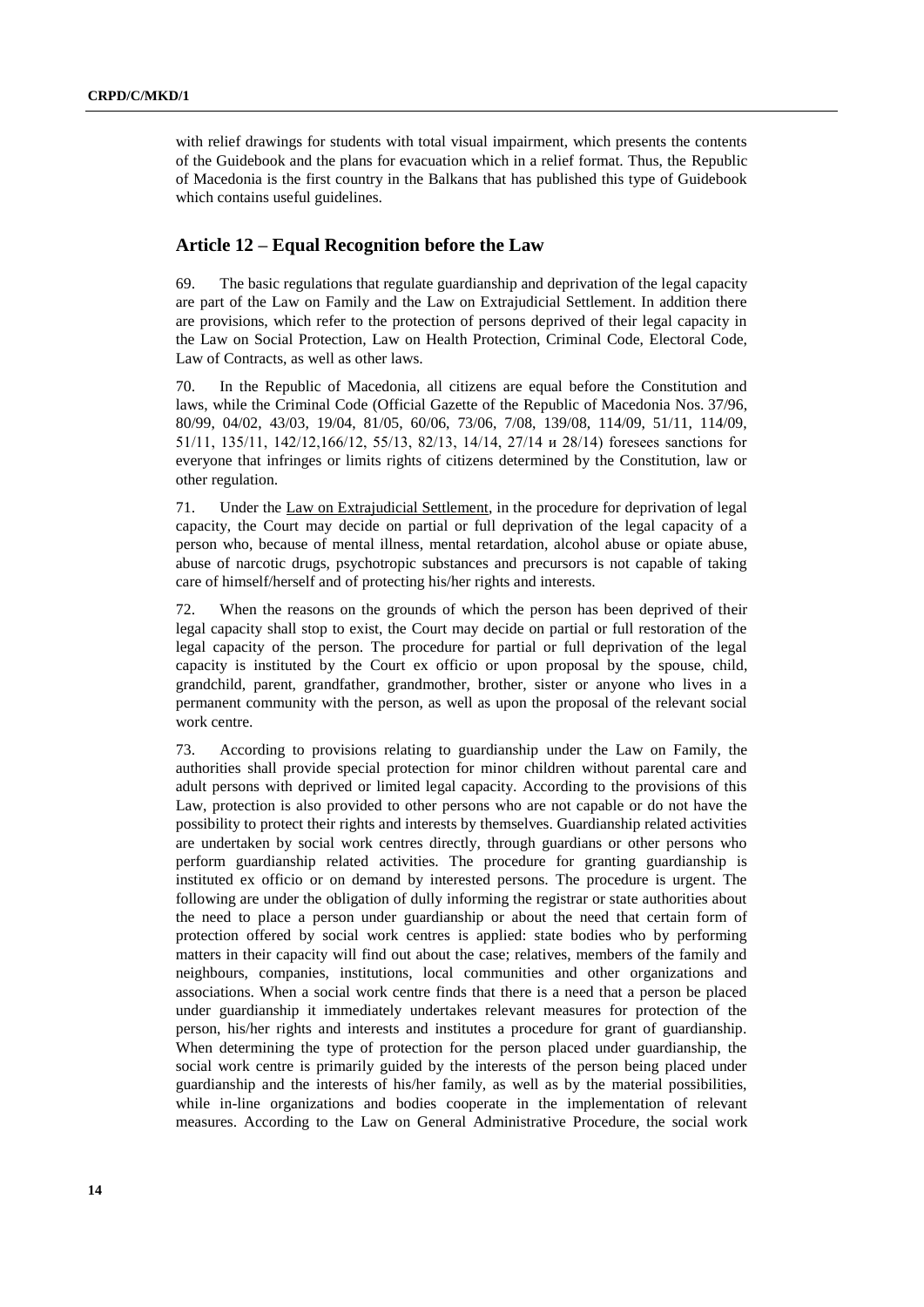with relief drawings for students with total visual impairment, which presents the contents of the Guidebook and the plans for evacuation which in a relief format. Thus, the Republic of Macedonia is the first country in the Balkans that has published this type of Guidebook which contains useful guidelines.

## Article 12 – Equal Recognition before the Law

69. The basic regulations that regulate guardianship and deprivation of the legal capacity are part of the Law on Family and the Law on Extrajudicial Settlement. In addition there are provisions, which refer to the protection of persons deprived of their legal capacity in the Law on Social Protection, Law on Health Protection, Criminal Code, Electoral Code, Law of Contracts, as well as other laws.

70. In the Republic of Macedonia, all citizens are equal before the Constitution and laws, while the Criminal Code (Official Gazette of the Republic of Macedonia Nos. 37/96, 80/99, 04/02, 43/03, 19/04, 81/05, 60/06, 73/06, 7/08, 139/08, 114/09, 51/11, 114/09, 51/11, 135/11, 142/12,166/12, 55/13, 82/13, 14/14, 27/14 и 28/14) foresees sanctions for everyone that infringes or limits rights of citizens determined by the Constitution, law or other regulation.

71. Under the Law on Extrajudicial Settlement, in the procedure for deprivation of legal capacity, the Court may decide on partial or full deprivation of the legal capacity of a person who, because of mental illness, mental retardation, alcohol abuse or opiate abuse, abuse of narcotic drugs, psychotropic substances and precursors is not capable of taking care of himself/herself and of protecting his/her rights and interests.

72. When the reasons on the grounds of which the person has been deprived of their legal capacity shall stop to exist, the Court may decide on partial or full restoration of the legal capacity of the person. The procedure for partial or full deprivation of the legal capacity is instituted by the Court ex officio or upon proposal by the spouse, child, grandchild, parent, grandfather, grandmother, brother, sister or anyone who lives in a permanent community with the person, as well as upon the proposal of the relevant social work centre.

73. According to provisions relating to guardianship under the Law on Family, the authorities shall provide special protection for minor children without parental care and adult persons with deprived or limited legal capacity. According to the provisions of this Law, protection is also provided to other persons who are not capable or do not have the possibility to protect their rights and interests by themselves. Guardianship related activities are undertaken by social work centres directly, through guardians or other persons who perform guardianship related activities. The procedure for granting guardianship is instituted ex officio or on demand by interested persons. The procedure is urgent. The following are under the obligation of dully informing the registrar or state authorities about the need to place a person under guardianship or about the need that certain form of protection offered by social work centres is applied: state bodies who by performing matters in their capacity will find out about the case; relatives, members of the family and neighbours, companies, institutions, local communities and other organizations and associations. When a social work centre finds that there is a need that a person be placed under guardianship it immediately undertakes relevant measures for protection of the person, his/her rights and interests and institutes a procedure for grant of guardianship. When determining the type of protection for the person placed under guardianship, the social work centre is primarily guided by the interests of the person being placed under guardianship and the interests of his/her family, as well as by the material possibilities, while in-line organizations and bodies cooperate in the implementation of relevant measures. According to the Law on General Administrative Procedure, the social work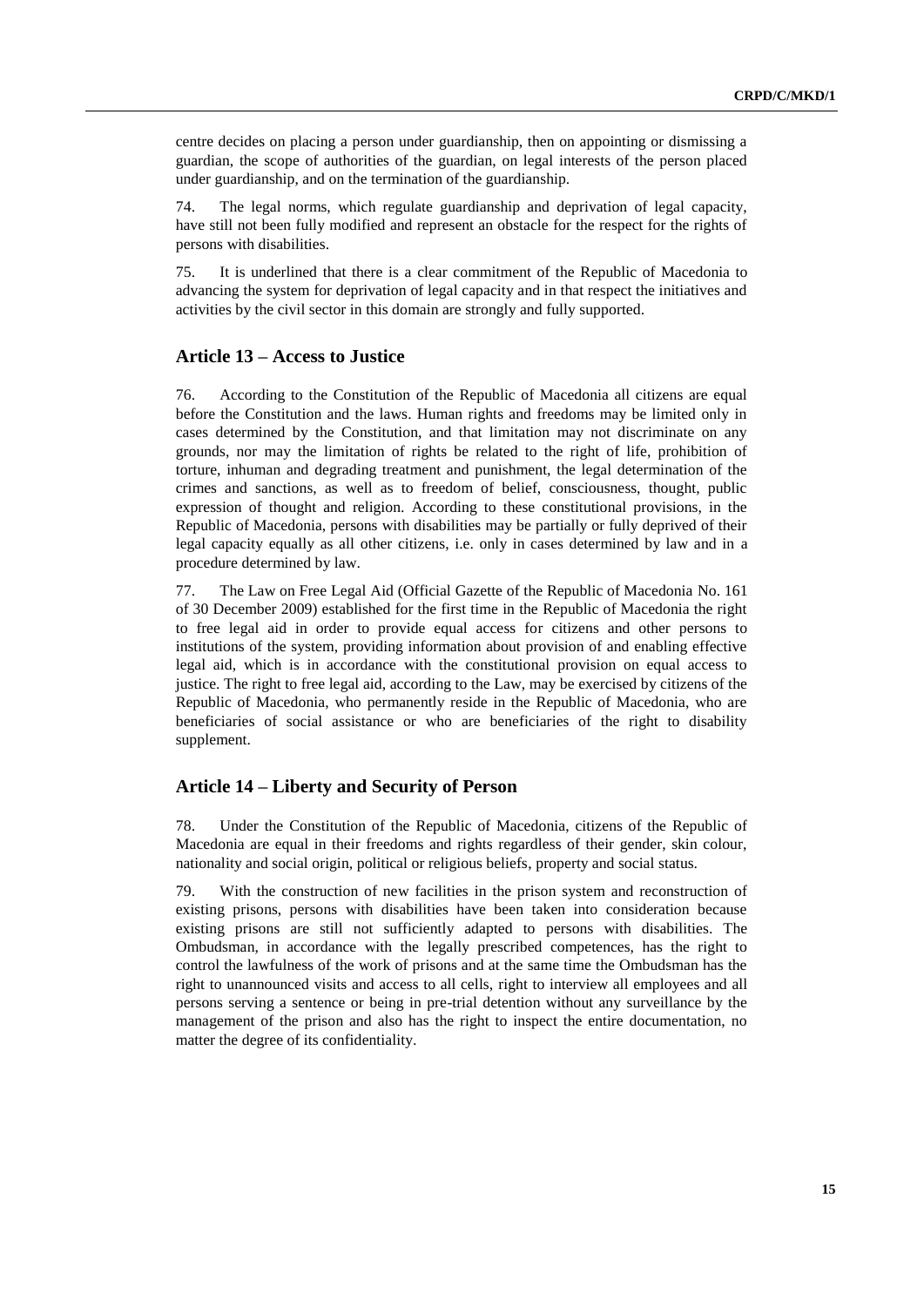centre decides on placing a person under guardianship, then on appointing or dismissing a guardian, the scope of authorities of the guardian, on legal interests of the person placed under guardianship, and on the termination of the guardianship.

74. The legal norms, which regulate guardianship and deprivation of legal capacity, have still not been fully modified and represent an obstacle for the respect for the rights of persons with disabilities.

75. It is underlined that there is a clear commitment of the Republic of Macedonia to advancing the system for deprivation of legal capacity and in that respect the initiatives and activities by the civil sector in this domain are strongly and fully supported.

## Article 13 – Access to Justice

76. According to the Constitution of the Republic of Macedonia all citizens are equal before the Constitution and the laws. Human rights and freedoms may be limited only in cases determined by the Constitution, and that limitation may not discriminate on any grounds, nor may the limitation of rights be related to the right of life, prohibition of torture, inhuman and degrading treatment and punishment, the legal determination of the crimes and sanctions, as well as to freedom of belief, consciousness, thought, public expression of thought and religion. According to these constitutional provisions, in the Republic of Macedonia, persons with disabilities may be partially or fully deprived of their legal capacity equally as all other citizens, i.e. only in cases determined by law and in a procedure determined by law.

77. The Law on Free Legal Aid (Official Gazette of the Republic of Macedonia No. 161 of 30 December 2009) established for the first time in the Republic of Macedonia the right to free legal aid in order to provide equal access for citizens and other persons to institutions of the system, providing information about provision of and enabling effective legal aid, which is in accordance with the constitutional provision on equal access to justice. The right to free legal aid, according to the Law, may be exercised by citizens of the Republic of Macedonia, who permanently reside in the Republic of Macedonia, who are beneficiaries of social assistance or who are beneficiaries of the right to disability supplement.

## Article 14 – Liberty and Security of Person

78. Under the Constitution of the Republic of Macedonia, citizens of the Republic of Macedonia are equal in their freedoms and rights regardless of their gender, skin colour, nationality and social origin, political or religious beliefs, property and social status.

79. With the construction of new facilities in the prison system and reconstruction of existing prisons, persons with disabilities have been taken into consideration because existing prisons are still not sufficiently adapted to persons with disabilities. The Ombudsman, in accordance with the legally prescribed competences, has the right to control the lawfulness of the work of prisons and at the same time the Ombudsman has the right to unannounced visits and access to all cells, right to interview all employees and all persons serving a sentence or being in pre-trial detention without any surveillance by the management of the prison and also has the right to inspect the entire documentation, no matter the degree of its confidentiality.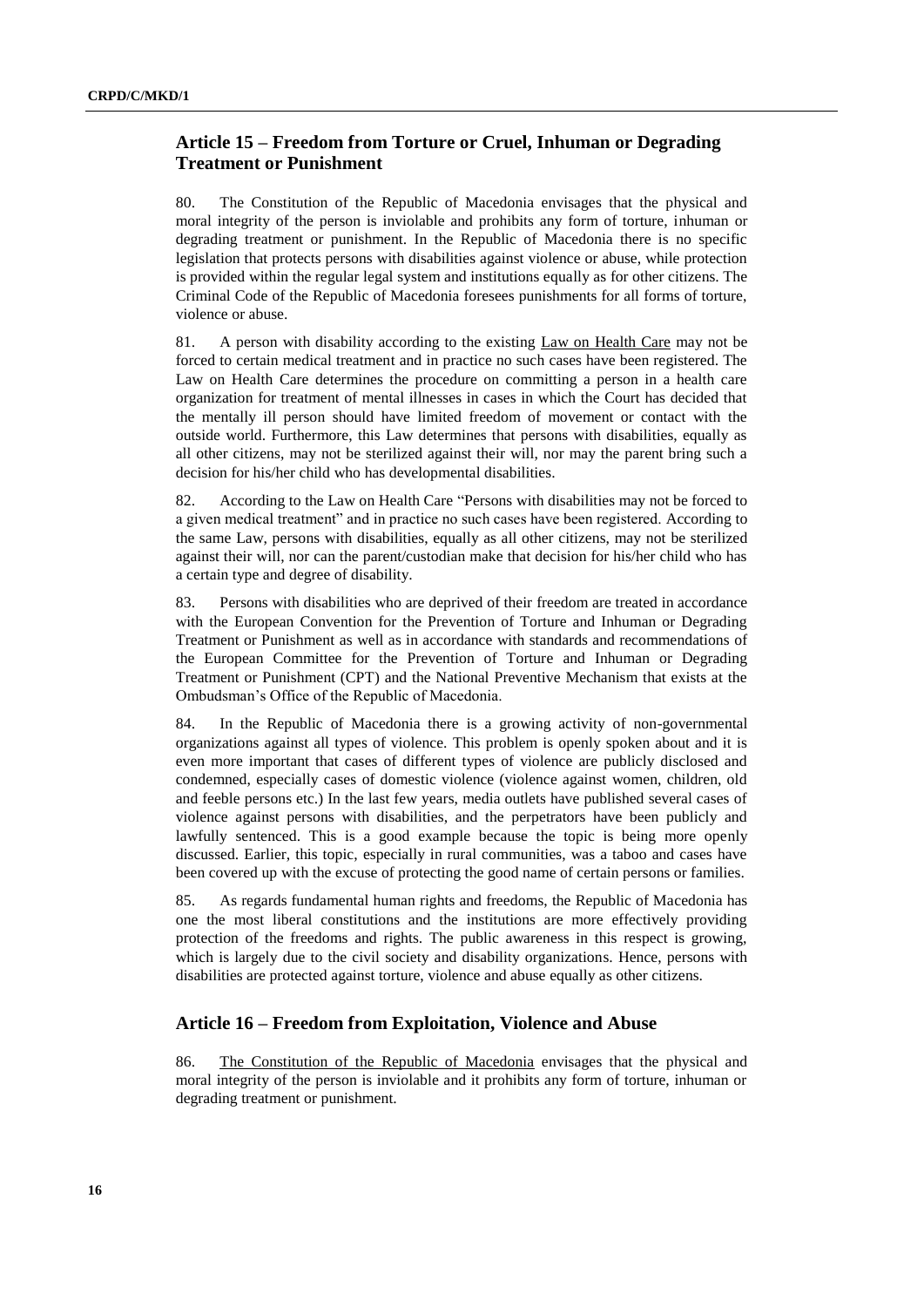## Article 15 – Freedom from Torture or Cruel, Inhuman or Degrading Treatment or Punishment

80. The Constitution of the Republic of Macedonia envisages that the physical and moral integrity of the person is inviolable and prohibits any form of torture, inhuman or degrading treatment or punishment. In the Republic of Macedonia there is no specific legislation that protects persons with disabilities against violence or abuse, while protection is provided within the regular legal system and institutions equally as for other citizens. The Criminal Code of the Republic of Macedonia foresees punishments for all forms of torture, violence or abuse.

81. A person with disability according to the existing Law on Health Care may not be forced to certain medical treatment and in practice no such cases have been registered. The Law on Health Care determines the procedure on committing a person in a health care organization for treatment of mental illnesses in cases in which the Court has decided that the mentally ill person should have limited freedom of movement or contact with the outside world. Furthermore, this Law determines that persons with disabilities, equally as all other citizens, may not be sterilized against their will, nor may the parent bring such a decision for his/her child who has developmental disabilities.

82. According to the Law on Health Care "Persons with disabilities may not be forced to a given medical treatment" and in practice no such cases have been registered. According to the same Law, persons with disabilities, equally as all other citizens, may not be sterilized against their will, nor can the parent/custodian make that decision for his/her child who has a certain type and degree of disability.

83. Persons with disabilities who are deprived of their freedom are treated in accordance with the European Convention for the Prevention of Torture and Inhuman or Degrading Treatment or Punishment as well as in accordance with standards and recommendations of the European Committee for the Prevention of Torture and Inhuman or Degrading Treatment or Punishment (CPT) and the National Preventive Mechanism that exists at the Ombudsman's Office of the Republic of Macedonia.

84. In the Republic of Macedonia there is a growing activity of non-governmental organizations against all types of violence. This problem is openly spoken about and it is even more important that cases of different types of violence are publicly disclosed and condemned, especially cases of domestic violence (violence against women, children, old and feeble persons etc.) In the last few years, media outlets have published several cases of violence against persons with disabilities, and the perpetrators have been publicly and lawfully sentenced. This is a good example because the topic is being more openly discussed. Earlier, this topic, especially in rural communities, was a taboo and cases have been covered up with the excuse of protecting the good name of certain persons or families.

85. As regards fundamental human rights and freedoms, the Republic of Macedonia has one the most liberal constitutions and the institutions are more effectively providing protection of the freedoms and rights. The public awareness in this respect is growing, which is largely due to the civil society and disability organizations. Hence, persons with disabilities are protected against torture, violence and abuse equally as other citizens.

## Article 16 – Freedom from Exploitation, Violence and Abuse

86. The Constitution of the Republic of Macedonia envisages that the physical and moral integrity of the person is inviolable and it prohibits any form of torture, inhuman or degrading treatment or punishment.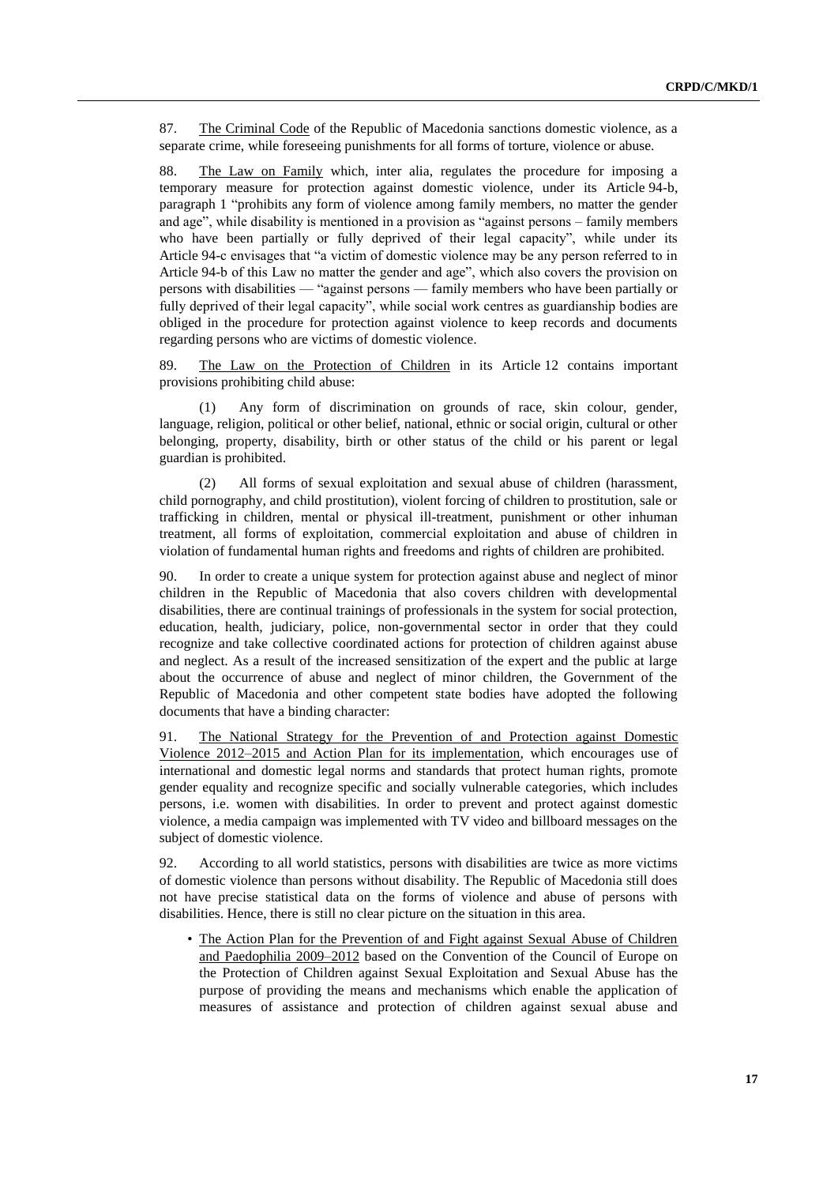87. The Criminal Code of the Republic of Macedonia sanctions domestic violence, as a separate crime, while foreseeing punishments for all forms of torture, violence or abuse.

88. The Law on Family which, inter alia, regulates the procedure for imposing a temporary measure for protection against domestic violence, under its Article 94-b, paragraph 1 "prohibits any form of violence among family members, no matter the gender and age", while disability is mentioned in a provision as "against persons – family members who have been partially or fully deprived of their legal capacity", while under its Article 94-c envisages that "a victim of domestic violence may be any person referred to in Article 94-b of this Law no matter the gender and age", which also covers the provision on persons with disabilities — "against persons — family members who have been partially or fully deprived of their legal capacity", while social work centres as guardianship bodies are obliged in the procedure for protection against violence to keep records and documents regarding persons who are victims of domestic violence.

89. The Law on the Protection of Children in its Article 12 contains important provisions prohibiting child abuse:

(1) Any form of discrimination on grounds of race, skin colour, gender, language, religion, political or other belief, national, ethnic or social origin, cultural or other belonging, property, disability, birth or other status of the child or his parent or legal guardian is prohibited.

(2) All forms of sexual exploitation and sexual abuse of children (harassment, child pornography, and child prostitution), violent forcing of children to prostitution, sale or trafficking in children, mental or physical ill-treatment, punishment or other inhuman treatment, all forms of exploitation, commercial exploitation and abuse of children in violation of fundamental human rights and freedoms and rights of children are prohibited.

90. In order to create a unique system for protection against abuse and neglect of minor children in the Republic of Macedonia that also covers children with developmental disabilities, there are continual trainings of professionals in the system for social protection, education, health, judiciary, police, non-governmental sector in order that they could recognize and take collective coordinated actions for protection of children against abuse and neglect. As a result of the increased sensitization of the expert and the public at large about the occurrence of abuse and neglect of minor children, the Government of the Republic of Macedonia and other competent state bodies have adopted the following documents that have a binding character:

91. The National Strategy for the Prevention of and Protection against Domestic Violence 2012–2015 and Action Plan for its implementation, which encourages use of international and domestic legal norms and standards that protect human rights, promote gender equality and recognize specific and socially vulnerable categories, which includes persons, i.e. women with disabilities. In order to prevent and protect against domestic violence, a media campaign was implemented with TV video and billboard messages on the subject of domestic violence.

92. According to all world statistics, persons with disabilities are twice as more victims of domestic violence than persons without disability. The Republic of Macedonia still does not have precise statistical data on the forms of violence and abuse of persons with disabilities. Hence, there is still no clear picture on the situation in this area.

- The Action Plan for the Prevention of and Fight against Sexual Abuse of Children and Paedophilia 2009–2012 based on the Convention of the Council of Europe on the Protection of Children against Sexual Exploitation and Sexual Abuse has the purpose of providing the means and mechanisms which enable the application of measures of assistance and protection of children against sexual abuse and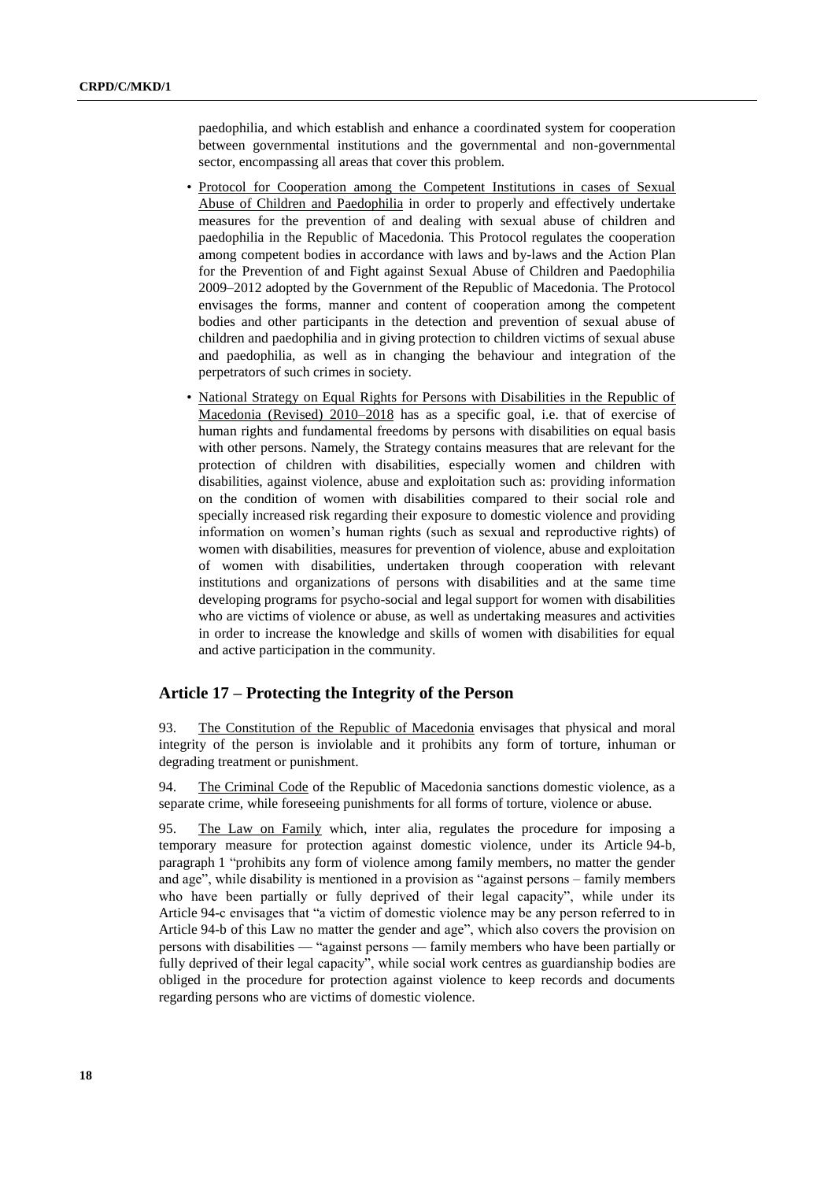paedophilia, and which establish and enhance a coordinated system for cooperation between governmental institutions and the governmental and non-governmental sector, encompassing all areas that cover this problem.

- Protocol for Cooperation among the Competent Institutions in cases of Sexual Abuse of Children and Paedophilia in order to properly and effectively undertake measures for the prevention of and dealing with sexual abuse of children and paedophilia in the Republic of Macedonia. This Protocol regulates the cooperation among competent bodies in accordance with laws and by-laws and the Action Plan for the Prevention of and Fight against Sexual Abuse of Children and Paedophilia 2009–2012 adopted by the Government of the Republic of Macedonia. The Protocol envisages the forms, manner and content of cooperation among the competent bodies and other participants in the detection and prevention of sexual abuse of children and paedophilia and in giving protection to children victims of sexual abuse and paedophilia, as well as in changing the behaviour and integration of the perpetrators of such crimes in society.
- National Strategy on Equal Rights for Persons with Disabilities in the Republic of Macedonia (Revised) 2010–2018 has as a specific goal, i.e. that of exercise of human rights and fundamental freedoms by persons with disabilities on equal basis with other persons. Namely, the Strategy contains measures that are relevant for the protection of children with disabilities, especially women and children with disabilities, against violence, abuse and exploitation such as: providing information on the condition of women with disabilities compared to their social role and specially increased risk regarding their exposure to domestic violence and providing information on women's human rights (such as sexual and reproductive rights) of women with disabilities, measures for prevention of violence, abuse and exploitation of women with disabilities, undertaken through cooperation with relevant institutions and organizations of persons with disabilities and at the same time developing programs for psycho-social and legal support for women with disabilities who are victims of violence or abuse, as well as undertaking measures and activities in order to increase the knowledge and skills of women with disabilities for equal and active participation in the community.

## Article 17 – Protecting the Integrity of the Person

93. The Constitution of the Republic of Macedonia envisages that physical and moral integrity of the person is inviolable and it prohibits any form of torture, inhuman or degrading treatment or punishment.

94. The Criminal Code of the Republic of Macedonia sanctions domestic violence, as a separate crime, while foreseeing punishments for all forms of torture, violence or abuse.

95. The Law on Family which, inter alia, regulates the procedure for imposing a temporary measure for protection against domestic violence, under its Article 94-b, paragraph 1 "prohibits any form of violence among family members, no matter the gender and age", while disability is mentioned in a provision as "against persons – family members who have been partially or fully deprived of their legal capacity", while under its Article 94-c envisages that "a victim of domestic violence may be any person referred to in Article 94-b of this Law no matter the gender and age", which also covers the provision on persons with disabilities — "against persons — family members who have been partially or fully deprived of their legal capacity", while social work centres as guardianship bodies are obliged in the procedure for protection against violence to keep records and documents regarding persons who are victims of domestic violence.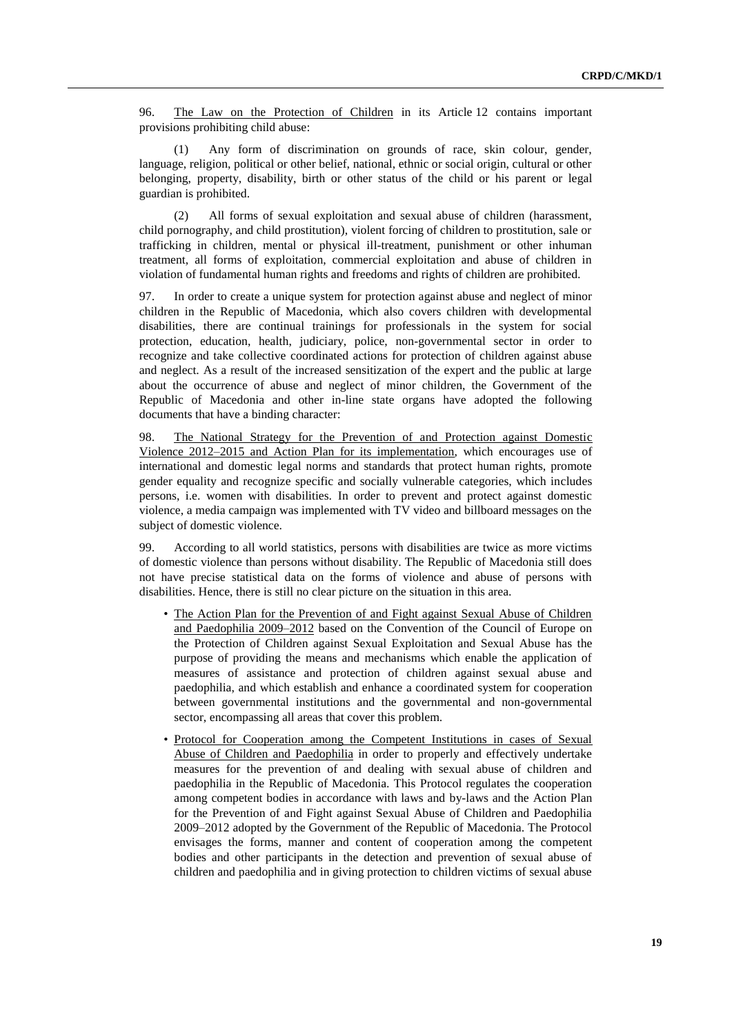96. The Law on the Protection of Children in its Article 12 contains important provisions prohibiting child abuse:

(1) Any form of discrimination on grounds of race, skin colour, gender, language, religion, political or other belief, national, ethnic or social origin, cultural or other belonging, property, disability, birth or other status of the child or his parent or legal guardian is prohibited.

(2) All forms of sexual exploitation and sexual abuse of children (harassment, child pornography, and child prostitution), violent forcing of children to prostitution, sale or trafficking in children, mental or physical ill-treatment, punishment or other inhuman treatment, all forms of exploitation, commercial exploitation and abuse of children in violation of fundamental human rights and freedoms and rights of children are prohibited.

97. In order to create a unique system for protection against abuse and neglect of minor children in the Republic of Macedonia, which also covers children with developmental disabilities, there are continual trainings for professionals in the system for social protection, education, health, judiciary, police, non-governmental sector in order to recognize and take collective coordinated actions for protection of children against abuse and neglect. As a result of the increased sensitization of the expert and the public at large about the occurrence of abuse and neglect of minor children, the Government of the Republic of Macedonia and other in-line state organs have adopted the following documents that have a binding character:

98. The National Strategy for the Prevention of and Protection against Domestic Violence 2012–2015 and Action Plan for its implementation, which encourages use of international and domestic legal norms and standards that protect human rights, promote gender equality and recognize specific and socially vulnerable categories, which includes persons, i.e. women with disabilities. In order to prevent and protect against domestic violence, a media campaign was implemented with TV video and billboard messages on the subject of domestic violence.

99. According to all world statistics, persons with disabilities are twice as more victims of domestic violence than persons without disability. The Republic of Macedonia still does not have precise statistical data on the forms of violence and abuse of persons with disabilities. Hence, there is still no clear picture on the situation in this area.

- The Action Plan for the Prevention of and Fight against Sexual Abuse of Children and Paedophilia 2009–2012 based on the Convention of the Council of Europe on the Protection of Children against Sexual Exploitation and Sexual Abuse has the purpose of providing the means and mechanisms which enable the application of measures of assistance and protection of children against sexual abuse and paedophilia, and which establish and enhance a coordinated system for cooperation between governmental institutions and the governmental and non-governmental sector, encompassing all areas that cover this problem.
- Protocol for Cooperation among the Competent Institutions in cases of Sexual Abuse of Children and Paedophilia in order to properly and effectively undertake measures for the prevention of and dealing with sexual abuse of children and paedophilia in the Republic of Macedonia. This Protocol regulates the cooperation among competent bodies in accordance with laws and by-laws and the Action Plan for the Prevention of and Fight against Sexual Abuse of Children and Paedophilia 2009–2012 adopted by the Government of the Republic of Macedonia. The Protocol envisages the forms, manner and content of cooperation among the competent bodies and other participants in the detection and prevention of sexual abuse of children and paedophilia and in giving protection to children victims of sexual abuse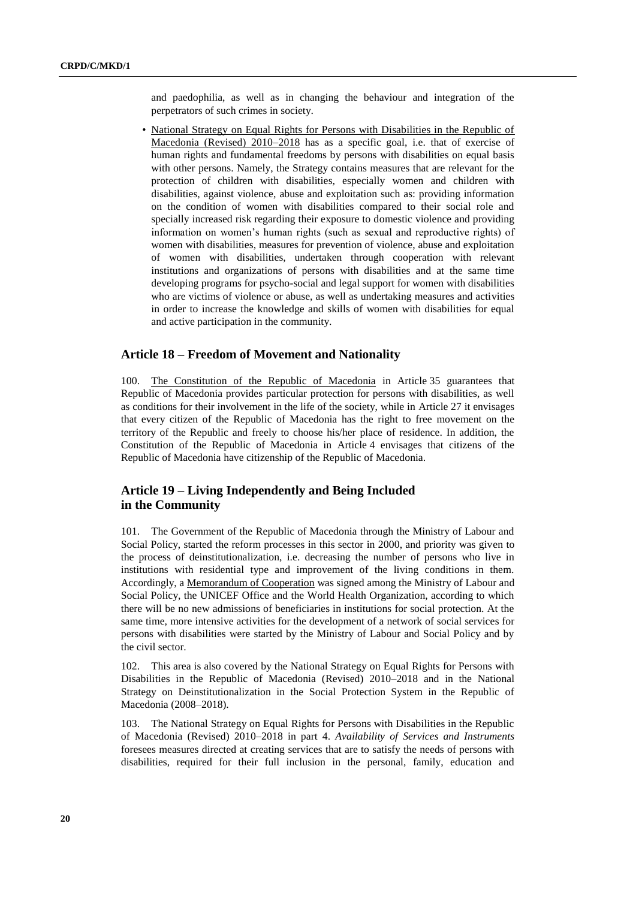and paedophilia, as well as in changing the behaviour and integration of the perpetrators of such crimes in society.

- National Strategy on Equal Rights for Persons with Disabilities in the Republic of Macedonia (Revised) 2010–2018 has as a specific goal, i.e. that of exercise of human rights and fundamental freedoms by persons with disabilities on equal basis with other persons. Namely, the Strategy contains measures that are relevant for the protection of children with disabilities, especially women and children with disabilities, against violence, abuse and exploitation such as: providing information on the condition of women with disabilities compared to their social role and specially increased risk regarding their exposure to domestic violence and providing information on women's human rights (such as sexual and reproductive rights) of women with disabilities, measures for prevention of violence, abuse and exploitation of women with disabilities, undertaken through cooperation with relevant institutions and organizations of persons with disabilities and at the same time developing programs for psycho-social and legal support for women with disabilities who are victims of violence or abuse, as well as undertaking measures and activities in order to increase the knowledge and skills of women with disabilities for equal and active participation in the community.

## Article 18 – Freedom of Movement and Nationality

100. The Constitution of the Republic of Macedonia in Article 35 guarantees that Republic of Macedonia provides particular protection for persons with disabilities, as well as conditions for their involvement in the life of the society, while in Article 27 it envisages that every citizen of the Republic of Macedonia has the right to free movement on the territory of the Republic and freely to choose his/her place of residence. In addition, the Constitution of the Republic of Macedonia in Article 4 envisages that citizens of the Republic of Macedonia have citizenship of the Republic of Macedonia.

## Article 19 – Living Independently and Being Included in the Community

101. The Government of the Republic of Macedonia through the Ministry of Labour and Social Policy, started the reform processes in this sector in 2000, and priority was given to the process of deinstitutionalization, i.e. decreasing the number of persons who live in institutions with residential type and improvement of the living conditions in them. Accordingly, a Memorandum of Cooperation was signed among the Ministry of Labour and Social Policy, the UNICEF Office and the World Health Organization, according to which there will be no new admissions of beneficiaries in institutions for social protection. At the same time, more intensive activities for the development of a network of social services for persons with disabilities were started by the Ministry of Labour and Social Policy and by the civil sector.

102. This area is also covered by the National Strategy on Equal Rights for Persons with Disabilities in the Republic of Macedonia (Revised) 2010–2018 and in the National Strategy on Deinstitutionalization in the Social Protection System in the Republic of Macedonia (2008–2018).

103. The National Strategy on Equal Rights for Persons with Disabilities in the Republic of Macedonia (Revised) 2010–2018 in part 4. *Availability of Services and Instruments* foresees measures directed at creating services that are to satisfy the needs of persons with disabilities, required for their full inclusion in the personal, family, education and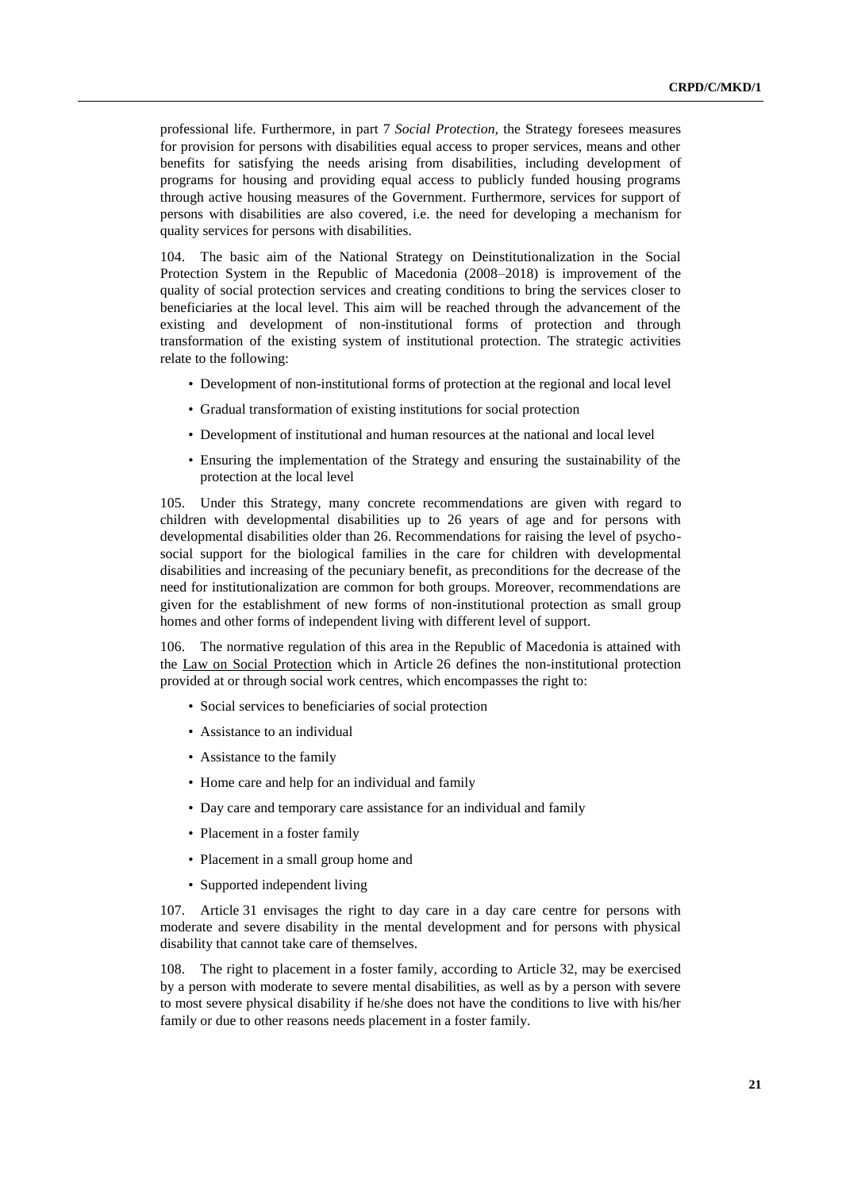professional life. Furthermore, in part 7 *Social Protection*, the Strategy foresees measures for provision for persons with disabilities equal access to proper services, means and other benefits for satisfying the needs arising from disabilities, including development of programs for housing and providing equal access to publicly funded housing programs through active housing measures of the Government. Furthermore, services for support of persons with disabilities are also covered, i.e. the need for developing a mechanism for quality services for persons with disabilities.

104. The basic aim of the National Strategy on Deinstitutionalization in the Social Protection System in the Republic of Macedonia (2008–2018) is improvement of the quality of social protection services and creating conditions to bring the services closer to beneficiaries at the local level. This aim will be reached through the advancement of the existing and development of non-institutional forms of protection and through transformation of the existing system of institutional protection. The strategic activities relate to the following:

- Development of non-institutional forms of protection at the regional and local level
- Gradual transformation of existing institutions for social protection
- Development of institutional and human resources at the national and local level
- Ensuring the implementation of the Strategy and ensuring the sustainability of the protection at the local level

105. Under this Strategy, many concrete recommendations are given with regard to children with developmental disabilities up to 26 years of age and for persons with developmental disabilities older than 26. Recommendations for raising the level of psycho-social support for the biological families in the care for children with developmental disabilities and increasing of the pecuniary benefit, as preconditions for the decrease of the need for institutionalization are common for both groups. Moreover, recommendations are given for the establishment of new forms of non-institutional protection as small group homes and other forms of independent living with different level of support.

106. The normative regulation of this area in the Republic of Macedonia is attained with the Law on Social Protection which in Article 26 defines the non-institutional protection provided at or through social work centres, which encompasses the right to:

- Social services to beneficiaries of social protection
- Assistance to an individual
- Assistance to the family
- Home care and help for an individual and family
- Day care and temporary care assistance for an individual and family
- Placement in a foster family
- Placement in a small group home and
- Supported independent living

107. Article 31 envisages the right to day care in a day care centre for persons with moderate and severe disability in the mental development and for persons with physical disability that cannot take care of themselves.

108. The right to placement in a foster family, according to Article 32, may be exercised by a person with moderate to severe mental disabilities, as well as by a person with severe to most severe physical disability if he/she does not have the conditions to live with his/her family or due to other reasons needs placement in a foster family.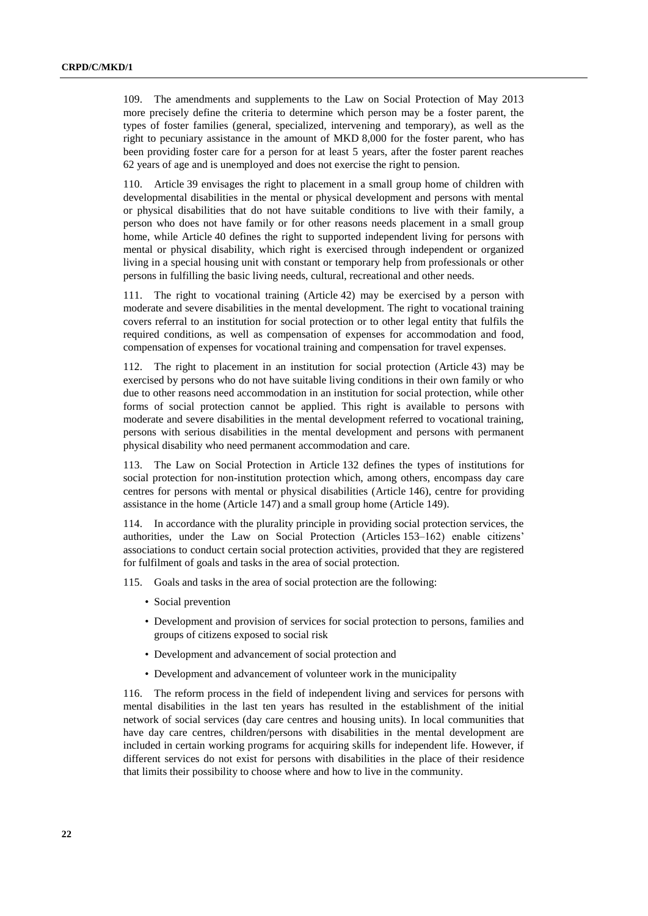109. The amendments and supplements to the Law on Social Protection of May 2013 more precisely define the criteria to determine which person may be a foster parent, the types of foster families (general, specialized, intervening and temporary), as well as the right to pecuniary assistance in the amount of MKD 8,000 for the foster parent, who has been providing foster care for a person for at least 5 years, after the foster parent reaches 62 years of age and is unemployed and does not exercise the right to pension.

110. Article 39 envisages the right to placement in a small group home of children with developmental disabilities in the mental or physical development and persons with mental or physical disabilities that do not have suitable conditions to live with their family, a person who does not have family or for other reasons needs placement in a small group home, while Article 40 defines the right to supported independent living for persons with mental or physical disability, which right is exercised through independent or organized living in a special housing unit with constant or temporary help from professionals or other persons in fulfilling the basic living needs, cultural, recreational and other needs.

111. The right to vocational training (Article 42) may be exercised by a person with moderate and severe disabilities in the mental development. The right to vocational training covers referral to an institution for social protection or to other legal entity that fulfils the required conditions, as well as compensation of expenses for accommodation and food, compensation of expenses for vocational training and compensation for travel expenses.

112. The right to placement in an institution for social protection (Article 43) may be exercised by persons who do not have suitable living conditions in their own family or who due to other reasons need accommodation in an institution for social protection, while other forms of social protection cannot be applied. This right is available to persons with moderate and severe disabilities in the mental development referred to vocational training, persons with serious disabilities in the mental development and persons with permanent physical disability who need permanent accommodation and care.

113. The Law on Social Protection in Article 132 defines the types of institutions for social protection for non-institution protection which, among others, encompass day care centres for persons with mental or physical disabilities (Article 146), centre for providing assistance in the home (Article 147) and a small group home (Article 149).

114. In accordance with the plurality principle in providing social protection services, the authorities, under the Law on Social Protection (Articles 153–162) enable citizens' associations to conduct certain social protection activities, provided that they are registered for fulfilment of goals and tasks in the area of social protection.

115. Goals and tasks in the area of social protection are the following:

- Social prevention
- Development and provision of services for social protection to persons, families and groups of citizens exposed to social risk
- Development and advancement of social protection and
- Development and advancement of volunteer work in the municipality

116. The reform process in the field of independent living and services for persons with mental disabilities in the last ten years has resulted in the establishment of the initial network of social services (day care centres and housing units). In local communities that have day care centres, children/persons with disabilities in the mental development are included in certain working programs for acquiring skills for independent life. However, if different services do not exist for persons with disabilities in the place of their residence that limits their possibility to choose where and how to live in the community.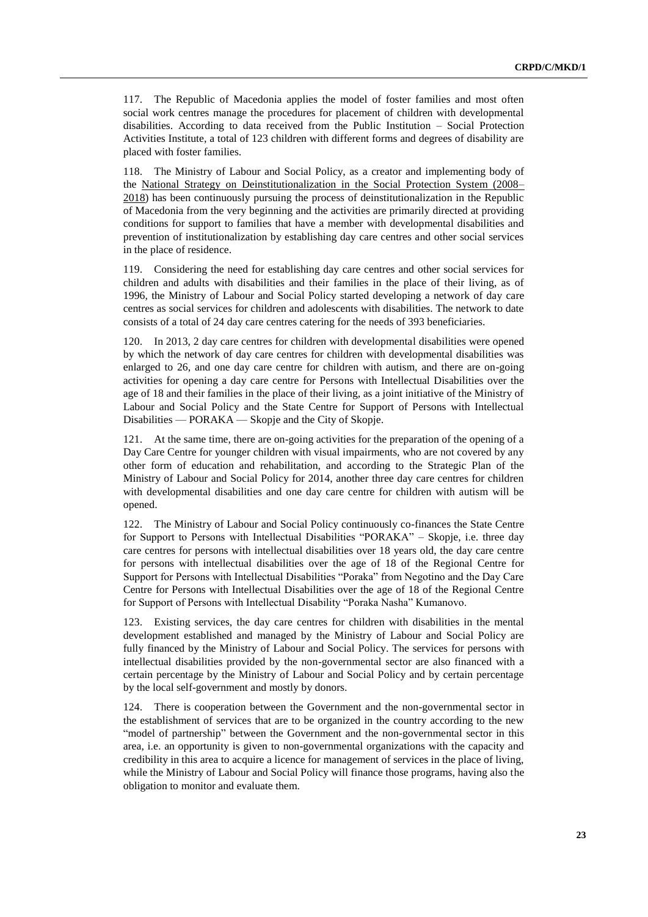117. The Republic of Macedonia applies the model of foster families and most often social work centres manage the procedures for placement of children with developmental disabilities. According to data received from the Public Institution – Social Protection Activities Institute, a total of 123 children with different forms and degrees of disability are placed with foster families.

118. The Ministry of Labour and Social Policy, as a creator and implementing body of the National Strategy on Deinstitutionalization in the Social Protection System (2008–2018) has been continuously pursuing the process of deinstitutionalization in the Republic of Macedonia from the very beginning and the activities are primarily directed at providing conditions for support to families that have a member with developmental disabilities and prevention of institutionalization by establishing day care centres and other social services in the place of residence.

119. Considering the need for establishing day care centres and other social services for children and adults with disabilities and their families in the place of their living, as of 1996, the Ministry of Labour and Social Policy started developing a network of day care centres as social services for children and adolescents with disabilities. The network to date consists of a total of 24 day care centres catering for the needs of 393 beneficiaries.

120. In 2013, 2 day care centres for children with developmental disabilities were opened by which the network of day care centres for children with developmental disabilities was enlarged to 26, and one day care centre for children with autism, and there are on-going activities for opening a day care centre for Persons with Intellectual Disabilities over the age of 18 and their families in the place of their living, as a joint initiative of the Ministry of Labour and Social Policy and the State Centre for Support of Persons with Intellectual Disabilities — PORAKA — Skopje and the City of Skopje.

121. At the same time, there are on-going activities for the preparation of the opening of a Day Care Centre for younger children with visual impairments, who are not covered by any other form of education and rehabilitation, and according to the Strategic Plan of the Ministry of Labour and Social Policy for 2014, another three day care centres for children with developmental disabilities and one day care centre for children with autism will be opened.

122. The Ministry of Labour and Social Policy continuously co-finances the State Centre for Support to Persons with Intellectual Disabilities "PORAKA" – Skopje, i.e. three day care centres for persons with intellectual disabilities over 18 years old, the day care centre for persons with intellectual disabilities over the age of 18 of the Regional Centre for Support for Persons with Intellectual Disabilities "Poraka" from Negotino and the Day Care Centre for Persons with Intellectual Disabilities over the age of 18 of the Regional Centre for Support of Persons with Intellectual Disability "Poraka Nasha" Kumanovo.

123. Existing services, the day care centres for children with disabilities in the mental development established and managed by the Ministry of Labour and Social Policy are fully financed by the Ministry of Labour and Social Policy. The services for persons with intellectual disabilities provided by the non-governmental sector are also financed with a certain percentage by the Ministry of Labour and Social Policy and by certain percentage by the local self-government and mostly by donors.

124. There is cooperation between the Government and the non-governmental sector in the establishment of services that are to be organized in the country according to the new "model of partnership" between the Government and the non-governmental sector in this area, i.e. an opportunity is given to non-governmental organizations with the capacity and credibility in this area to acquire a licence for management of services in the place of living, while the Ministry of Labour and Social Policy will finance those programs, having also the obligation to monitor and evaluate them.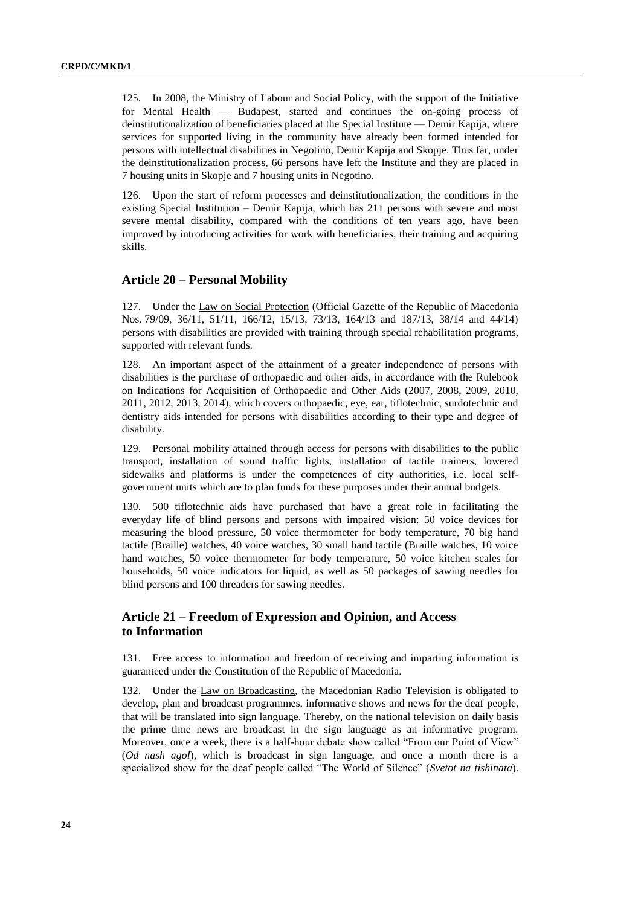125. In 2008, the Ministry of Labour and Social Policy, with the support of the Initiative for Mental Health — Budapest, started and continues the on-going process of deinstitutionalization of beneficiaries placed at the Special Institute — Demir Kapija, where services for supported living in the community have already been formed intended for persons with intellectual disabilities in Negotino, Demir Kapija and Skopje. Thus far, under the deinstitutionalization process, 66 persons have left the Institute and they are placed in 7 housing units in Skopje and 7 housing units in Negotino.

126. Upon the start of reform processes and deinstitutionalization, the conditions in the existing Special Institution – Demir Kapija, which has 211 persons with severe and most severe mental disability, compared with the conditions of ten years ago, have been improved by introducing activities for work with beneficiaries, their training and acquiring skills.

## Article 20 – Personal Mobility

127. Under the Law on Social Protection (Official Gazette of the Republic of Macedonia Nos. 79/09, 36/11, 51/11, 166/12, 15/13, 73/13, 164/13 and 187/13, 38/14 and 44/14) persons with disabilities are provided with training through special rehabilitation programs, supported with relevant funds.

128. An important aspect of the attainment of a greater independence of persons with disabilities is the purchase of orthopaedic and other aids, in accordance with the Rulebook on Indications for Acquisition of Orthopaedic and Other Aids (2007, 2008, 2009, 2010, 2011, 2012, 2013, 2014), which covers orthopaedic, eye, ear, tiflotechnic, surdotechnic and dentistry aids intended for persons with disabilities according to their type and degree of disability.

129. Personal mobility attained through access for persons with disabilities to the public transport, installation of sound traffic lights, installation of tactile trainers, lowered sidewalks and platforms is under the competences of city authorities, i.e. local self-government units which are to plan funds for these purposes under their annual budgets.

130. 500 tiflotechnic aids have purchased that have a great role in facilitating the everyday life of blind persons and persons with impaired vision: 50 voice devices for measuring the blood pressure, 50 voice thermometer for body temperature, 70 big hand tactile (Braille) watches, 40 voice watches, 30 small hand tactile (Braille watches, 10 voice hand watches, 50 voice thermometer for body temperature, 50 voice kitchen scales for households, 50 voice indicators for liquid, as well as 50 packages of sawing needles for blind persons and 100 threaders for sawing needles.

## Article 21 – Freedom of Expression and Opinion, and Access to Information

131. Free access to information and freedom of receiving and imparting information is guaranteed under the Constitution of the Republic of Macedonia.

132. Under the Law on Broadcasting, the Macedonian Radio Television is obligated to develop, plan and broadcast programmes, informative shows and news for the deaf people, that will be translated into sign language. Thereby, on the national television on daily basis the prime time news are broadcast in the sign language as an informative program. Moreover, once a week, there is a half-hour debate show called "From our Point of View" (*Od nash agol*), which is broadcast in sign language, and once a month there is a specialized show for the deaf people called "The World of Silence" (*Svetot na tishinata*).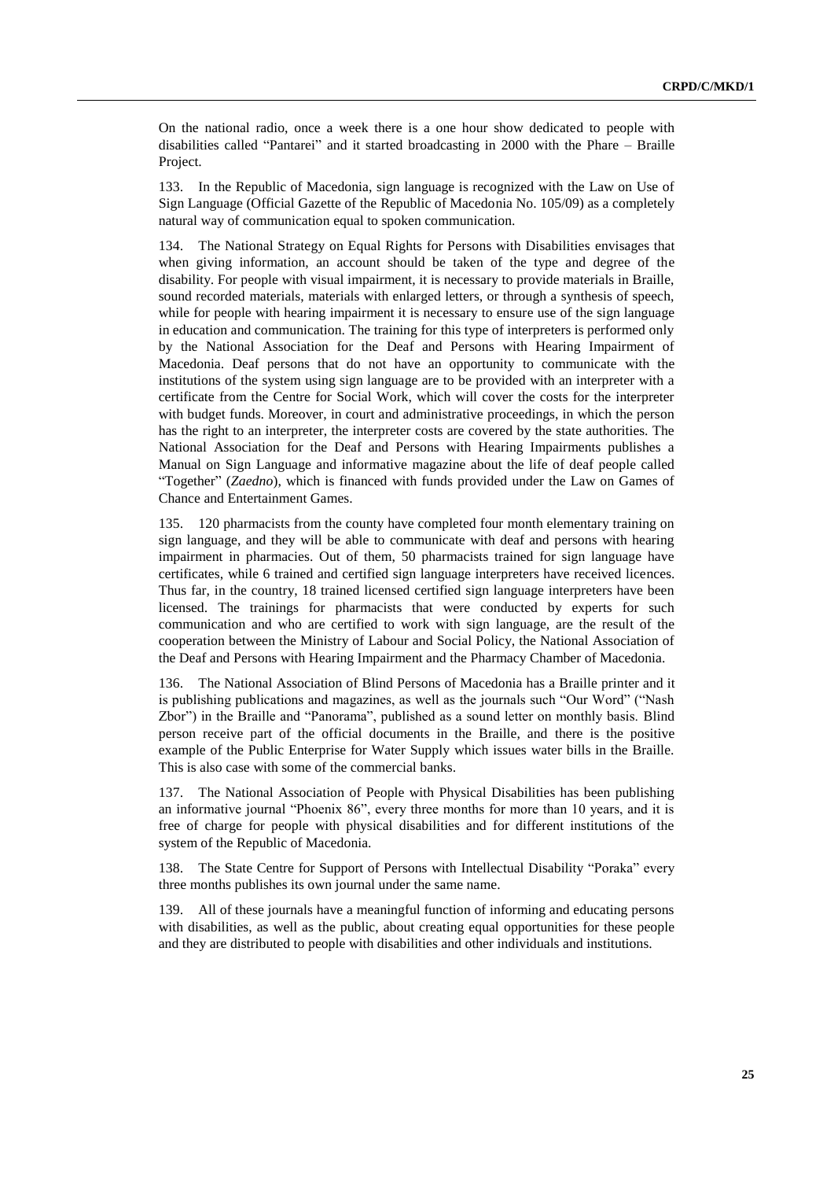On the national radio, once a week there is a one hour show dedicated to people with disabilities called "Pantarei" and it started broadcasting in 2000 with the Phare – Braille Project.

133. In the Republic of Macedonia, sign language is recognized with the Law on Use of Sign Language (Official Gazette of the Republic of Macedonia No. 105/09) as a completely natural way of communication equal to spoken communication.

134. The National Strategy on Equal Rights for Persons with Disabilities envisages that when giving information, an account should be taken of the type and degree of the disability. For people with visual impairment, it is necessary to provide materials in Braille, sound recorded materials, materials with enlarged letters, or through a synthesis of speech, while for people with hearing impairment it is necessary to ensure use of the sign language in education and communication. The training for this type of interpreters is performed only by the National Association for the Deaf and Persons with Hearing Impairment of Macedonia. Deaf persons that do not have an opportunity to communicate with the institutions of the system using sign language are to be provided with an interpreter with a certificate from the Centre for Social Work, which will cover the costs for the interpreter with budget funds. Moreover, in court and administrative proceedings, in which the person has the right to an interpreter, the interpreter costs are covered by the state authorities. The National Association for the Deaf and Persons with Hearing Impairments publishes a Manual on Sign Language and informative magazine about the life of deaf people called "Together" (*Zaedno*), which is financed with funds provided under the Law on Games of Chance and Entertainment Games.

135. 120 pharmacists from the county have completed four month elementary training on sign language, and they will be able to communicate with deaf and persons with hearing impairment in pharmacies. Out of them, 50 pharmacists trained for sign language have certificates, while 6 trained and certified sign language interpreters have received licences. Thus far, in the country, 18 trained licensed certified sign language interpreters have been licensed. The trainings for pharmacists that were conducted by experts for such communication and who are certified to work with sign language, are the result of the cooperation between the Ministry of Labour and Social Policy, the National Association of the Deaf and Persons with Hearing Impairment and the Pharmacy Chamber of Macedonia.

136. The National Association of Blind Persons of Macedonia has a Braille printer and it is publishing publications and magazines, as well as the journals such "Our Word" ("Nash Zbor") in the Braille and "Panorama", published as a sound letter on monthly basis. Blind person receive part of the official documents in the Braille, and there is the positive example of the Public Enterprise for Water Supply which issues water bills in the Braille. This is also case with some of the commercial banks.

137. The National Association of People with Physical Disabilities has been publishing an informative journal "Phoenix 86", every three months for more than 10 years, and it is free of charge for people with physical disabilities and for different institutions of the system of the Republic of Macedonia.

138. The State Centre for Support of Persons with Intellectual Disability "Poraka" every three months publishes its own journal under the same name.

139. All of these journals have a meaningful function of informing and educating persons with disabilities, as well as the public, about creating equal opportunities for these people and they are distributed to people with disabilities and other individuals and institutions.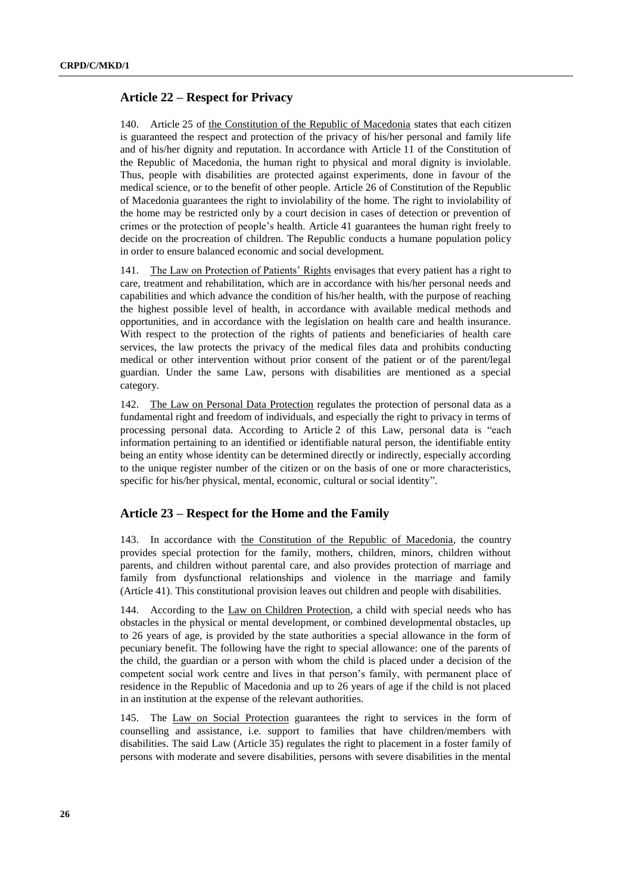## Article 22 – Respect for Privacy

140. Article 25 of the Constitution of the Republic of Macedonia states that each citizen is guaranteed the respect and protection of the privacy of his/her personal and family life and of his/her dignity and reputation. In accordance with Article 11 of the Constitution of the Republic of Macedonia, the human right to physical and moral dignity is inviolable. Thus, people with disabilities are protected against experiments, done in favour of the medical science, or to the benefit of other people. Article 26 of Constitution of the Republic of Macedonia guarantees the right to inviolability of the home. The right to inviolability of the home may be restricted only by a court decision in cases of detection or prevention of crimes or the protection of people's health. Article 41 guarantees the human right freely to decide on the procreation of children. The Republic conducts a humane population policy in order to ensure balanced economic and social development.

141. The Law on Protection of Patients' Rights envisages that every patient has a right to care, treatment and rehabilitation, which are in accordance with his/her personal needs and capabilities and which advance the condition of his/her health, with the purpose of reaching the highest possible level of health, in accordance with available medical methods and opportunities, and in accordance with the legislation on health care and health insurance. With respect to the protection of the rights of patients and beneficiaries of health care services, the law protects the privacy of the medical files data and prohibits conducting medical or other intervention without prior consent of the patient or of the parent/legal guardian. Under the same Law, persons with disabilities are mentioned as a special category.

142. The Law on Personal Data Protection regulates the protection of personal data as a fundamental right and freedom of individuals, and especially the right to privacy in terms of processing personal data. According to Article 2 of this Law, personal data is "each information pertaining to an identified or identifiable natural person, the identifiable entity being an entity whose identity can be determined directly or indirectly, especially according to the unique register number of the citizen or on the basis of one or more characteristics, specific for his/her physical, mental, economic, cultural or social identity".

## Article 23 – Respect for the Home and the Family

143. In accordance with the Constitution of the Republic of Macedonia, the country provides special protection for the family, mothers, children, minors, children without parents, and children without parental care, and also provides protection of marriage and family from dysfunctional relationships and violence in the marriage and family (Article 41). This constitutional provision leaves out children and people with disabilities.

144. According to the Law on Children Protection, a child with special needs who has obstacles in the physical or mental development, or combined developmental obstacles, up to 26 years of age, is provided by the state authorities a special allowance in the form of pecuniary benefit. The following have the right to special allowance: one of the parents of the child, the guardian or a person with whom the child is placed under a decision of the competent social work centre and lives in that person's family, with permanent place of residence in the Republic of Macedonia and up to 26 years of age if the child is not placed in an institution at the expense of the relevant authorities.

145. The Law on Social Protection guarantees the right to services in the form of counselling and assistance, i.e. support to families that have children/members with disabilities. The said Law (Article 35) regulates the right to placement in a foster family of persons with moderate and severe disabilities, persons with severe disabilities in the mental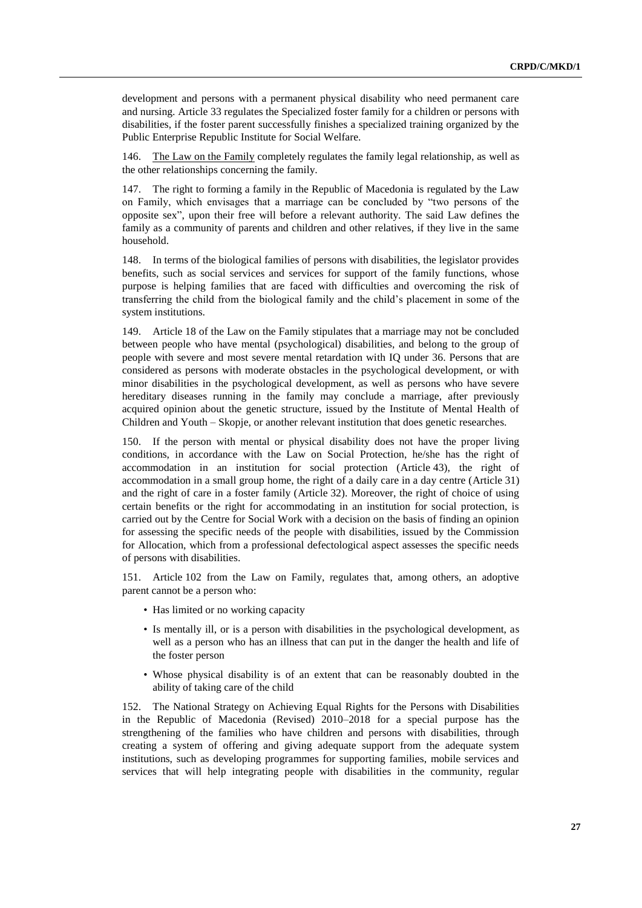development and persons with a permanent physical disability who need permanent care and nursing. Article 33 regulates the Specialized foster family for a children or persons with disabilities, if the foster parent successfully finishes a specialized training organized by the Public Enterprise Republic Institute for Social Welfare.

146. The Law on the Family completely regulates the family legal relationship, as well as the other relationships concerning the family.

147. The right to forming a family in the Republic of Macedonia is regulated by the Law on Family, which envisages that a marriage can be concluded by "two persons of the opposite sex", upon their free will before a relevant authority. The said Law defines the family as a community of parents and children and other relatives, if they live in the same household.

148. In terms of the biological families of persons with disabilities, the legislator provides benefits, such as social services and services for support of the family functions, whose purpose is helping families that are faced with difficulties and overcoming the risk of transferring the child from the biological family and the child's placement in some of the system institutions.

149. Article 18 of the Law on the Family stipulates that a marriage may not be concluded between people who have mental (psychological) disabilities, and belong to the group of people with severe and most severe mental retardation with IQ under 36. Persons that are considered as persons with moderate obstacles in the psychological development, or with minor disabilities in the psychological development, as well as persons who have severe hereditary diseases running in the family may conclude a marriage, after previously acquired opinion about the genetic structure, issued by the Institute of Mental Health of Children and Youth – Skopje, or another relevant institution that does genetic researches.

150. If the person with mental or physical disability does not have the proper living conditions, in accordance with the Law on Social Protection, he/she has the right of accommodation in an institution for social protection (Article 43), the right of accommodation in a small group home, the right of a daily care in a day centre (Article 31) and the right of care in a foster family (Article 32). Moreover, the right of choice of using certain benefits or the right for accommodating in an institution for social protection, is carried out by the Centre for Social Work with a decision on the basis of finding an opinion for assessing the specific needs of the people with disabilities, issued by the Commission for Allocation, which from a professional defectological aspect assesses the specific needs of persons with disabilities.

151. Article 102 from the Law on Family, regulates that, among others, an adoptive parent cannot be a person who:

- Has limited or no working capacity
- Is mentally ill, or is a person with disabilities in the psychological development, as well as a person who has an illness that can put in the danger the health and life of the foster person
- Whose physical disability is of an extent that can be reasonably doubted in the ability of taking care of the child

152. The National Strategy on Achieving Equal Rights for the Persons with Disabilities in the Republic of Macedonia (Revised) 2010–2018 for a special purpose has the strengthening of the families who have children and persons with disabilities, through creating a system of offering and giving adequate support from the adequate system institutions, such as developing programmes for supporting families, mobile services and services that will help integrating people with disabilities in the community, regular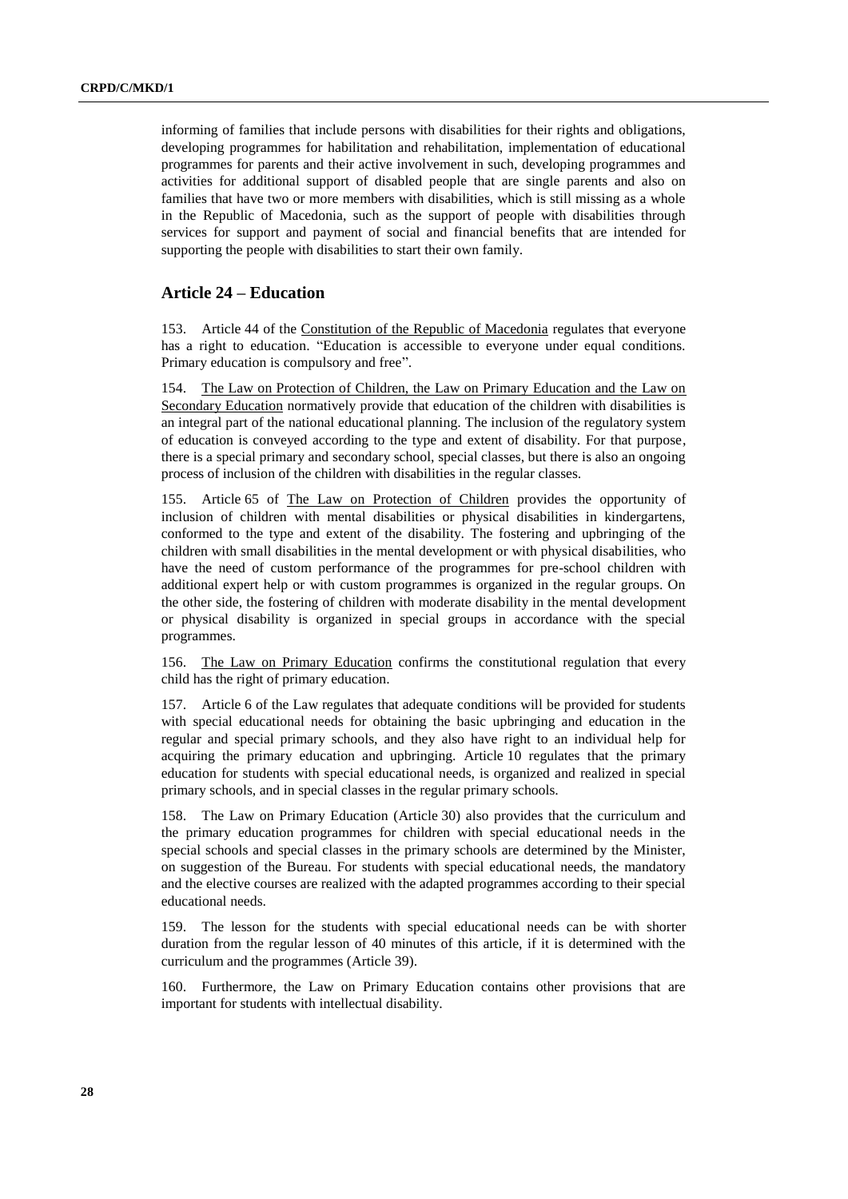informing of families that include persons with disabilities for their rights and obligations, developing programmes for habilitation and rehabilitation, implementation of educational programmes for parents and their active involvement in such, developing programmes and activities for additional support of disabled people that are single parents and also on families that have two or more members with disabilities, which is still missing as a whole in the Republic of Macedonia, such as the support of people with disabilities through services for support and payment of social and financial benefits that are intended for supporting the people with disabilities to start their own family.

## Article 24 – Education

153. Article 44 of the Constitution of the Republic of Macedonia regulates that everyone has a right to education. "Education is accessible to everyone under equal conditions. Primary education is compulsory and free".

154. The Law on Protection of Children, the Law on Primary Education and the Law on Secondary Education normatively provide that education of the children with disabilities is an integral part of the national educational planning. The inclusion of the regulatory system of education is conveyed according to the type and extent of disability. For that purpose, there is a special primary and secondary school, special classes, but there is also an ongoing process of inclusion of the children with disabilities in the regular classes.

155. Article 65 of The Law on Protection of Children provides the opportunity of inclusion of children with mental disabilities or physical disabilities in kindergartens, conformed to the type and extent of the disability. The fostering and upbringing of the children with small disabilities in the mental development or with physical disabilities, who have the need of custom performance of the programmes for pre-school children with additional expert help or with custom programmes is organized in the regular groups. On the other side, the fostering of children with moderate disability in the mental development or physical disability is organized in special groups in accordance with the special programmes.

156. The Law on Primary Education confirms the constitutional regulation that every child has the right of primary education.

157. Article 6 of the Law regulates that adequate conditions will be provided for students with special educational needs for obtaining the basic upbringing and education in the regular and special primary schools, and they also have right to an individual help for acquiring the primary education and upbringing. Article 10 regulates that the primary education for students with special educational needs, is organized and realized in special primary schools, and in special classes in the regular primary schools.

158. The Law on Primary Education (Article 30) also provides that the curriculum and the primary education programmes for children with special educational needs in the special schools and special classes in the primary schools are determined by the Minister, on suggestion of the Bureau. For students with special educational needs, the mandatory and the elective courses are realized with the adapted programmes according to their special educational needs.

159. The lesson for the students with special educational needs can be with shorter duration from the regular lesson of 40 minutes of this article, if it is determined with the curriculum and the programmes (Article 39).

160. Furthermore, the Law on Primary Education contains other provisions that are important for students with intellectual disability.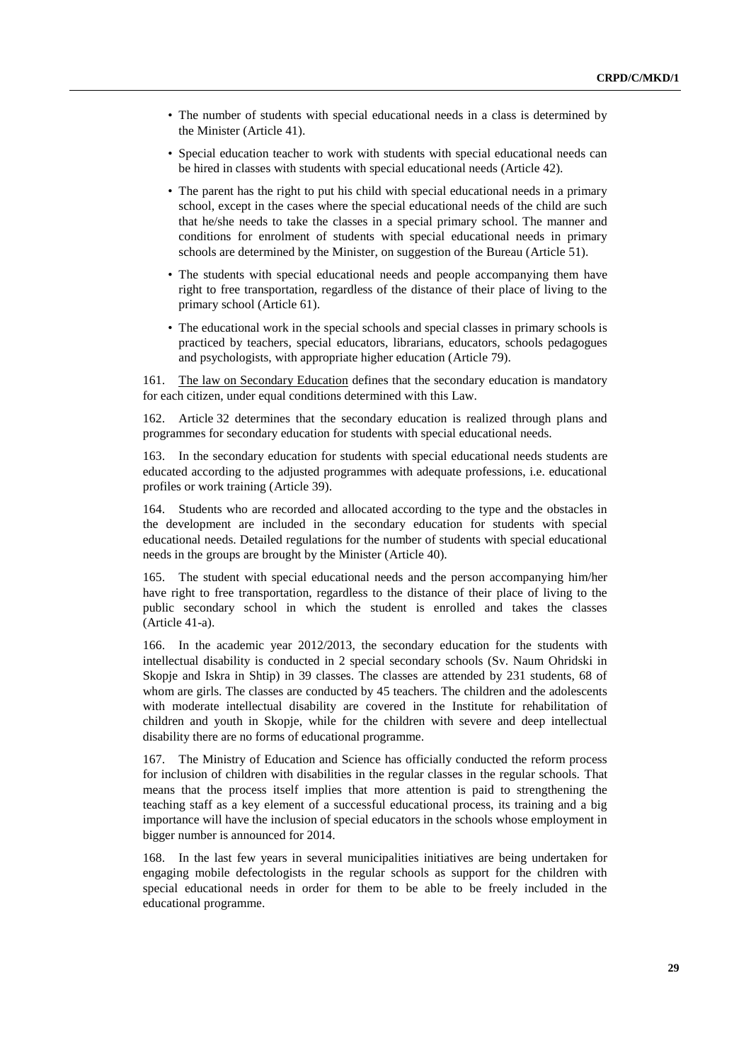- The number of students with special educational needs in a class is determined by the Minister (Article 41).
- Special education teacher to work with students with special educational needs can be hired in classes with students with special educational needs (Article 42).
- The parent has the right to put his child with special educational needs in a primary school, except in the cases where the special educational needs of the child are such that he/she needs to take the classes in a special primary school. The manner and conditions for enrolment of students with special educational needs in primary schools are determined by the Minister, on suggestion of the Bureau (Article 51).
- The students with special educational needs and people accompanying them have right to free transportation, regardless of the distance of their place of living to the primary school (Article 61).
- The educational work in the special schools and special classes in primary schools is practiced by teachers, special educators, librarians, educators, schools pedagogues and psychologists, with appropriate higher education (Article 79).

161. The law on Secondary Education defines that the secondary education is mandatory for each citizen, under equal conditions determined with this Law.

162. Article 32 determines that the secondary education is realized through plans and programmes for secondary education for students with special educational needs.

163. In the secondary education for students with special educational needs students are educated according to the adjusted programmes with adequate professions, i.e. educational profiles or work training (Article 39).

164. Students who are recorded and allocated according to the type and the obstacles in the development are included in the secondary education for students with special educational needs. Detailed regulations for the number of students with special educational needs in the groups are brought by the Minister (Article 40).

165. The student with special educational needs and the person accompanying him/her have right to free transportation, regardless to the distance of their place of living to the public secondary school in which the student is enrolled and takes the classes (Article 41-a).

166. In the academic year 2012/2013, the secondary education for the students with intellectual disability is conducted in 2 special secondary schools (Sv. Naum Ohridski in Skopje and Iskra in Shtip) in 39 classes. The classes are attended by 231 students, 68 of whom are girls. The classes are conducted by 45 teachers. The children and the adolescents with moderate intellectual disability are covered in the Institute for rehabilitation of children and youth in Skopje, while for the children with severe and deep intellectual disability there are no forms of educational programme.

167. The Ministry of Education and Science has officially conducted the reform process for inclusion of children with disabilities in the regular classes in the regular schools. That means that the process itself implies that more attention is paid to strengthening the teaching staff as a key element of a successful educational process, its training and a big importance will have the inclusion of special educators in the schools whose employment in bigger number is announced for 2014.

168. In the last few years in several municipalities initiatives are being undertaken for engaging mobile defectologists in the regular schools as support for the children with special educational needs in order for them to be able to be freely included in the educational programme.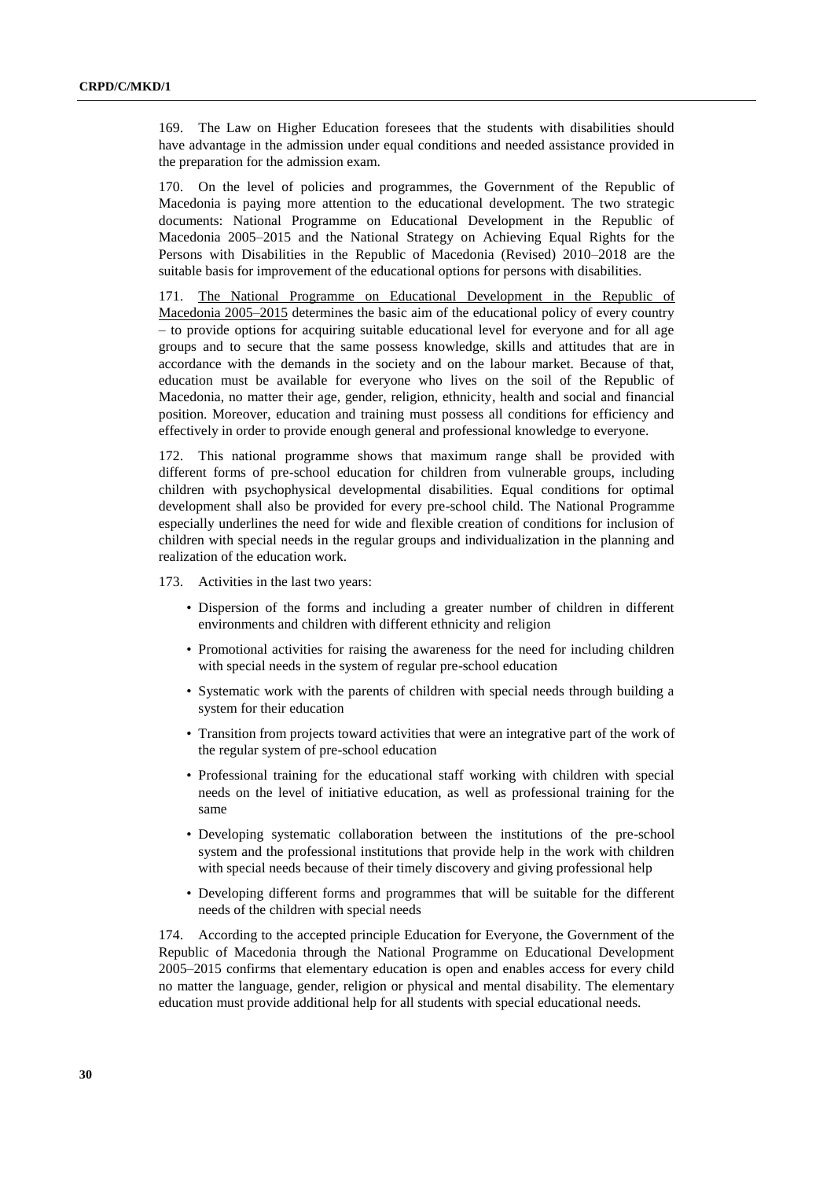169. The Law on Higher Education foresees that the students with disabilities should have advantage in the admission under equal conditions and needed assistance provided in the preparation for the admission exam.

170. On the level of policies and programmes, the Government of the Republic of Macedonia is paying more attention to the educational development. The two strategic documents: National Programme on Educational Development in the Republic of Macedonia 2005–2015 and the National Strategy on Achieving Equal Rights for the Persons with Disabilities in the Republic of Macedonia (Revised) 2010–2018 are the suitable basis for improvement of the educational options for persons with disabilities.

171. <u>The National Programme on Educational Development in the Republic of Macedonia 2005–2015</u> determines the basic aim of the educational policy of every country – to provide options for acquiring suitable educational level for everyone and for all age groups and to secure that the same possess knowledge, skills and attitudes that are in accordance with the demands in the society and on the labour market. Because of that, education must be available for everyone who lives on the soil of the Republic of Macedonia, no matter their age, gender, religion, ethnicity, health and social and financial position. Moreover, education and training must possess all conditions for efficiency and effectively in order to provide enough general and professional knowledge to everyone.

172. This national programme shows that maximum range shall be provided with different forms of pre-school education for children from vulnerable groups, including children with psychophysical developmental disabilities. Equal conditions for optimal development shall also be provided for every pre-school child. The National Programme especially underlines the need for wide and flexible creation of conditions for inclusion of children with special needs in the regular groups and individualization in the planning and realization of the education work.

173. Activities in the last two years:

- Dispersion of the forms and including a greater number of children in different environments and children with different ethnicity and religion
- Promotional activities for raising the awareness for the need for including children with special needs in the system of regular pre-school education
- Systematic work with the parents of children with special needs through building a system for their education
- Transition from projects toward activities that were an integrative part of the work of the regular system of pre-school education
- Professional training for the educational staff working with children with special needs on the level of initiative education, as well as professional training for the same
- Developing systematic collaboration between the institutions of the pre-school system and the professional institutions that provide help in the work with children with special needs because of their timely discovery and giving professional help
- Developing different forms and programmes that will be suitable for the different needs of the children with special needs

174. According to the accepted principle Education for Everyone, the Government of the Republic of Macedonia through the National Programme on Educational Development 2005–2015 confirms that elementary education is open and enables access for every child no matter the language, gender, religion or physical and mental disability. The elementary education must provide additional help for all students with special educational needs.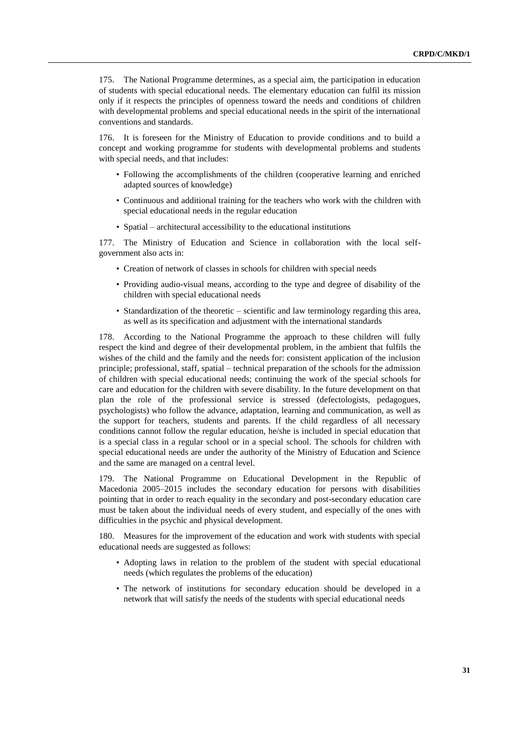175. The National Programme determines, as a special aim, the participation in education of students with special educational needs. The elementary education can fulfil its mission only if it respects the principles of openness toward the needs and conditions of children with developmental problems and special educational needs in the spirit of the international conventions and standards.

176. It is foreseen for the Ministry of Education to provide conditions and to build a concept and working programme for students with developmental problems and students with special needs, and that includes:

- Following the accomplishments of the children (cooperative learning and enriched adapted sources of knowledge)
- Continuous and additional training for the teachers who work with the children with special educational needs in the regular education
- Spatial – architectural accessibility to the educational institutions

177. The Ministry of Education and Science in collaboration with the local self-government also acts in:

- Creation of network of classes in schools for children with special needs
- Providing audio-visual means, according to the type and degree of disability of the children with special educational needs
- Standardization of the theoretic – scientific and law terminology regarding this area, as well as its specification and adjustment with the international standards

178. According to the National Programme the approach to these children will fully respect the kind and degree of their developmental problem, in the ambient that fulfils the wishes of the child and the family and the needs for: consistent application of the inclusion principle; professional, staff, spatial – technical preparation of the schools for the admission of children with special educational needs; continuing the work of the special schools for care and education for the children with severe disability. In the future development on that plan the role of the professional service is stressed (defectologists, pedagogues, psychologists) who follow the advance, adaptation, learning and communication, as well as the support for teachers, students and parents. If the child regardless of all necessary conditions cannot follow the regular education, he/she is included in special education that is a special class in a regular school or in a special school. The schools for children with special educational needs are under the authority of the Ministry of Education and Science and the same are managed on a central level.

179. The National Programme on Educational Development in the Republic of Macedonia 2005–2015 includes the secondary education for persons with disabilities pointing that in order to reach equality in the secondary and post-secondary education care must be taken about the individual needs of every student, and especially of the ones with difficulties in the psychic and physical development.

180. Measures for the improvement of the education and work with students with special educational needs are suggested as follows:

- Adopting laws in relation to the problem of the student with special educational needs (which regulates the problems of the education)
- The network of institutions for secondary education should be developed in a network that will satisfy the needs of the students with special educational needs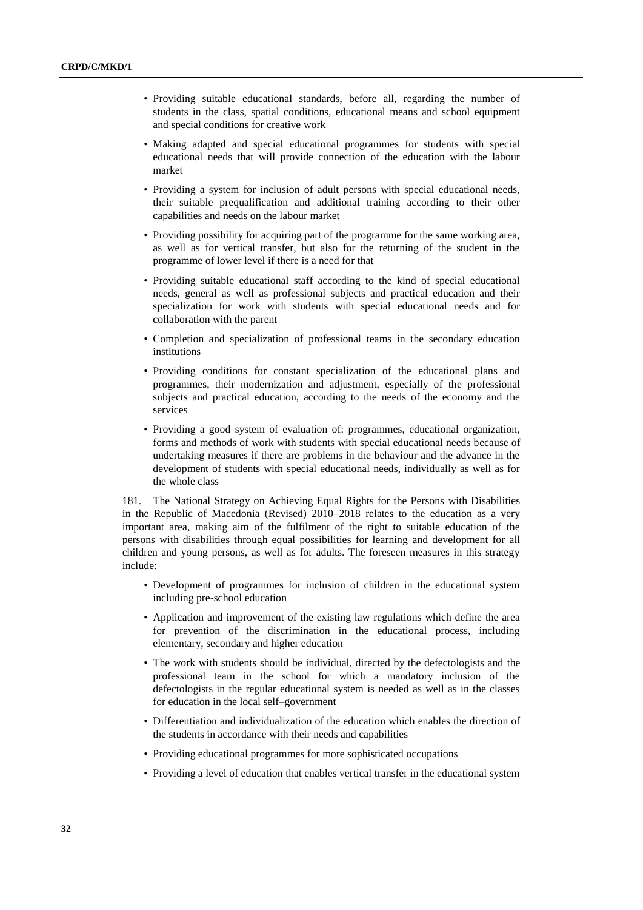- Providing suitable educational standards, before all, regarding the number of students in the class, spatial conditions, educational means and school equipment and special conditions for creative work
- Making adapted and special educational programmes for students with special educational needs that will provide connection of the education with the labour market
- Providing a system for inclusion of adult persons with special educational needs, their suitable prequalification and additional training according to their other capabilities and needs on the labour market
- Providing possibility for acquiring part of the programme for the same working area, as well as for vertical transfer, but also for the returning of the student in the programme of lower level if there is a need for that
- Providing suitable educational staff according to the kind of special educational needs, general as well as professional subjects and practical education and their specialization for work with students with special educational needs and for collaboration with the parent
- Completion and specialization of professional teams in the secondary education institutions
- Providing conditions for constant specialization of the educational plans and programmes, their modernization and adjustment, especially of the professional subjects and practical education, according to the needs of the economy and the services
- Providing a good system of evaluation of: programmes, educational organization, forms and methods of work with students with special educational needs because of undertaking measures if there are problems in the behaviour and the advance in the development of students with special educational needs, individually as well as for the whole class

181. The National Strategy on Achieving Equal Rights for the Persons with Disabilities in the Republic of Macedonia (Revised) 2010–2018 relates to the education as a very important area, making aim of the fulfilment of the right to suitable education of the persons with disabilities through equal possibilities for learning and development for all children and young persons, as well as for adults. The foreseen measures in this strategy include:

- Development of programmes for inclusion of children in the educational system including pre-school education
- Application and improvement of the existing law regulations which define the area for prevention of the discrimination in the educational process, including elementary, secondary and higher education
- The work with students should be individual, directed by the defectologists and the professional team in the school for which a mandatory inclusion of the defectologists in the regular educational system is needed as well as in the classes for education in the local self–government
- Differentiation and individualization of the education which enables the direction of the students in accordance with their needs and capabilities
- Providing educational programmes for more sophisticated occupations
- Providing a level of education that enables vertical transfer in the educational system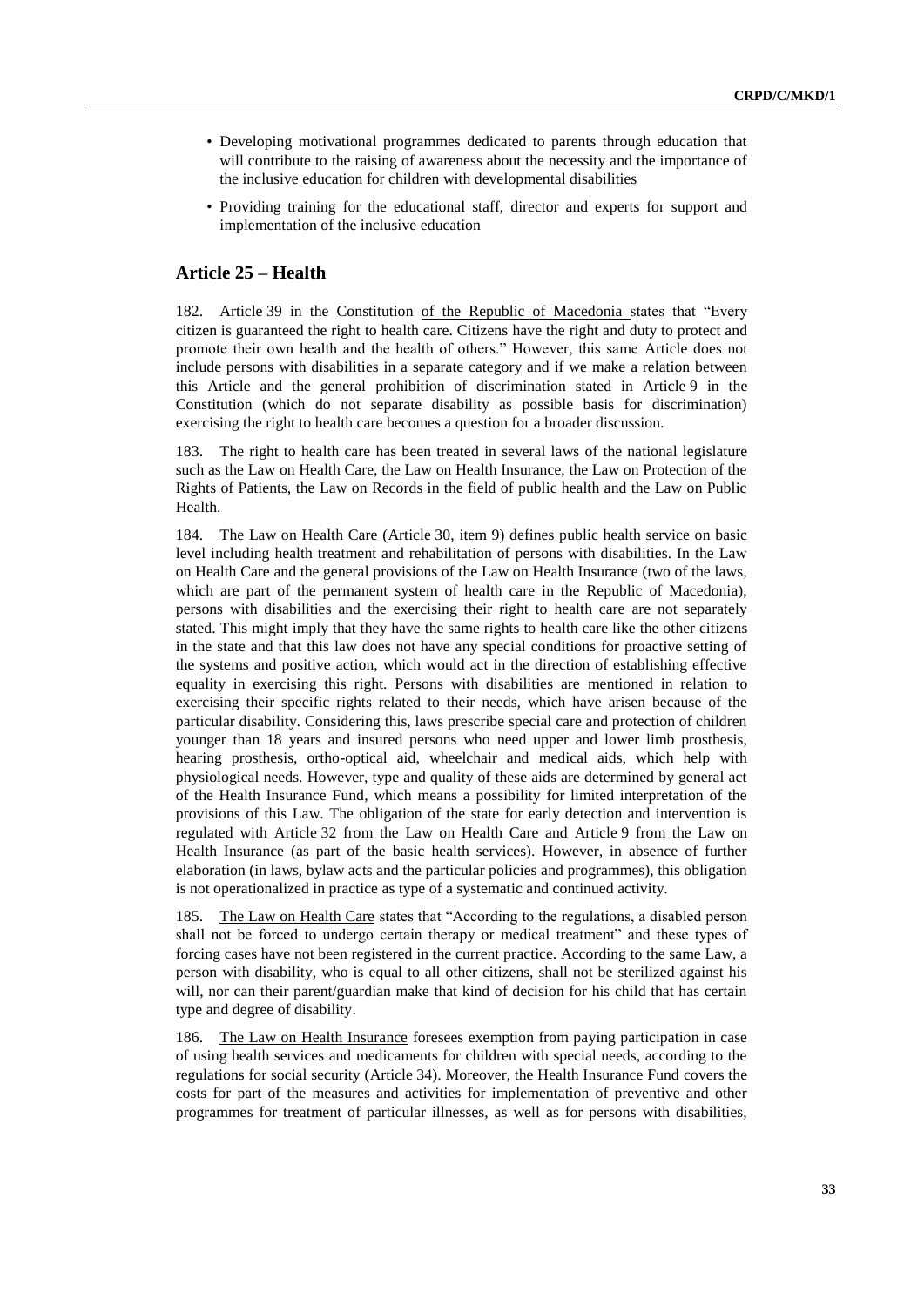- Developing motivational programmes dedicated to parents through education that will contribute to the raising of awareness about the necessity and the importance of the inclusive education for children with developmental disabilities
- Providing training for the educational staff, director and experts for support and implementation of the inclusive education

## Article 25 – Health

182. Article 39 in the Constitution of the Republic of Macedonia states that "Every citizen is guaranteed the right to health care. Citizens have the right and duty to protect and promote their own health and the health of others." However, this same Article does not include persons with disabilities in a separate category and if we make a relation between this Article and the general prohibition of discrimination stated in Article 9 in the Constitution (which do not separate disability as possible basis for discrimination) exercising the right to health care becomes a question for a broader discussion.

183. The right to health care has been treated in several laws of the national legislature such as the Law on Health Care, the Law on Health Insurance, the Law on Protection of the Rights of Patients, the Law on Records in the field of public health and the Law on Public Health.

184. The Law on Health Care (Article 30, item 9) defines public health service on basic level including health treatment and rehabilitation of persons with disabilities. In the Law on Health Care and the general provisions of the Law on Health Insurance (two of the laws, which are part of the permanent system of health care in the Republic of Macedonia), persons with disabilities and the exercising their right to health care are not separately stated. This might imply that they have the same rights to health care like the other citizens in the state and that this law does not have any special conditions for proactive setting of the systems and positive action, which would act in the direction of establishing effective equality in exercising this right. Persons with disabilities are mentioned in relation to exercising their specific rights related to their needs, which have arisen because of the particular disability. Considering this, laws prescribe special care and protection of children younger than 18 years and insured persons who need upper and lower limb prosthesis, hearing prosthesis, ortho-optical aid, wheelchair and medical aids, which help with physiological needs. However, type and quality of these aids are determined by general act of the Health Insurance Fund, which means a possibility for limited interpretation of the provisions of this Law. The obligation of the state for early detection and intervention is regulated with Article 32 from the Law on Health Care and Article 9 from the Law on Health Insurance (as part of the basic health services). However, in absence of further elaboration (in laws, bylaw acts and the particular policies and programmes), this obligation is not operationalized in practice as type of a systematic and continued activity.

185. The Law on Health Care states that "According to the regulations, a disabled person shall not be forced to undergo certain therapy or medical treatment" and these types of forcing cases have not been registered in the current practice. According to the same Law, a person with disability, who is equal to all other citizens, shall not be sterilized against his will, nor can their parent/guardian make that kind of decision for his child that has certain type and degree of disability.

186. The Law on Health Insurance foresees exemption from paying participation in case of using health services and medicaments for children with special needs, according to the regulations for social security (Article 34). Moreover, the Health Insurance Fund covers the costs for part of the measures and activities for implementation of preventive and other programmes for treatment of particular illnesses, as well as for persons with disabilities,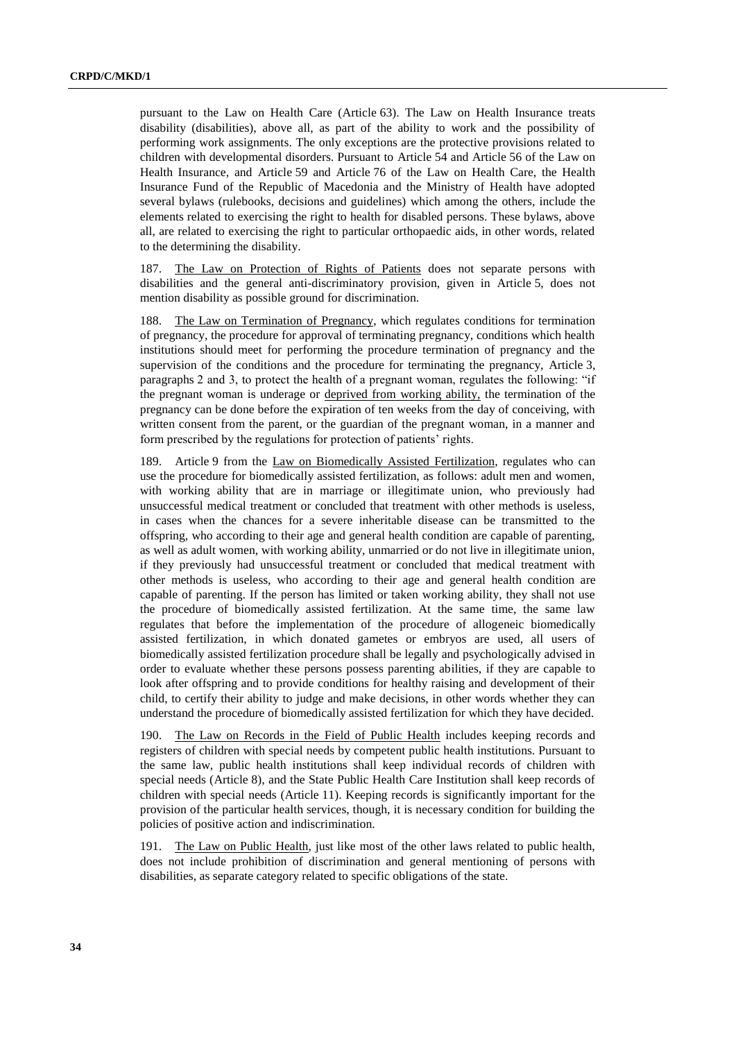pursuant to the Law on Health Care (Article 63). The Law on Health Insurance treats disability (disabilities), above all, as part of the ability to work and the possibility of performing work assignments. The only exceptions are the protective provisions related to children with developmental disorders. Pursuant to Article 54 and Article 56 of the Law on Health Insurance, and Article 59 and Article 76 of the Law on Health Care, the Health Insurance Fund of the Republic of Macedonia and the Ministry of Health have adopted several bylaws (rulebooks, decisions and guidelines) which among the others, include the elements related to exercising the right to health for disabled persons. These bylaws, above all, are related to exercising the right to particular orthopaedic aids, in other words, related to the determining the disability.

187. The Law on Protection of Rights of Patients does not separate persons with disabilities and the general anti-discriminatory provision, given in Article 5, does not mention disability as possible ground for discrimination.

188. The Law on Termination of Pregnancy, which regulates conditions for termination of pregnancy, the procedure for approval of terminating pregnancy, conditions which health institutions should meet for performing the procedure termination of pregnancy and the supervision of the conditions and the procedure for terminating the pregnancy, Article 3, paragraphs 2 and 3, to protect the health of a pregnant woman, regulates the following: "if the pregnant woman is underage or deprived from working ability, the termination of the pregnancy can be done before the expiration of ten weeks from the day of conceiving, with written consent from the parent, or the guardian of the pregnant woman, in a manner and form prescribed by the regulations for protection of patients' rights.

189. Article 9 from the Law on Biomedically Assisted Fertilization, regulates who can use the procedure for biomedically assisted fertilization, as follows: adult men and women, with working ability that are in marriage or illegitimate union, who previously had unsuccessful medical treatment or concluded that treatment with other methods is useless, in cases when the chances for a severe inheritable disease can be transmitted to the offspring, who according to their age and general health condition are capable of parenting, as well as adult women, with working ability, unmarried or do not live in illegitimate union, if they previously had unsuccessful treatment or concluded that medical treatment with other methods is useless, who according to their age and general health condition are capable of parenting. If the person has limited or taken working ability, they shall not use the procedure of biomedically assisted fertilization. At the same time, the same law regulates that before the implementation of the procedure of allogeneic biomedically assisted fertilization, in which donated gametes or embryos are used, all users of biomedically assisted fertilization procedure shall be legally and psychologically advised in order to evaluate whether these persons possess parenting abilities, if they are capable to look after offspring and to provide conditions for healthy raising and development of their child, to certify their ability to judge and make decisions, in other words whether they can understand the procedure of biomedically assisted fertilization for which they have decided.

190. The Law on Records in the Field of Public Health includes keeping records and registers of children with special needs by competent public health institutions. Pursuant to the same law, public health institutions shall keep individual records of children with special needs (Article 8), and the State Public Health Care Institution shall keep records of children with special needs (Article 11). Keeping records is significantly important for the provision of the particular health services, though, it is necessary condition for building the policies of positive action and indiscrimination.

191. The Law on Public Health, just like most of the other laws related to public health, does not include prohibition of discrimination and general mentioning of persons with disabilities, as separate category related to specific obligations of the state.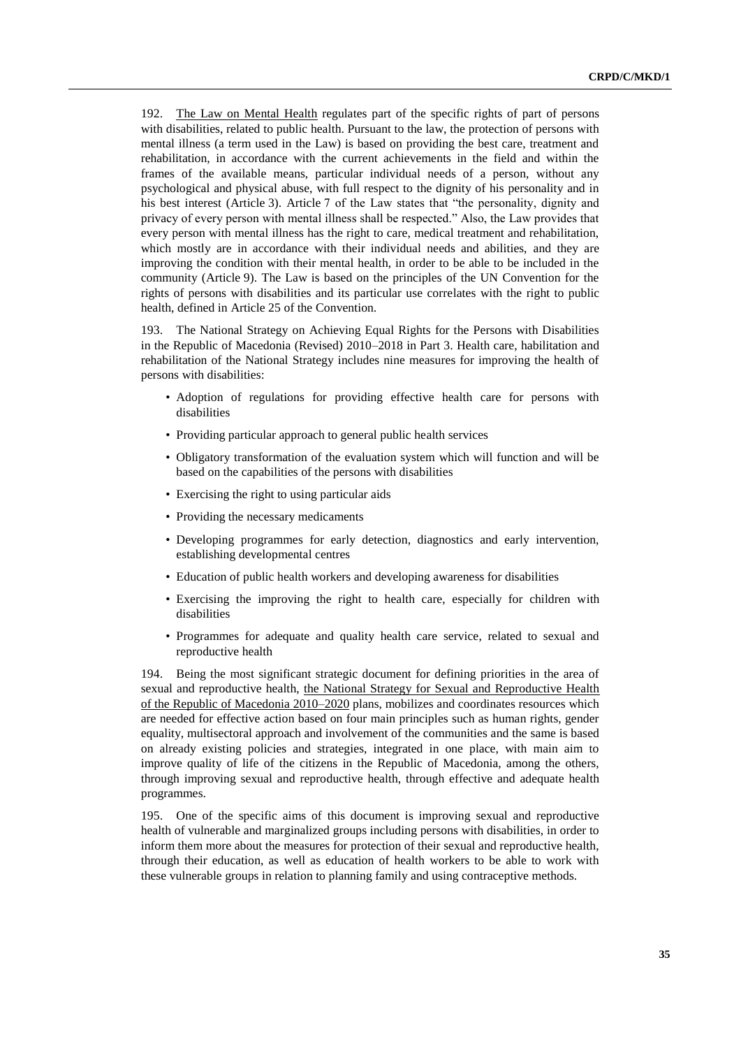192. The Law on Mental Health regulates part of the specific rights of part of persons with disabilities, related to public health. Pursuant to the law, the protection of persons with mental illness (a term used in the Law) is based on providing the best care, treatment and rehabilitation, in accordance with the current achievements in the field and within the frames of the available means, particular individual needs of a person, without any psychological and physical abuse, with full respect to the dignity of his personality and in his best interest (Article 3). Article 7 of the Law states that "the personality, dignity and privacy of every person with mental illness shall be respected." Also, the Law provides that every person with mental illness has the right to care, medical treatment and rehabilitation, which mostly are in accordance with their individual needs and abilities, and they are improving the condition with their mental health, in order to be able to be included in the community (Article 9). The Law is based on the principles of the UN Convention for the rights of persons with disabilities and its particular use correlates with the right to public health, defined in Article 25 of the Convention.

193. The National Strategy on Achieving Equal Rights for the Persons with Disabilities in the Republic of Macedonia (Revised) 2010–2018 in Part 3. Health care, habilitation and rehabilitation of the National Strategy includes nine measures for improving the health of persons with disabilities:

- Adoption of regulations for providing effective health care for persons with disabilities
- Providing particular approach to general public health services
- Obligatory transformation of the evaluation system which will function and will be based on the capabilities of the persons with disabilities
- Exercising the right to using particular aids
- Providing the necessary medicaments
- Developing programmes for early detection, diagnostics and early intervention, establishing developmental centres
- Education of public health workers and developing awareness for disabilities
- Exercising the improving the right to health care, especially for children with disabilities
- Programmes for adequate and quality health care service, related to sexual and reproductive health

194. Being the most significant strategic document for defining priorities in the area of sexual and reproductive health, the National Strategy for Sexual and Reproductive Health of the Republic of Macedonia 2010–2020 plans, mobilizes and coordinates resources which are needed for effective action based on four main principles such as human rights, gender equality, multisectoral approach and involvement of the communities and the same is based on already existing policies and strategies, integrated in one place, with main aim to improve quality of life of the citizens in the Republic of Macedonia, among the others, through improving sexual and reproductive health, through effective and adequate health programmes.

195. One of the specific aims of this document is improving sexual and reproductive health of vulnerable and marginalized groups including persons with disabilities, in order to inform them more about the measures for protection of their sexual and reproductive health, through their education, as well as education of health workers to be able to work with these vulnerable groups in relation to planning family and using contraceptive methods.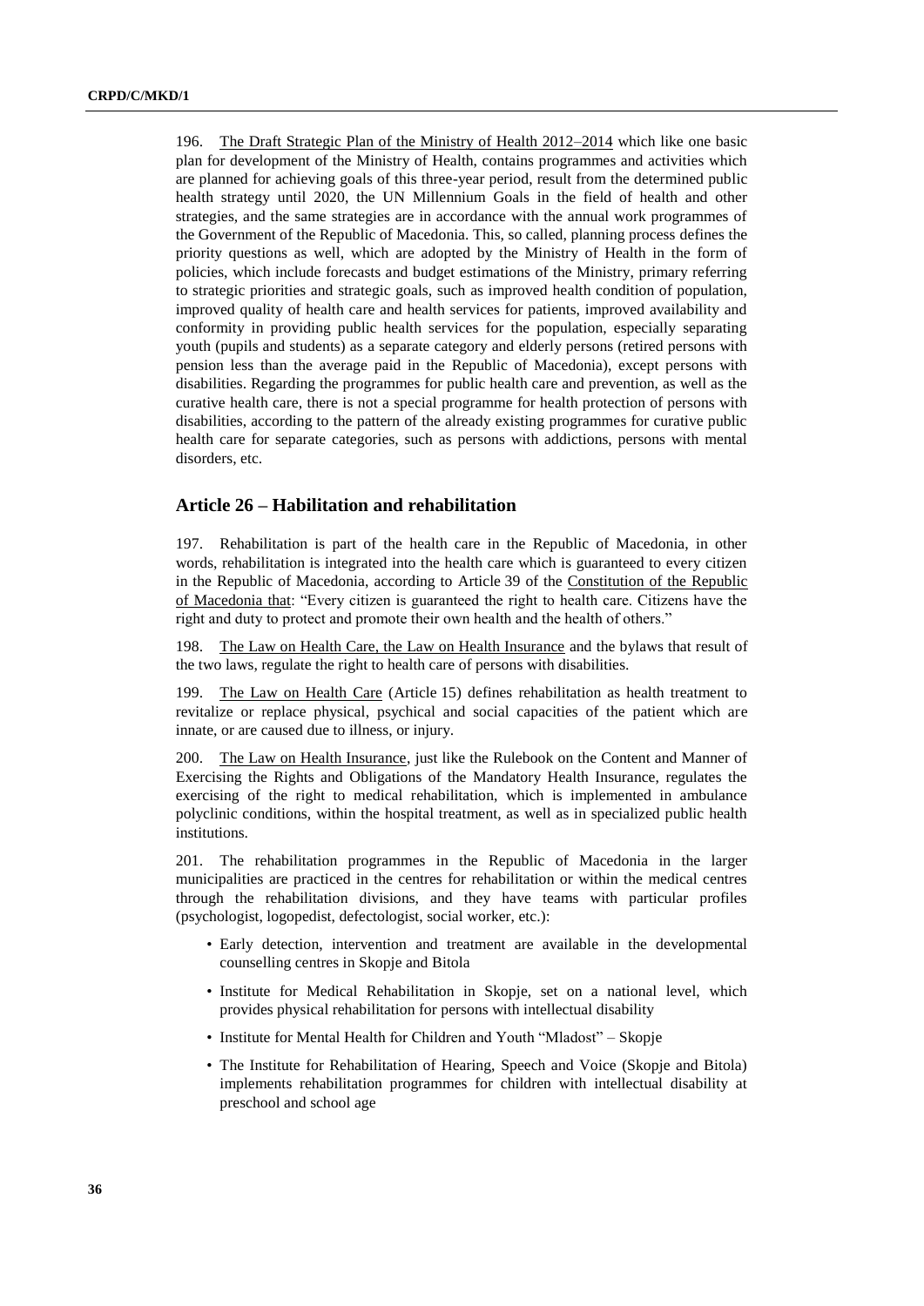196. The Draft Strategic Plan of the Ministry of Health 2012–2014 which like one basic plan for development of the Ministry of Health, contains programmes and activities which are planned for achieving goals of this three-year period, result from the determined public health strategy until 2020, the UN Millennium Goals in the field of health and other strategies, and the same strategies are in accordance with the annual work programmes of the Government of the Republic of Macedonia. This, so called, planning process defines the priority questions as well, which are adopted by the Ministry of Health in the form of policies, which include forecasts and budget estimations of the Ministry, primary referring to strategic priorities and strategic goals, such as improved health condition of population, improved quality of health care and health services for patients, improved availability and conformity in providing public health services for the population, especially separating youth (pupils and students) as a separate category and elderly persons (retired persons with pension less than the average paid in the Republic of Macedonia), except persons with disabilities. Regarding the programmes for public health care and prevention, as well as the curative health care, there is not a special programme for health protection of persons with disabilities, according to the pattern of the already existing programmes for curative public health care for separate categories, such as persons with addictions, persons with mental disorders, etc.

## Article 26 – Habilitation and rehabilitation

197. Rehabilitation is part of the health care in the Republic of Macedonia, in other words, rehabilitation is integrated into the health care which is guaranteed to every citizen in the Republic of Macedonia, according to Article 39 of the Constitution of the Republic of Macedonia that: "Every citizen is guaranteed the right to health care. Citizens have the right and duty to protect and promote their own health and the health of others."

198. The Law on Health Care, the Law on Health Insurance and the bylaws that result of the two laws, regulate the right to health care of persons with disabilities.

199. The Law on Health Care (Article 15) defines rehabilitation as health treatment to revitalize or replace physical, psychical and social capacities of the patient which are innate, or are caused due to illness, or injury.

200. The Law on Health Insurance, just like the Rulebook on the Content and Manner of Exercising the Rights and Obligations of the Mandatory Health Insurance, regulates the exercising of the right to medical rehabilitation, which is implemented in ambulance polyclinic conditions, within the hospital treatment, as well as in specialized public health institutions.

201. The rehabilitation programmes in the Republic of Macedonia in the larger municipalities are practiced in the centres for rehabilitation or within the medical centres through the rehabilitation divisions, and they have teams with particular profiles (psychologist, logopedist, defectologist, social worker, etc.):

- Early detection, intervention and treatment are available in the developmental counselling centres in Skopje and Bitola
- Institute for Medical Rehabilitation in Skopje, set on a national level, which provides physical rehabilitation for persons with intellectual disability
- Institute for Mental Health for Children and Youth "Mladost" – Skopje
- The Institute for Rehabilitation of Hearing, Speech and Voice (Skopje and Bitola) implements rehabilitation programmes for children with intellectual disability at preschool and school age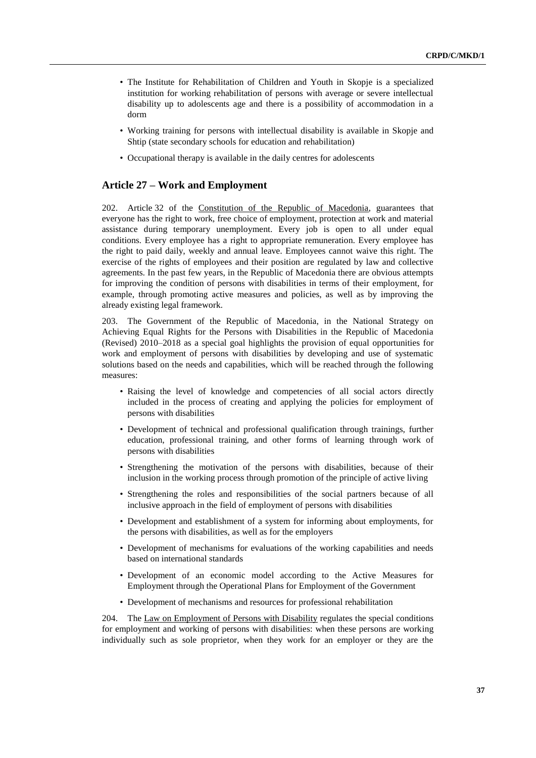- The Institute for Rehabilitation of Children and Youth in Skopje is a specialized institution for working rehabilitation of persons with average or severe intellectual disability up to adolescents age and there is a possibility of accommodation in a dorm
- Working training for persons with intellectual disability is available in Skopje and Shtip (state secondary schools for education and rehabilitation)
- Occupational therapy is available in the daily centres for adolescents

## Article 27 – Work and Employment

202. Article 32 of the Constitution of the Republic of Macedonia, guarantees that everyone has the right to work, free choice of employment, protection at work and material assistance during temporary unemployment. Every job is open to all under equal conditions. Every employee has a right to appropriate remuneration. Every employee has the right to paid daily, weekly and annual leave. Employees cannot waive this right. The exercise of the rights of employees and their position are regulated by law and collective agreements. In the past few years, in the Republic of Macedonia there are obvious attempts for improving the condition of persons with disabilities in terms of their employment, for example, through promoting active measures and policies, as well as by improving the already existing legal framework.

203. The Government of the Republic of Macedonia, in the National Strategy on Achieving Equal Rights for the Persons with Disabilities in the Republic of Macedonia (Revised) 2010–2018 as a special goal highlights the provision of equal opportunities for work and employment of persons with disabilities by developing and use of systematic solutions based on the needs and capabilities, which will be reached through the following measures:

- Raising the level of knowledge and competencies of all social actors directly included in the process of creating and applying the policies for employment of persons with disabilities
- Development of technical and professional qualification through trainings, further education, professional training, and other forms of learning through work of persons with disabilities
- Strengthening the motivation of the persons with disabilities, because of their inclusion in the working process through promotion of the principle of active living
- Strengthening the roles and responsibilities of the social partners because of all inclusive approach in the field of employment of persons with disabilities
- Development and establishment of a system for informing about employments, for the persons with disabilities, as well as for the employers
- Development of mechanisms for evaluations of the working capabilities and needs based on international standards
- Development of an economic model according to the Active Measures for Employment through the Operational Plans for Employment of the Government
- Development of mechanisms and resources for professional rehabilitation

204. The Law on Employment of Persons with Disability regulates the special conditions for employment and working of persons with disabilities: when these persons are working individually such as sole proprietor, when they work for an employer or they are the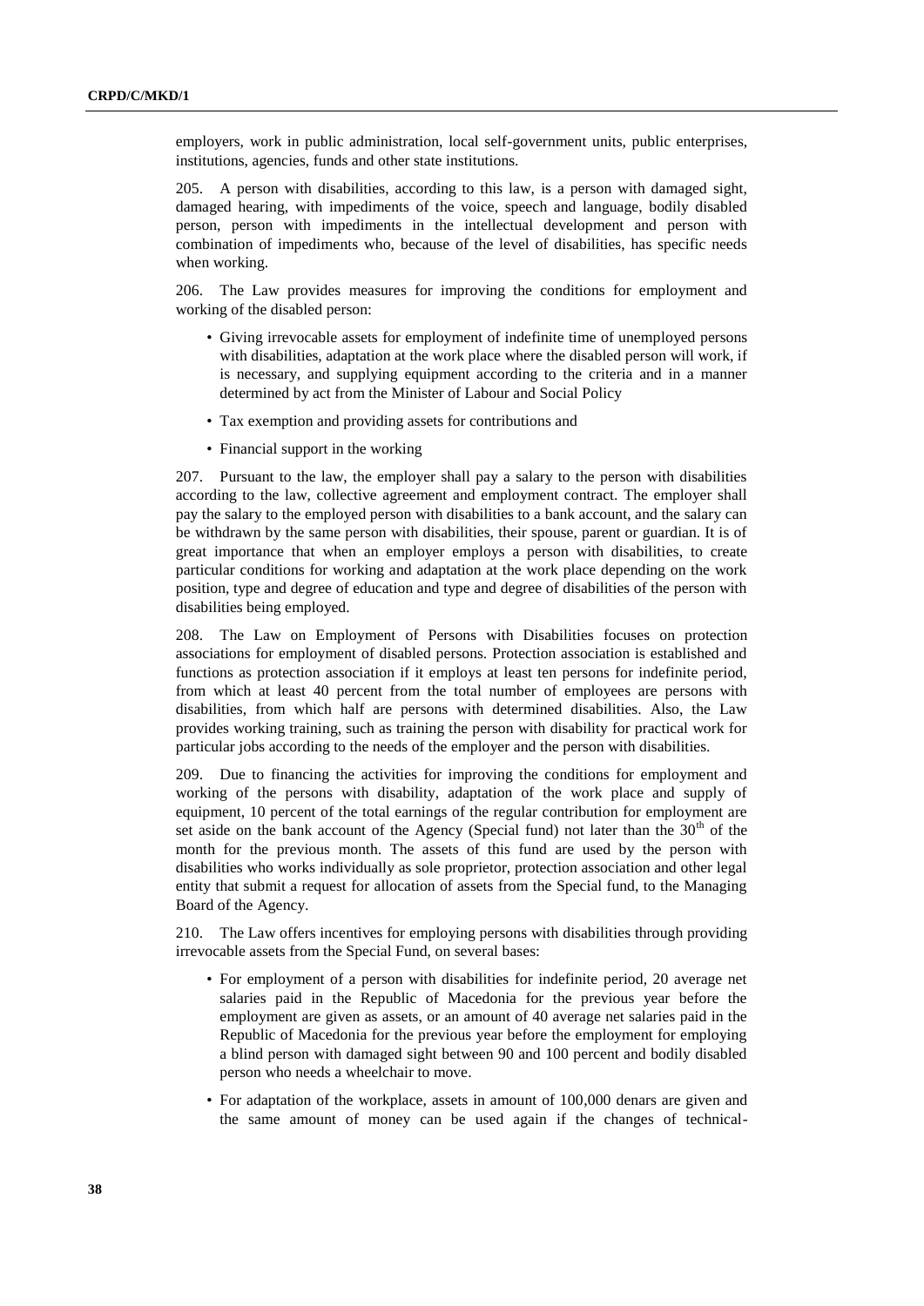employers, work in public administration, local self-government units, public enterprises, institutions, agencies, funds and other state institutions.

205. A person with disabilities, according to this law, is a person with damaged sight, damaged hearing, with impediments of the voice, speech and language, bodily disabled person, person with impediments in the intellectual development and person with combination of impediments who, because of the level of disabilities, has specific needs when working.

206. The Law provides measures for improving the conditions for employment and working of the disabled person:

- Giving irrevocable assets for employment of indefinite time of unemployed persons with disabilities, adaptation at the work place where the disabled person will work, if is necessary, and supplying equipment according to the criteria and in a manner determined by act from the Minister of Labour and Social Policy
- Tax exemption and providing assets for contributions and
- Financial support in the working

207. Pursuant to the law, the employer shall pay a salary to the person with disabilities according to the law, collective agreement and employment contract. The employer shall pay the salary to the employed person with disabilities to a bank account, and the salary can be withdrawn by the same person with disabilities, their spouse, parent or guardian. It is of great importance that when an employer employs a person with disabilities, to create particular conditions for working and adaptation at the work place depending on the work position, type and degree of education and type and degree of disabilities of the person with disabilities being employed.

208. The Law on Employment of Persons with Disabilities focuses on protection associations for employment of disabled persons. Protection association is established and functions as protection association if it employs at least ten persons for indefinite period, from which at least 40 percent from the total number of employees are persons with disabilities, from which half are persons with determined disabilities. Also, the Law provides working training, such as training the person with disability for practical work for particular jobs according to the needs of the employer and the person with disabilities.

209. Due to financing the activities for improving the conditions for employment and working of the persons with disability, adaptation of the work place and supply of equipment, 10 percent of the total earnings of the regular contribution for employment are set aside on the bank account of the Agency (Special fund) not later than the 30th of the month for the previous month. The assets of this fund are used by the person with disabilities who works individually as sole proprietor, protection association and other legal entity that submit a request for allocation of assets from the Special fund, to the Managing Board of the Agency.

210. The Law offers incentives for employing persons with disabilities through providing irrevocable assets from the Special Fund, on several bases:

- For employment of a person with disabilities for indefinite period, 20 average net salaries paid in the Republic of Macedonia for the previous year before the employment are given as assets, or an amount of 40 average net salaries paid in the Republic of Macedonia for the previous year before the employment for employing a blind person with damaged sight between 90 and 100 percent and bodily disabled person who needs a wheelchair to move.
- For adaptation of the workplace, assets in amount of 100,000 denars are given and the same amount of money can be used again if the changes of technical-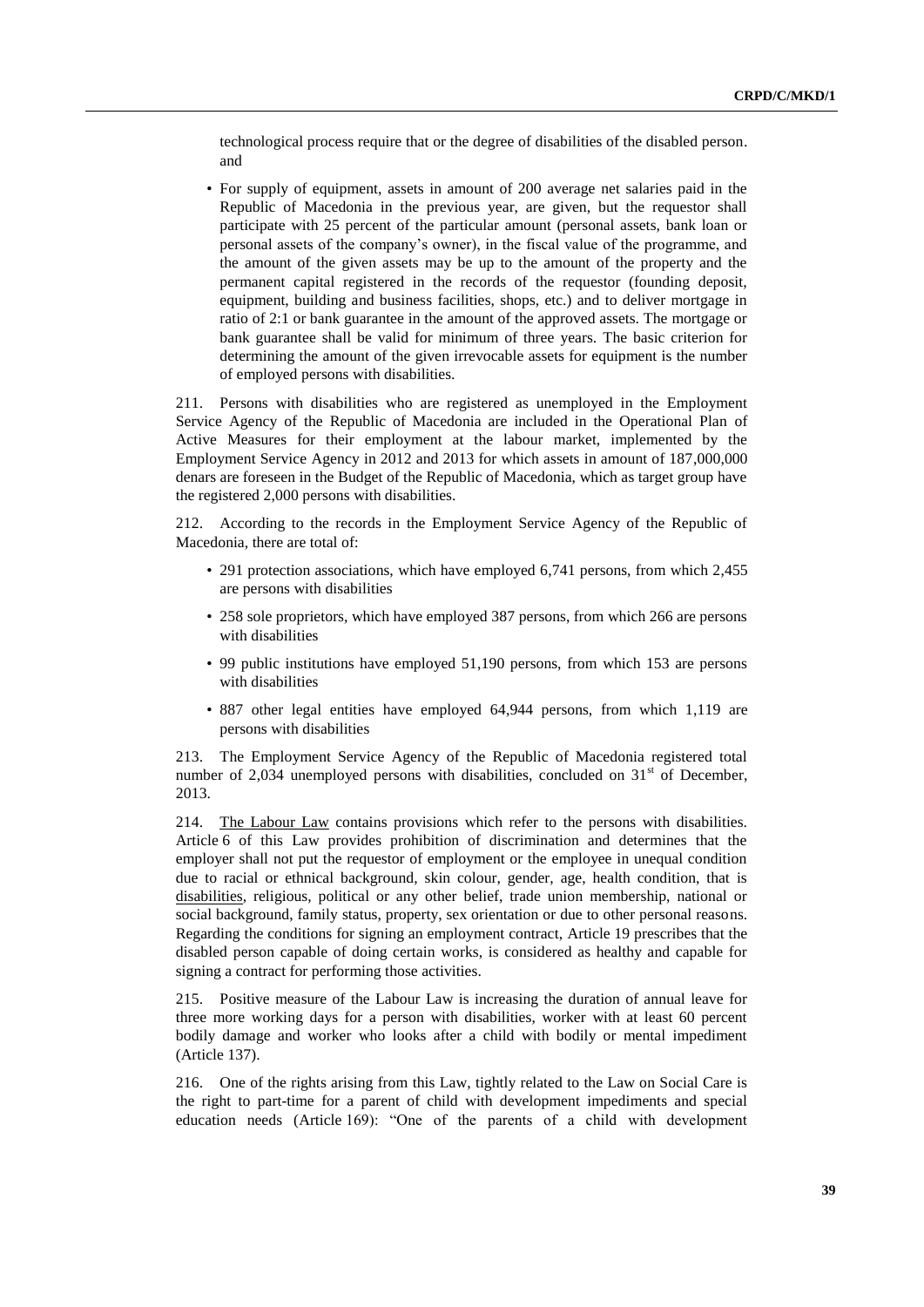technological process require that or the degree of disabilities of the disabled person. and

- For supply of equipment, assets in amount of 200 average net salaries paid in the Republic of Macedonia in the previous year, are given, but the requestor shall participate with 25 percent of the particular amount (personal assets, bank loan or personal assets of the company's owner), in the fiscal value of the programme, and the amount of the given assets may be up to the amount of the property and the permanent capital registered in the records of the requestor (founding deposit, equipment, building and business facilities, shops, etc.) and to deliver mortgage in ratio of 2:1 or bank guarantee in the amount of the approved assets. The mortgage or bank guarantee shall be valid for minimum of three years. The basic criterion for determining the amount of the given irrevocable assets for equipment is the number of employed persons with disabilities.

211. Persons with disabilities who are registered as unemployed in the Employment Service Agency of the Republic of Macedonia are included in the Operational Plan of Active Measures for their employment at the labour market, implemented by the Employment Service Agency in 2012 and 2013 for which assets in amount of 187,000,000 denars are foreseen in the Budget of the Republic of Macedonia, which as target group have the registered 2,000 persons with disabilities.

212. According to the records in the Employment Service Agency of the Republic of Macedonia, there are total of:

- 291 protection associations, which have employed 6,741 persons, from which 2,455 are persons with disabilities
- 258 sole proprietors, which have employed 387 persons, from which 266 are persons with disabilities
- 99 public institutions have employed 51,190 persons, from which 153 are persons with disabilities
- 887 other legal entities have employed 64,944 persons, from which 1,119 are persons with disabilities

213. The Employment Service Agency of the Republic of Macedonia registered total number of 2,034 unemployed persons with disabilities, concluded on 31st of December, 2013.

214. The Labour Law contains provisions which refer to the persons with disabilities. Article 6 of this Law provides prohibition of discrimination and determines that the employer shall not put the requestor of employment or the employee in unequal condition due to racial or ethnical background, skin colour, gender, age, health condition, that is disabilities, religious, political or any other belief, trade union membership, national or social background, family status, property, sex orientation or due to other personal reasons. Regarding the conditions for signing an employment contract, Article 19 prescribes that the disabled person capable of doing certain works, is considered as healthy and capable for signing a contract for performing those activities.

215. Positive measure of the Labour Law is increasing the duration of annual leave for three more working days for a person with disabilities, worker with at least 60 percent bodily damage and worker who looks after a child with bodily or mental impediment (Article 137).

216. One of the rights arising from this Law, tightly related to the Law on Social Care is the right to part-time for a parent of child with development impediments and special education needs (Article 169): "One of the parents of a child with development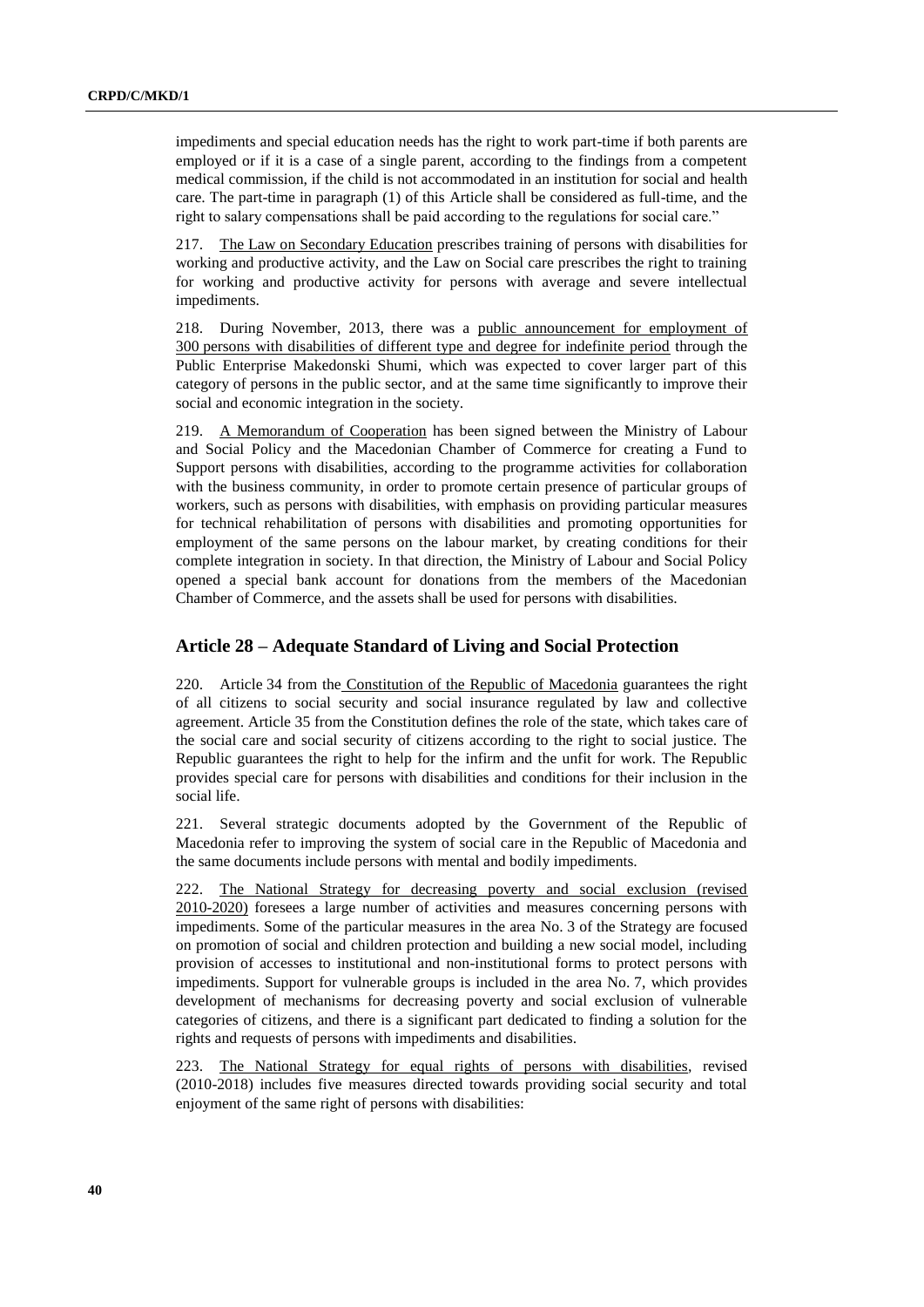impediments and special education needs has the right to work part-time if both parents are employed or if it is a case of a single parent, according to the findings from a competent medical commission, if the child is not accommodated in an institution for social and health care. The part-time in paragraph (1) of this Article shall be considered as full-time, and the right to salary compensations shall be paid according to the regulations for social care."

217. The Law on Secondary Education prescribes training of persons with disabilities for working and productive activity, and the Law on Social care prescribes the right to training for working and productive activity for persons with average and severe intellectual impediments.

218. During November, 2013, there was a public announcement for employment of 300 persons with disabilities of different type and degree for indefinite period through the Public Enterprise Makedonski Shumi, which was expected to cover larger part of this category of persons in the public sector, and at the same time significantly to improve their social and economic integration in the society.

219. A Memorandum of Cooperation has been signed between the Ministry of Labour and Social Policy and the Macedonian Chamber of Commerce for creating a Fund to Support persons with disabilities, according to the programme activities for collaboration with the business community, in order to promote certain presence of particular groups of workers, such as persons with disabilities, with emphasis on providing particular measures for technical rehabilitation of persons with disabilities and promoting opportunities for employment of the same persons on the labour market, by creating conditions for their complete integration in society. In that direction, the Ministry of Labour and Social Policy opened a special bank account for donations from the members of the Macedonian Chamber of Commerce, and the assets shall be used for persons with disabilities.

## Article 28 – Adequate Standard of Living and Social Protection

220. Article 34 from the Constitution of the Republic of Macedonia guarantees the right of all citizens to social security and social insurance regulated by law and collective agreement. Article 35 from the Constitution defines the role of the state, which takes care of the social care and social security of citizens according to the right to social justice. The Republic guarantees the right to help for the infirm and the unfit for work. The Republic provides special care for persons with disabilities and conditions for their inclusion in the social life.

221. Several strategic documents adopted by the Government of the Republic of Macedonia refer to improving the system of social care in the Republic of Macedonia and the same documents include persons with mental and bodily impediments.

222. The National Strategy for decreasing poverty and social exclusion (revised 2010-2020) foresees a large number of activities and measures concerning persons with impediments. Some of the particular measures in the area No. 3 of the Strategy are focused on promotion of social and children protection and building a new social model, including provision of accesses to institutional and non-institutional forms to protect persons with impediments. Support for vulnerable groups is included in the area No. 7, which provides development of mechanisms for decreasing poverty and social exclusion of vulnerable categories of citizens, and there is a significant part dedicated to finding a solution for the rights and requests of persons with impediments and disabilities.

223. The National Strategy for equal rights of persons with disabilities, revised (2010-2018) includes five measures directed towards providing social security and total enjoyment of the same right of persons with disabilities: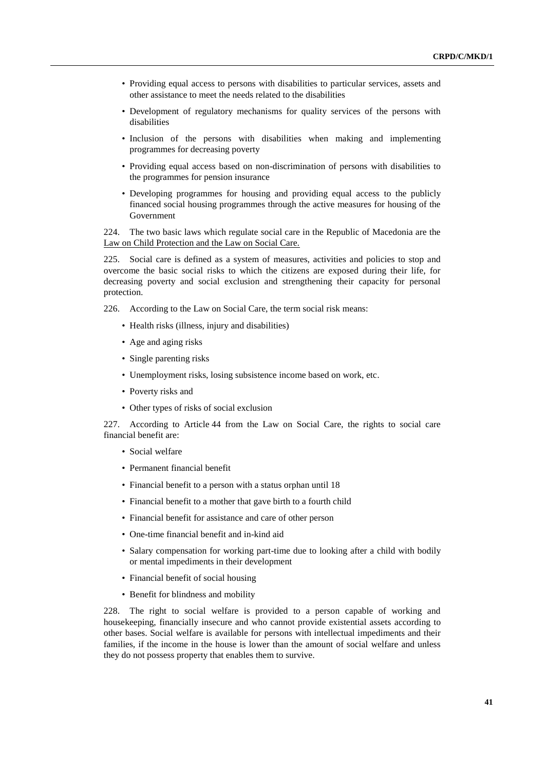- Providing equal access to persons with disabilities to particular services, assets and other assistance to meet the needs related to the disabilities
- Development of regulatory mechanisms for quality services of the persons with disabilities
- Inclusion of the persons with disabilities when making and implementing programmes for decreasing poverty
- Providing equal access based on non-discrimination of persons with disabilities to the programmes for pension insurance
- Developing programmes for housing and providing equal access to the publicly financed social housing programmes through the active measures for housing of the Government

224. The two basic laws which regulate social care in the Republic of Macedonia are the Law on Child Protection and the Law on Social Care.

225. Social care is defined as a system of measures, activities and policies to stop and overcome the basic social risks to which the citizens are exposed during their life, for decreasing poverty and social exclusion and strengthening their capacity for personal protection.

226. According to the Law on Social Care, the term social risk means:

- Health risks (illness, injury and disabilities)
- Age and aging risks
- Single parenting risks
- Unemployment risks, losing subsistence income based on work, etc.
- Poverty risks and
- Other types of risks of social exclusion

227. According to Article 44 from the Law on Social Care, the rights to social care financial benefit are:

- Social welfare
- Permanent financial benefit
- Financial benefit to a person with a status orphan until 18
- Financial benefit to a mother that gave birth to a fourth child
- Financial benefit for assistance and care of other person
- One-time financial benefit and in-kind aid
- Salary compensation for working part-time due to looking after a child with bodily or mental impediments in their development
- Financial benefit of social housing
- Benefit for blindness and mobility

228. The right to social welfare is provided to a person capable of working and housekeeping, financially insecure and who cannot provide existential assets according to other bases. Social welfare is available for persons with intellectual impediments and their families, if the income in the house is lower than the amount of social welfare and unless they do not possess property that enables them to survive.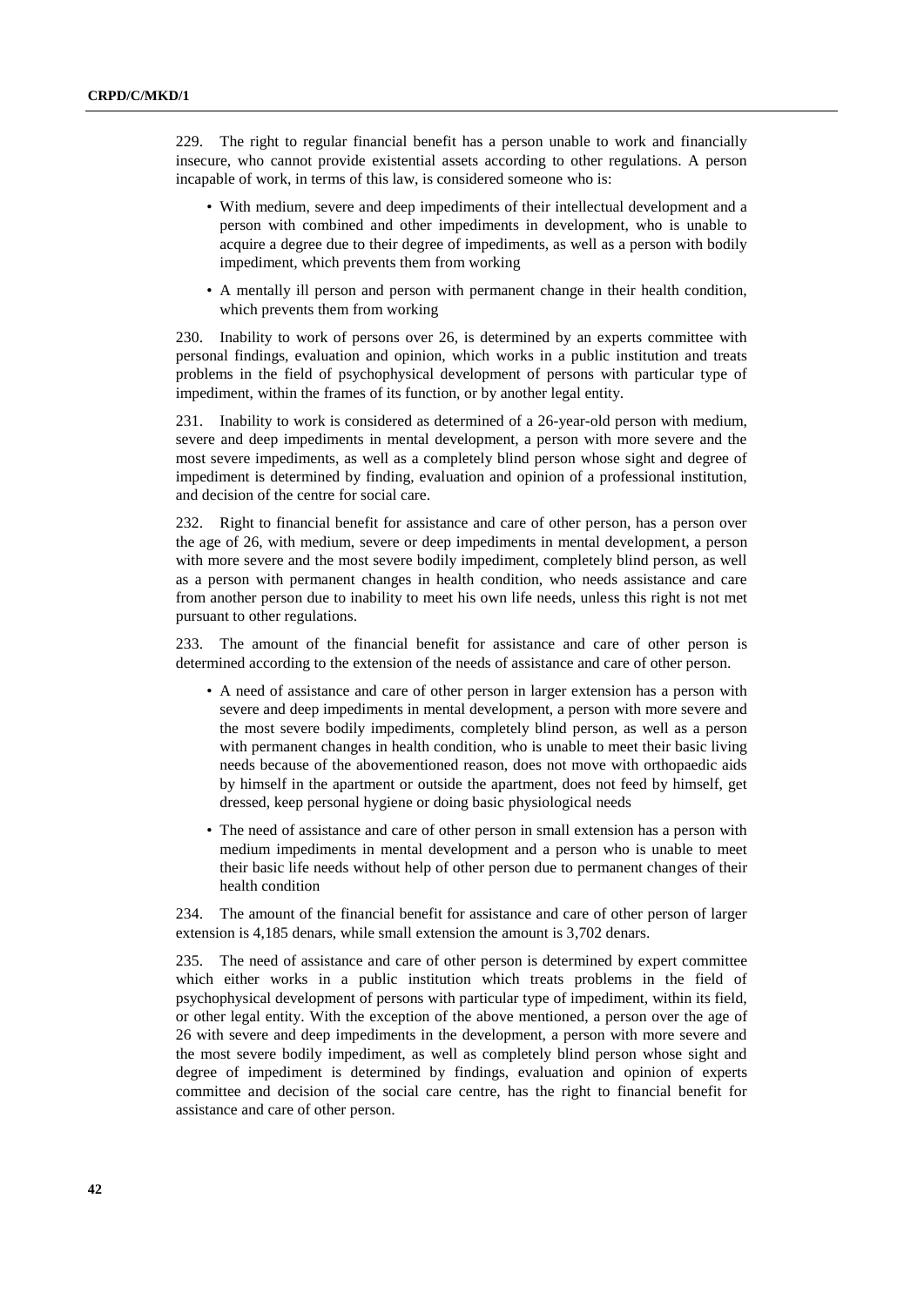229. The right to regular financial benefit has a person unable to work and financially insecure, who cannot provide existential assets according to other regulations. A person incapable of work, in terms of this law, is considered someone who is:

- With medium, severe and deep impediments of their intellectual development and a person with combined and other impediments in development, who is unable to acquire a degree due to their degree of impediments, as well as a person with bodily impediment, which prevents them from working
- A mentally ill person and person with permanent change in their health condition, which prevents them from working

230. Inability to work of persons over 26, is determined by an experts committee with personal findings, evaluation and opinion, which works in a public institution and treats problems in the field of psychophysical development of persons with particular type of impediment, within the frames of its function, or by another legal entity.

231. Inability to work is considered as determined of a 26-year-old person with medium, severe and deep impediments in mental development, a person with more severe and the most severe impediments, as well as a completely blind person whose sight and degree of impediment is determined by finding, evaluation and opinion of a professional institution, and decision of the centre for social care.

232. Right to financial benefit for assistance and care of other person, has a person over the age of 26, with medium, severe or deep impediments in mental development, a person with more severe and the most severe bodily impediment, completely blind person, as well as a person with permanent changes in health condition, who needs assistance and care from another person due to inability to meet his own life needs, unless this right is not met pursuant to other regulations.

233. The amount of the financial benefit for assistance and care of other person is determined according to the extension of the needs of assistance and care of other person.

- A need of assistance and care of other person in larger extension has a person with severe and deep impediments in mental development, a person with more severe and the most severe bodily impediments, completely blind person, as well as a person with permanent changes in health condition, who is unable to meet their basic living needs because of the abovementioned reason, does not move with orthopaedic aids by himself in the apartment or outside the apartment, does not feed by himself, get dressed, keep personal hygiene or doing basic physiological needs
- The need of assistance and care of other person in small extension has a person with medium impediments in mental development and a person who is unable to meet their basic life needs without help of other person due to permanent changes of their health condition

234. The amount of the financial benefit for assistance and care of other person of larger extension is 4,185 denars, while small extension the amount is 3,702 denars.

235. The need of assistance and care of other person is determined by expert committee which either works in a public institution which treats problems in the field of psychophysical development of persons with particular type of impediment, within its field, or other legal entity. With the exception of the above mentioned, a person over the age of 26 with severe and deep impediments in the development, a person with more severe and the most severe bodily impediment, as well as completely blind person whose sight and degree of impediment is determined by findings, evaluation and opinion of experts committee and decision of the social care centre, has the right to financial benefit for assistance and care of other person.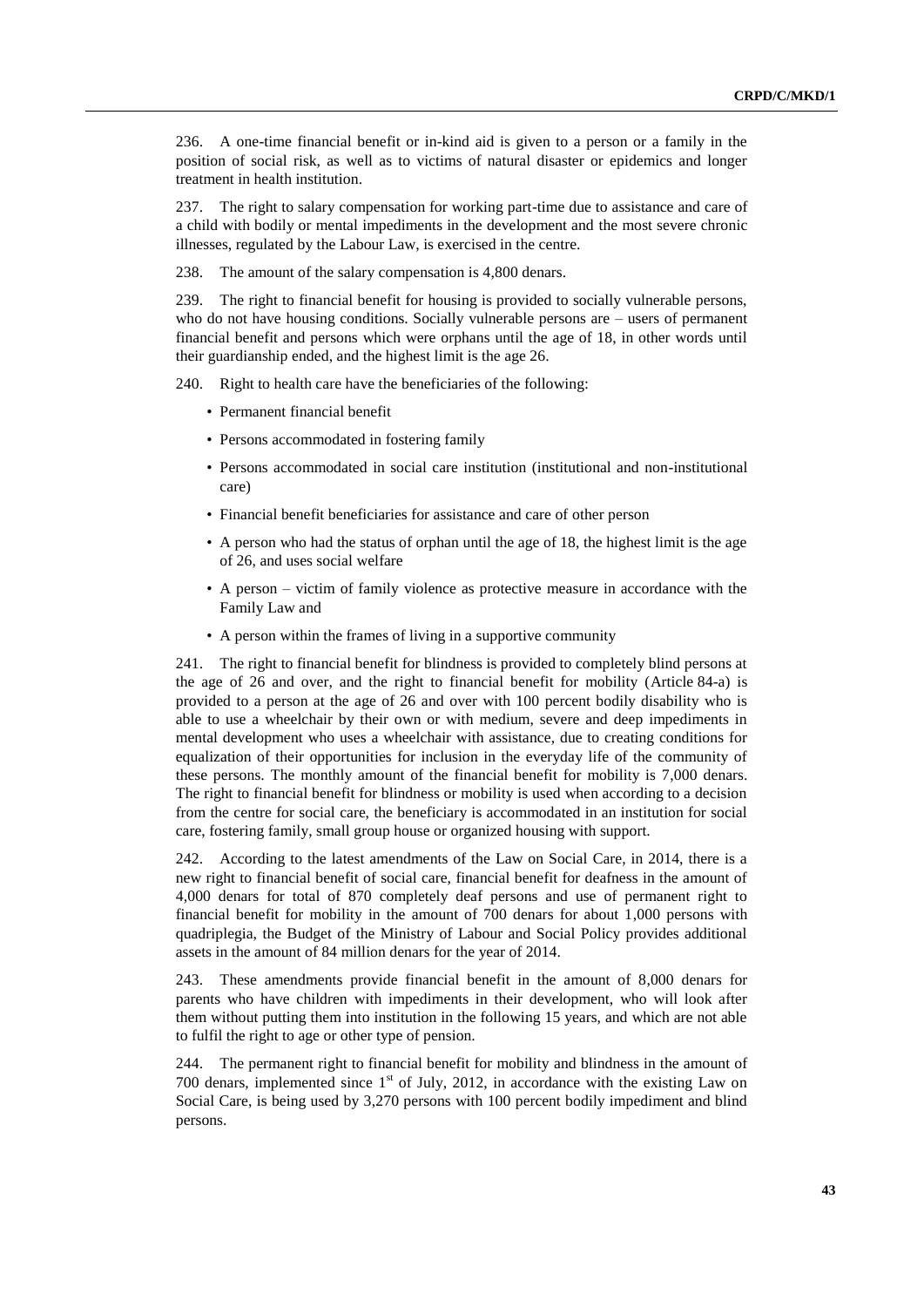236. A one-time financial benefit or in-kind aid is given to a person or a family in the position of social risk, as well as to victims of natural disaster or epidemics and longer treatment in health institution.

237. The right to salary compensation for working part-time due to assistance and care of a child with bodily or mental impediments in the development and the most severe chronic illnesses, regulated by the Labour Law, is exercised in the centre.

238. The amount of the salary compensation is 4,800 denars.

239. The right to financial benefit for housing is provided to socially vulnerable persons, who do not have housing conditions. Socially vulnerable persons are – users of permanent financial benefit and persons which were orphans until the age of 18, in other words until their guardianship ended, and the highest limit is the age 26.

240. Right to health care have the beneficiaries of the following:

- Permanent financial benefit
- Persons accommodated in fostering family
- Persons accommodated in social care institution (institutional and non-institutional care)
- Financial benefit beneficiaries for assistance and care of other person
- A person who had the status of orphan until the age of 18, the highest limit is the age of 26, and uses social welfare
- A person – victim of family violence as protective measure in accordance with the Family Law and
- A person within the frames of living in a supportive community

241. The right to financial benefit for blindness is provided to completely blind persons at the age of 26 and over, and the right to financial benefit for mobility (Article 84-a) is provided to a person at the age of 26 and over with 100 percent bodily disability who is able to use a wheelchair by their own or with medium, severe and deep impediments in mental development who uses a wheelchair with assistance, due to creating conditions for equalization of their opportunities for inclusion in the everyday life of the community of these persons. The monthly amount of the financial benefit for mobility is 7,000 denars. The right to financial benefit for blindness or mobility is used when according to a decision from the centre for social care, the beneficiary is accommodated in an institution for social care, fostering family, small group house or organized housing with support.

242. According to the latest amendments of the Law on Social Care, in 2014, there is a new right to financial benefit of social care, financial benefit for deafness in the amount of 4,000 denars for total of 870 completely deaf persons and use of permanent right to financial benefit for mobility in the amount of 700 denars for about 1,000 persons with quadriplegia, the Budget of the Ministry of Labour and Social Policy provides additional assets in the amount of 84 million denars for the year of 2014.

243. These amendments provide financial benefit in the amount of 8,000 denars for parents who have children with impediments in their development, who will look after them without putting them into institution in the following 15 years, and which are not able to fulfil the right to age or other type of pension.

244. The permanent right to financial benefit for mobility and blindness in the amount of 700 denars, implemented since 1st of July, 2012, in accordance with the existing Law on Social Care, is being used by 3,270 persons with 100 percent bodily impediment and blind persons.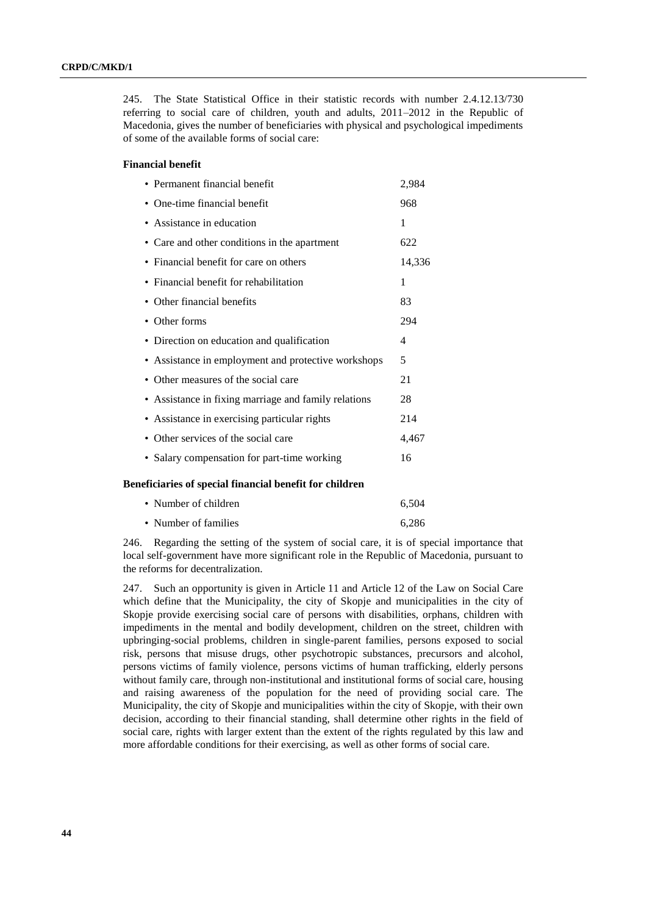245. The State Statistical Office in their statistic records with number 2.4.12.13/730 referring to social care of children, youth and adults, 2011–2012 in the Republic of Macedonia, gives the number of beneficiaries with physical and psychological impediments of some of the available forms of social care:

**Financial benefit**

| | |
|---|---|
| • Permanent financial benefit | 2,984 |
| • One-time financial benefit | 968 |
| • Assistance in education | 1 |
| • Care and other conditions in the apartment | 622 |
| • Financial benefit for care on others | 14,336 |
| • Financial benefit for rehabilitation | 1 |
| • Other financial benefits | 83 |
| • Other forms | 294 |
| • Direction on education and qualification | 4 |
| • Assistance in employment and protective workshops | 5 |
| • Other measures of the social care | 21 |
| • Assistance in fixing marriage and family relations | 28 |
| • Assistance in exercising particular rights | 214 |
| • Other services of the social care | 4,467 |
| • Salary compensation for part-time working | 16 |

**Beneficiaries of special financial benefit for children**

| | |
|---|---|
| • Number of children | 6,504 |
| • Number of families | 6,286 |

246. Regarding the setting of the system of social care, it is of special importance that local self-government have more significant role in the Republic of Macedonia, pursuant to the reforms for decentralization.

247. Such an opportunity is given in Article 11 and Article 12 of the Law on Social Care which define that the Municipality, the city of Skopje and municipalities in the city of Skopje provide exercising social care of persons with disabilities, orphans, children with impediments in the mental and bodily development, children on the street, children with upbringing-social problems, children in single-parent families, persons exposed to social risk, persons that misuse drugs, other psychotropic substances, precursors and alcohol, persons victims of family violence, persons victims of human trafficking, elderly persons without family care, through non-institutional and institutional forms of social care, housing and raising awareness of the population for the need of providing social care. The Municipality, the city of Skopje and municipalities within the city of Skopje, with their own decision, according to their financial standing, shall determine other rights in the field of social care, rights with larger extent than the extent of the rights regulated by this law and more affordable conditions for their exercising, as well as other forms of social care.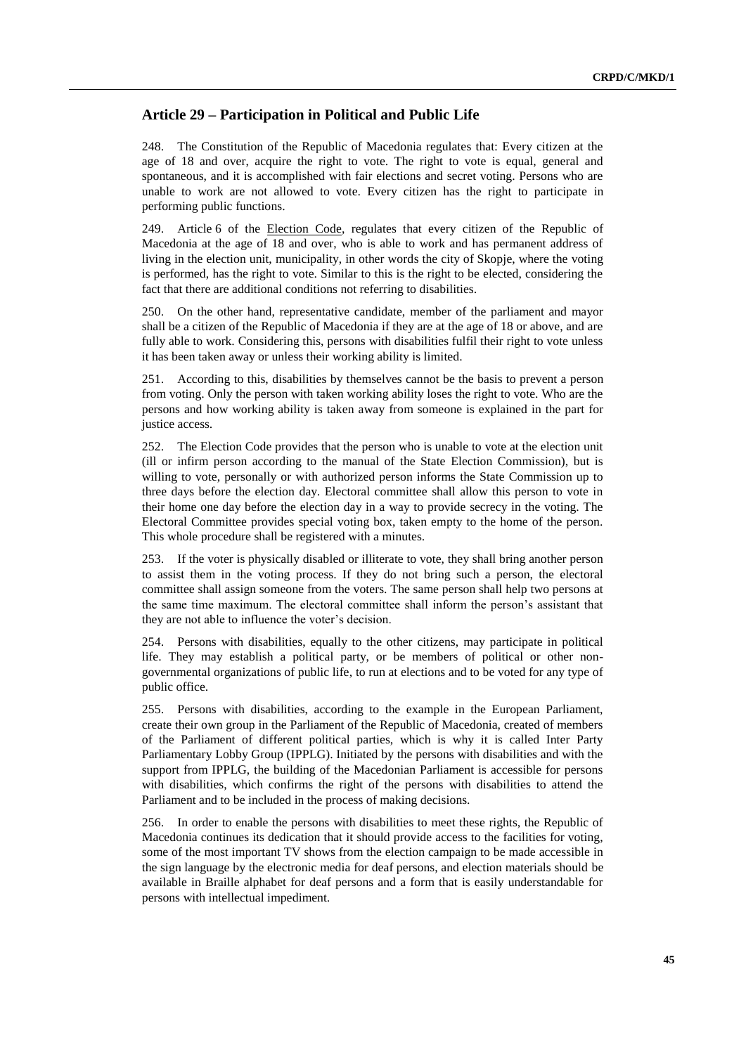## Article 29 – Participation in Political and Public Life

248. The Constitution of the Republic of Macedonia regulates that: Every citizen at the age of 18 and over, acquire the right to vote. The right to vote is equal, general and spontaneous, and it is accomplished with fair elections and secret voting. Persons who are unable to work are not allowed to vote. Every citizen has the right to participate in performing public functions.

249. Article 6 of the Election Code, regulates that every citizen of the Republic of Macedonia at the age of 18 and over, who is able to work and has permanent address of living in the election unit, municipality, in other words the city of Skopje, where the voting is performed, has the right to vote. Similar to this is the right to be elected, considering the fact that there are additional conditions not referring to disabilities.

250. On the other hand, representative candidate, member of the parliament and mayor shall be a citizen of the Republic of Macedonia if they are at the age of 18 or above, and are fully able to work. Considering this, persons with disabilities fulfil their right to vote unless it has been taken away or unless their working ability is limited.

251. According to this, disabilities by themselves cannot be the basis to prevent a person from voting. Only the person with taken working ability loses the right to vote. Who are the persons and how working ability is taken away from someone is explained in the part for justice access.

252. The Election Code provides that the person who is unable to vote at the election unit (ill or infirm person according to the manual of the State Election Commission), but is willing to vote, personally or with authorized person informs the State Commission up to three days before the election day. Electoral committee shall allow this person to vote in their home one day before the election day in a way to provide secrecy in the voting. The Electoral Committee provides special voting box, taken empty to the home of the person. This whole procedure shall be registered with a minutes.

253. If the voter is physically disabled or illiterate to vote, they shall bring another person to assist them in the voting process. If they do not bring such a person, the electoral committee shall assign someone from the voters. The same person shall help two persons at the same time maximum. The electoral committee shall inform the person's assistant that they are not able to influence the voter's decision.

254. Persons with disabilities, equally to the other citizens, may participate in political life. They may establish a political party, or be members of political or other non-governmental organizations of public life, to run at elections and to be voted for any type of public office.

255. Persons with disabilities, according to the example in the European Parliament, create their own group in the Parliament of the Republic of Macedonia, created of members of the Parliament of different political parties, which is why it is called Inter Party Parliamentary Lobby Group (IPPLG). Initiated by the persons with disabilities and with the support from IPPLG, the building of the Macedonian Parliament is accessible for persons with disabilities, which confirms the right of the persons with disabilities to attend the Parliament and to be included in the process of making decisions.

256. In order to enable the persons with disabilities to meet these rights, the Republic of Macedonia continues its dedication that it should provide access to the facilities for voting, some of the most important TV shows from the election campaign to be made accessible in the sign language by the electronic media for deaf persons, and election materials should be available in Braille alphabet for deaf persons and a form that is easily understandable for persons with intellectual impediment.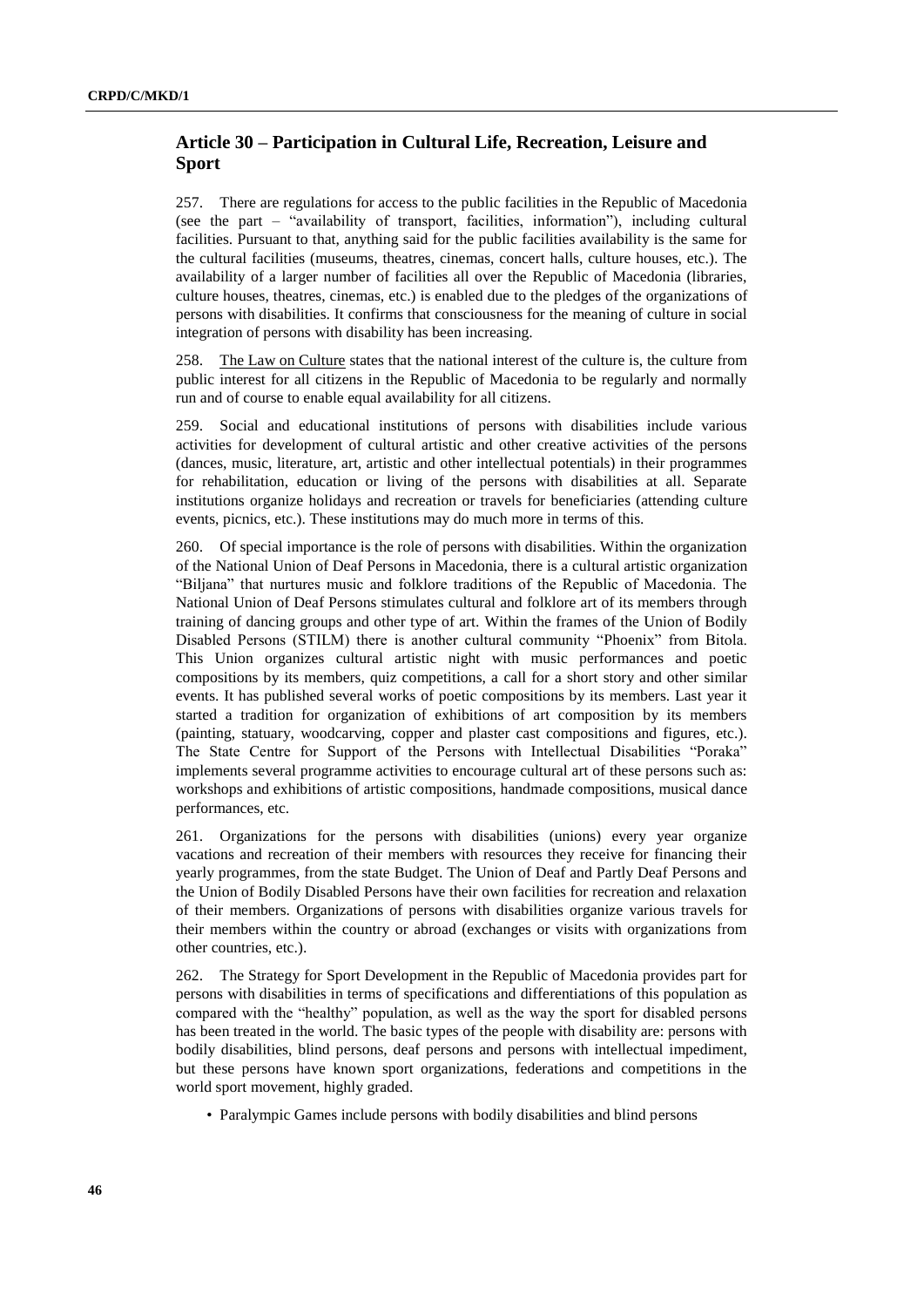## Article 30 – Participation in Cultural Life, Recreation, Leisure and Sport

257. There are regulations for access to the public facilities in the Republic of Macedonia (see the part – "availability of transport, facilities, information"), including cultural facilities. Pursuant to that, anything said for the public facilities availability is the same for the cultural facilities (museums, theatres, cinemas, concert halls, culture houses, etc.). The availability of a larger number of facilities all over the Republic of Macedonia (libraries, culture houses, theatres, cinemas, etc.) is enabled due to the pledges of the organizations of persons with disabilities. It confirms that consciousness for the meaning of culture in social integration of persons with disability has been increasing.

258. The Law on Culture states that the national interest of the culture is, the culture from public interest for all citizens in the Republic of Macedonia to be regularly and normally run and of course to enable equal availability for all citizens.

259. Social and educational institutions of persons with disabilities include various activities for development of cultural artistic and other creative activities of the persons (dances, music, literature, art, artistic and other intellectual potentials) in their programmes for rehabilitation, education or living of the persons with disabilities at all. Separate institutions organize holidays and recreation or travels for beneficiaries (attending culture events, picnics, etc.). These institutions may do much more in terms of this.

260. Of special importance is the role of persons with disabilities. Within the organization of the National Union of Deaf Persons in Macedonia, there is a cultural artistic organization "Biljana" that nurtures music and folklore traditions of the Republic of Macedonia. The National Union of Deaf Persons stimulates cultural and folklore art of its members through training of dancing groups and other type of art. Within the frames of the Union of Bodily Disabled Persons (STILM) there is another cultural community "Phoenix" from Bitola. This Union organizes cultural artistic night with music performances and poetic compositions by its members, quiz competitions, a call for a short story and other similar events. It has published several works of poetic compositions by its members. Last year it started a tradition for organization of exhibitions of art composition by its members (painting, statuary, woodcarving, copper and plaster cast compositions and figures, etc.). The State Centre for Support of the Persons with Intellectual Disabilities "Poraka" implements several programme activities to encourage cultural art of these persons such as: workshops and exhibitions of artistic compositions, handmade compositions, musical dance performances, etc.

261. Organizations for the persons with disabilities (unions) every year organize vacations and recreation of their members with resources they receive for financing their yearly programmes, from the state Budget. The Union of Deaf and Partly Deaf Persons and the Union of Bodily Disabled Persons have their own facilities for recreation and relaxation of their members. Organizations of persons with disabilities organize various travels for their members within the country or abroad (exchanges or visits with organizations from other countries, etc.).

262. The Strategy for Sport Development in the Republic of Macedonia provides part for persons with disabilities in terms of specifications and differentiations of this population as compared with the "healthy" population, as well as the way the sport for disabled persons has been treated in the world. The basic types of the people with disability are: persons with bodily disabilities, blind persons, deaf persons and persons with intellectual impediment, but these persons have known sport organizations, federations and competitions in the world sport movement, highly graded.

- Paralympic Games include persons with bodily disabilities and blind persons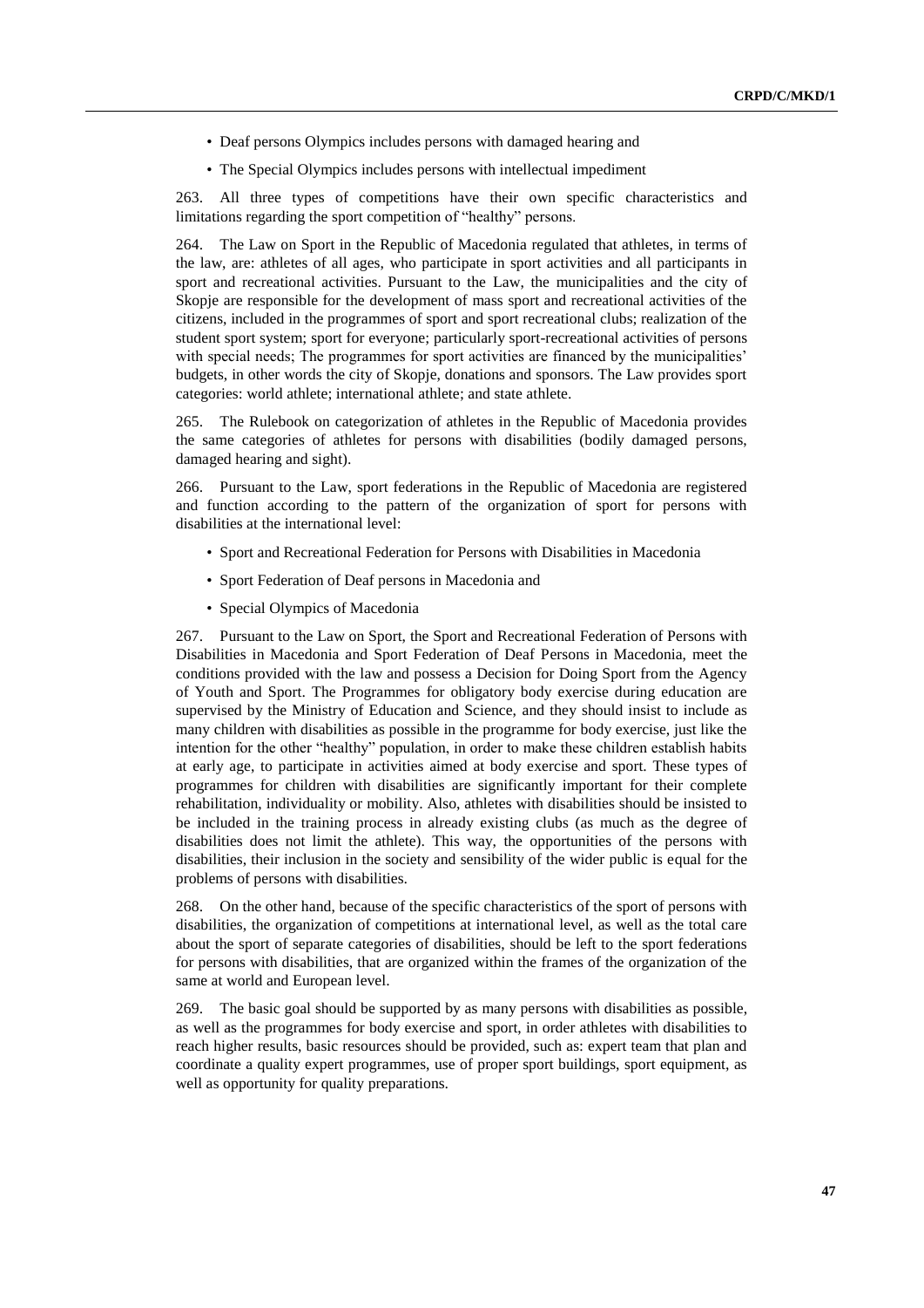- Deaf persons Olympics includes persons with damaged hearing and
- The Special Olympics includes persons with intellectual impediment

263. All three types of competitions have their own specific characteristics and limitations regarding the sport competition of "healthy" persons.

264. The Law on Sport in the Republic of Macedonia regulated that athletes, in terms of the law, are: athletes of all ages, who participate in sport activities and all participants in sport and recreational activities. Pursuant to the Law, the municipalities and the city of Skopje are responsible for the development of mass sport and recreational activities of the citizens, included in the programmes of sport and sport recreational clubs; realization of the student sport system; sport for everyone; particularly sport-recreational activities of persons with special needs; The programmes for sport activities are financed by the municipalities' budgets, in other words the city of Skopje, donations and sponsors. The Law provides sport categories: world athlete; international athlete; and state athlete.

265. The Rulebook on categorization of athletes in the Republic of Macedonia provides the same categories of athletes for persons with disabilities (bodily damaged persons, damaged hearing and sight).

266. Pursuant to the Law, sport federations in the Republic of Macedonia are registered and function according to the pattern of the organization of sport for persons with disabilities at the international level:

- Sport and Recreational Federation for Persons with Disabilities in Macedonia
- Sport Federation of Deaf persons in Macedonia and
- Special Olympics of Macedonia

267. Pursuant to the Law on Sport, the Sport and Recreational Federation of Persons with Disabilities in Macedonia and Sport Federation of Deaf Persons in Macedonia, meet the conditions provided with the law and possess a Decision for Doing Sport from the Agency of Youth and Sport. The Programmes for obligatory body exercise during education are supervised by the Ministry of Education and Science, and they should insist to include as many children with disabilities as possible in the programme for body exercise, just like the intention for the other "healthy" population, in order to make these children establish habits at early age, to participate in activities aimed at body exercise and sport. These types of programmes for children with disabilities are significantly important for their complete rehabilitation, individuality or mobility. Also, athletes with disabilities should be insisted to be included in the training process in already existing clubs (as much as the degree of disabilities does not limit the athlete). This way, the opportunities of the persons with disabilities, their inclusion in the society and sensibility of the wider public is equal for the problems of persons with disabilities.

268. On the other hand, because of the specific characteristics of the sport of persons with disabilities, the organization of competitions at international level, as well as the total care about the sport of separate categories of disabilities, should be left to the sport federations for persons with disabilities, that are organized within the frames of the organization of the same at world and European level.

269. The basic goal should be supported by as many persons with disabilities as possible, as well as the programmes for body exercise and sport, in order athletes with disabilities to reach higher results, basic resources should be provided, such as: expert team that plan and coordinate a quality expert programmes, use of proper sport buildings, sport equipment, as well as opportunity for quality preparations.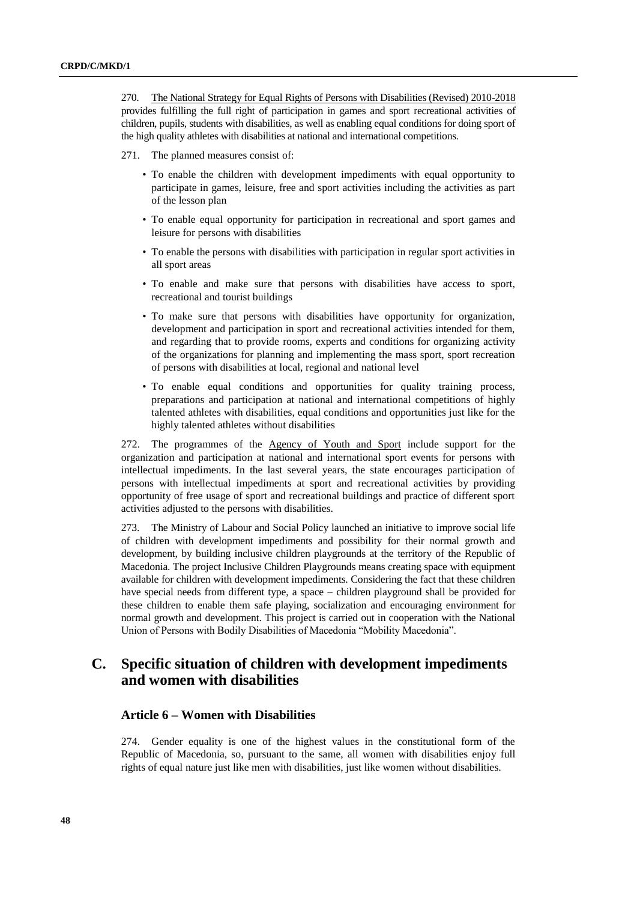270. The National Strategy for Equal Rights of Persons with Disabilities (Revised) 2010-2018 provides fulfilling the full right of participation in games and sport recreational activities of children, pupils, students with disabilities, as well as enabling equal conditions for doing sport of the high quality athletes with disabilities at national and international competitions.

271. The planned measures consist of:

- To enable the children with development impediments with equal opportunity to participate in games, leisure, free and sport activities including the activities as part of the lesson plan
- To enable equal opportunity for participation in recreational and sport games and leisure for persons with disabilities
- To enable the persons with disabilities with participation in regular sport activities in all sport areas
- To enable and make sure that persons with disabilities have access to sport, recreational and tourist buildings
- To make sure that persons with disabilities have opportunity for organization, development and participation in sport and recreational activities intended for them, and regarding that to provide rooms, experts and conditions for organizing activity of the organizations for planning and implementing the mass sport, sport recreation of persons with disabilities at local, regional and national level
- To enable equal conditions and opportunities for quality training process, preparations and participation at national and international competitions of highly talented athletes with disabilities, equal conditions and opportunities just like for the highly talented athletes without disabilities

272. The programmes of the Agency of Youth and Sport include support for the organization and participation at national and international sport events for persons with intellectual impediments. In the last several years, the state encourages participation of persons with intellectual impediments at sport and recreational activities by providing opportunity of free usage of sport and recreational buildings and practice of different sport activities adjusted to the persons with disabilities.

273. The Ministry of Labour and Social Policy launched an initiative to improve social life of children with development impediments and possibility for their normal growth and development, by building inclusive children playgrounds at the territory of the Republic of Macedonia. The project Inclusive Children Playgrounds means creating space with equipment available for children with development impediments. Considering the fact that these children have special needs from different type, a space – children playground shall be provided for these children to enable them safe playing, socialization and encouraging environment for normal growth and development. This project is carried out in cooperation with the National Union of Persons with Bodily Disabilities of Macedonia "Mobility Macedonia".

## C. Specific situation of children with development impediments and women with disabilities

### Article 6 – Women with Disabilities

274. Gender equality is one of the highest values in the constitutional form of the Republic of Macedonia, so, pursuant to the same, all women with disabilities enjoy full rights of equal nature just like men with disabilities, just like women without disabilities.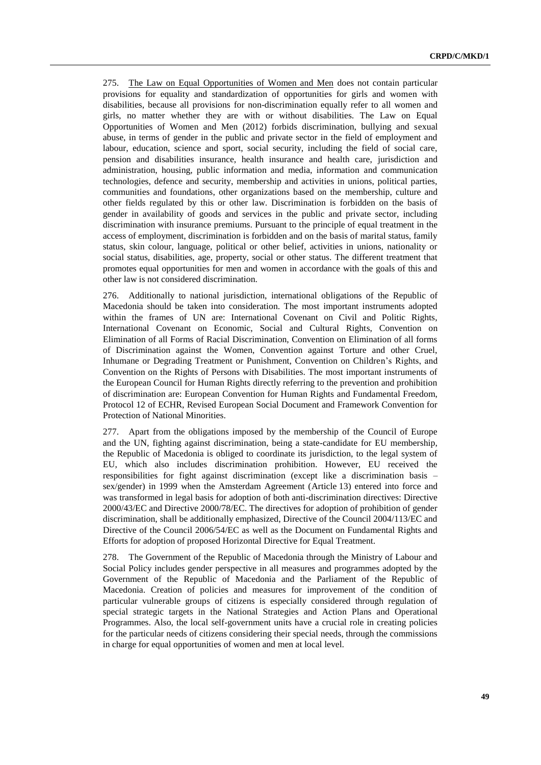275. The Law on Equal Opportunities of Women and Men does not contain particular provisions for equality and standardization of opportunities for girls and women with disabilities, because all provisions for non-discrimination equally refer to all women and girls, no matter whether they are with or without disabilities. The Law on Equal Opportunities of Women and Men (2012) forbids discrimination, bullying and sexual abuse, in terms of gender in the public and private sector in the field of employment and labour, education, science and sport, social security, including the field of social care, pension and disabilities insurance, health insurance and health care, jurisdiction and administration, housing, public information and media, information and communication technologies, defence and security, membership and activities in unions, political parties, communities and foundations, other organizations based on the membership, culture and other fields regulated by this or other law. Discrimination is forbidden on the basis of gender in availability of goods and services in the public and private sector, including discrimination with insurance premiums. Pursuant to the principle of equal treatment in the access of employment, discrimination is forbidden and on the basis of marital status, family status, skin colour, language, political or other belief, activities in unions, nationality or social status, disabilities, age, property, social or other status. The different treatment that promotes equal opportunities for men and women in accordance with the goals of this and other law is not considered discrimination.

276. Additionally to national jurisdiction, international obligations of the Republic of Macedonia should be taken into consideration. The most important instruments adopted within the frames of UN are: International Covenant on Civil and Politic Rights, International Covenant on Economic, Social and Cultural Rights, Convention on Elimination of all Forms of Racial Discrimination, Convention on Elimination of all forms of Discrimination against the Women, Convention against Torture and other Cruel, Inhumane or Degrading Treatment or Punishment, Convention on Children's Rights, and Convention on the Rights of Persons with Disabilities. The most important instruments of the European Council for Human Rights directly referring to the prevention and prohibition of discrimination are: European Convention for Human Rights and Fundamental Freedom, Protocol 12 of ECHR, Revised European Social Document and Framework Convention for Protection of National Minorities.

277. Apart from the obligations imposed by the membership of the Council of Europe and the UN, fighting against discrimination, being a state-candidate for EU membership, the Republic of Macedonia is obliged to coordinate its jurisdiction, to the legal system of EU, which also includes discrimination prohibition. However, EU received the responsibilities for fight against discrimination (except like a discrimination basis – sex/gender) in 1999 when the Amsterdam Agreement (Article 13) entered into force and was transformed in legal basis for adoption of both anti-discrimination directives: Directive 2000/43/EC and Directive 2000/78/EC. The directives for adoption of prohibition of gender discrimination, shall be additionally emphasized, Directive of the Council 2004/113/EC and Directive of the Council 2006/54/EC as well as the Document on Fundamental Rights and Efforts for adoption of proposed Horizontal Directive for Equal Treatment.

278. The Government of the Republic of Macedonia through the Ministry of Labour and Social Policy includes gender perspective in all measures and programmes adopted by the Government of the Republic of Macedonia and the Parliament of the Republic of Macedonia. Creation of policies and measures for improvement of the condition of particular vulnerable groups of citizens is especially considered through regulation of special strategic targets in the National Strategies and Action Plans and Operational Programmes. Also, the local self-government units have a crucial role in creating policies for the particular needs of citizens considering their special needs, through the commissions in charge for equal opportunities of women and men at local level.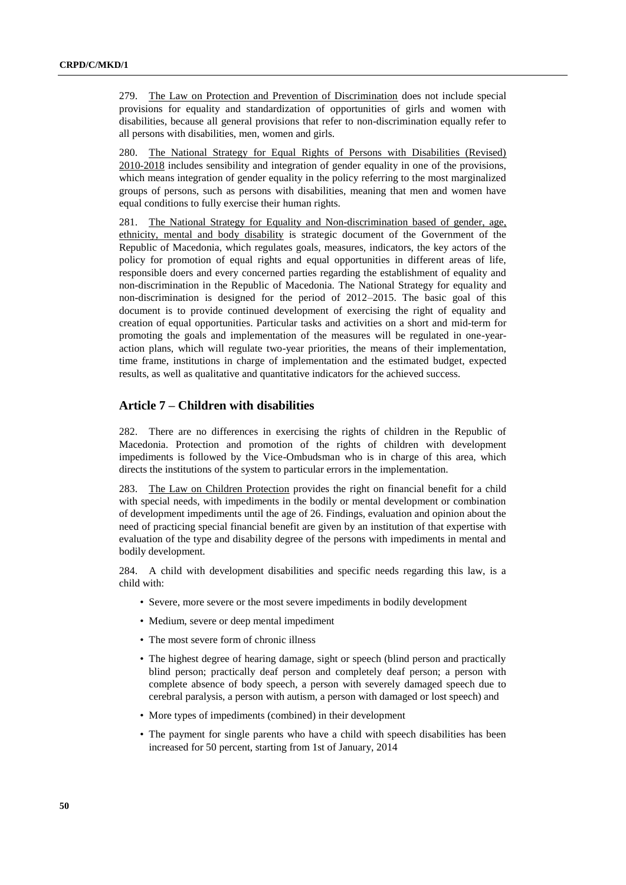279. The Law on Protection and Prevention of Discrimination does not include special provisions for equality and standardization of opportunities of girls and women with disabilities, because all general provisions that refer to non-discrimination equally refer to all persons with disabilities, men, women and girls.

280. The National Strategy for Equal Rights of Persons with Disabilities (Revised) 2010-2018 includes sensibility and integration of gender equality in one of the provisions, which means integration of gender equality in the policy referring to the most marginalized groups of persons, such as persons with disabilities, meaning that men and women have equal conditions to fully exercise their human rights.

281. The National Strategy for Equality and Non-discrimination based of gender, age, ethnicity, mental and body disability is strategic document of the Government of the Republic of Macedonia, which regulates goals, measures, indicators, the key actors of the policy for promotion of equal rights and equal opportunities in different areas of life, responsible doers and every concerned parties regarding the establishment of equality and non-discrimination in the Republic of Macedonia. The National Strategy for equality and non-discrimination is designed for the period of 2012–2015. The basic goal of this document is to provide continued development of exercising the right of equality and creation of equal opportunities. Particular tasks and activities on a short and mid-term for promoting the goals and implementation of the measures will be regulated in one-year-action plans, which will regulate two-year priorities, the means of their implementation, time frame, institutions in charge of implementation and the estimated budget, expected results, as well as qualitative and quantitative indicators for the achieved success.

## Article 7 – Children with disabilities

282. There are no differences in exercising the rights of children in the Republic of Macedonia. Protection and promotion of the rights of children with development impediments is followed by the Vice-Ombudsman who is in charge of this area, which directs the institutions of the system to particular errors in the implementation.

283. The Law on Children Protection provides the right on financial benefit for a child with special needs, with impediments in the bodily or mental development or combination of development impediments until the age of 26. Findings, evaluation and opinion about the need of practicing special financial benefit are given by an institution of that expertise with evaluation of the type and disability degree of the persons with impediments in mental and bodily development.

284. A child with development disabilities and specific needs regarding this law, is a child with:

- Severe, more severe or the most severe impediments in bodily development
- Medium, severe or deep mental impediment
- The most severe form of chronic illness
- The highest degree of hearing damage, sight or speech (blind person and practically blind person; practically deaf person and completely deaf person; a person with complete absence of body speech, a person with severely damaged speech due to cerebral paralysis, a person with autism, a person with damaged or lost speech) and
- More types of impediments (combined) in their development
- The payment for single parents who have a child with speech disabilities has been increased for 50 percent, starting from 1st of January, 2014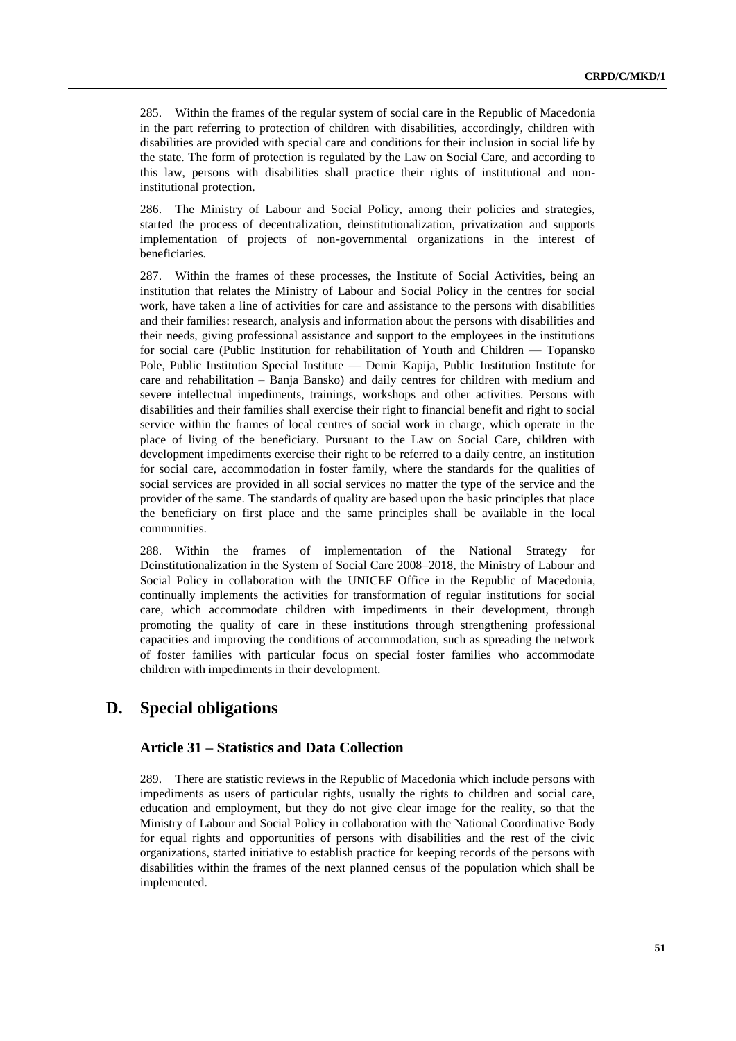285. Within the frames of the regular system of social care in the Republic of Macedonia in the part referring to protection of children with disabilities, accordingly, children with disabilities are provided with special care and conditions for their inclusion in social life by the state. The form of protection is regulated by the Law on Social Care, and according to this law, persons with disabilities shall practice their rights of institutional and non-institutional protection.

286. The Ministry of Labour and Social Policy, among their policies and strategies, started the process of decentralization, deinstitutionalization, privatization and supports implementation of projects of non-governmental organizations in the interest of beneficiaries.

287. Within the frames of these processes, the Institute of Social Activities, being an institution that relates the Ministry of Labour and Social Policy in the centres for social work, have taken a line of activities for care and assistance to the persons with disabilities and their families: research, analysis and information about the persons with disabilities and their needs, giving professional assistance and support to the employees in the institutions for social care (Public Institution for rehabilitation of Youth and Children — Topansko Pole, Public Institution Special Institute — Demir Kapija, Public Institution Institute for care and rehabilitation – Banja Bansko) and daily centres for children with medium and severe intellectual impediments, trainings, workshops and other activities. Persons with disabilities and their families shall exercise their right to financial benefit and right to social service within the frames of local centres of social work in charge, which operate in the place of living of the beneficiary. Pursuant to the Law on Social Care, children with development impediments exercise their right to be referred to a daily centre, an institution for social care, accommodation in foster family, where the standards for the qualities of social services are provided in all social services no matter the type of the service and the provider of the same. The standards of quality are based upon the basic principles that place the beneficiary on first place and the same principles shall be available in the local communities.

288. Within the frames of implementation of the National Strategy for Deinstitutionalization in the System of Social Care 2008–2018, the Ministry of Labour and Social Policy in collaboration with the UNICEF Office in the Republic of Macedonia, continually implements the activities for transformation of regular institutions for social care, which accommodate children with impediments in their development, through promoting the quality of care in these institutions through strengthening professional capacities and improving the conditions of accommodation, such as spreading the network of foster families with particular focus on special foster families who accommodate children with impediments in their development.

## D. Special obligations

### Article 31 – Statistics and Data Collection

289. There are statistic reviews in the Republic of Macedonia which include persons with impediments as users of particular rights, usually the rights to children and social care, education and employment, but they do not give clear image for the reality, so that the Ministry of Labour and Social Policy in collaboration with the National Coordinative Body for equal rights and opportunities of persons with disabilities and the rest of the civic organizations, started initiative to establish practice for keeping records of the persons with disabilities within the frames of the next planned census of the population which shall be implemented.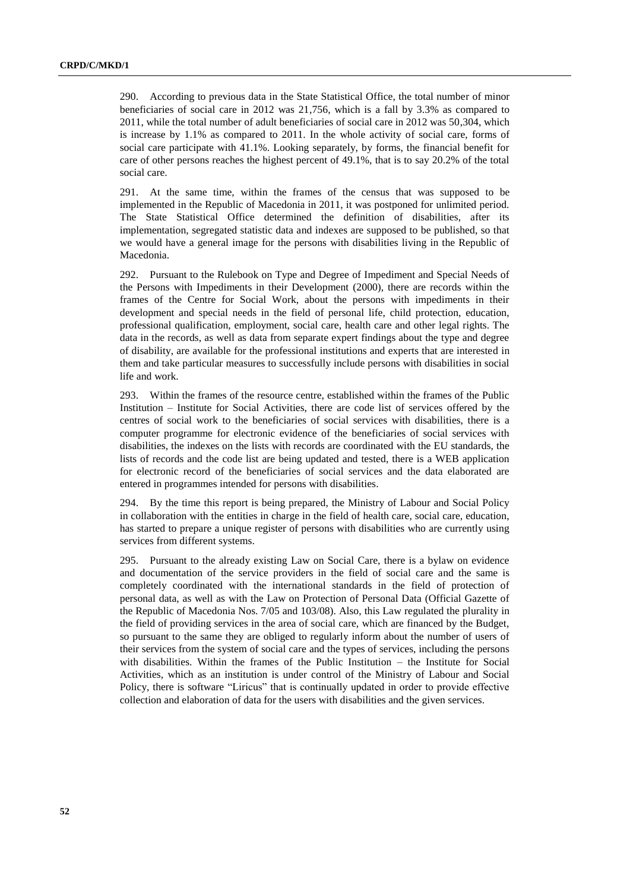290. According to previous data in the State Statistical Office, the total number of minor beneficiaries of social care in 2012 was 21,756, which is a fall by 3.3% as compared to 2011, while the total number of adult beneficiaries of social care in 2012 was 50,304, which is increase by 1.1% as compared to 2011. In the whole activity of social care, forms of social care participate with 41.1%. Looking separately, by forms, the financial benefit for care of other persons reaches the highest percent of 49.1%, that is to say 20.2% of the total social care.

291. At the same time, within the frames of the census that was supposed to be implemented in the Republic of Macedonia in 2011, it was postponed for unlimited period. The State Statistical Office determined the definition of disabilities, after its implementation, segregated statistic data and indexes are supposed to be published, so that we would have a general image for the persons with disabilities living in the Republic of Macedonia.

292. Pursuant to the Rulebook on Type and Degree of Impediment and Special Needs of the Persons with Impediments in their Development (2000), there are records within the frames of the Centre for Social Work, about the persons with impediments in their development and special needs in the field of personal life, child protection, education, professional qualification, employment, social care, health care and other legal rights. The data in the records, as well as data from separate expert findings about the type and degree of disability, are available for the professional institutions and experts that are interested in them and take particular measures to successfully include persons with disabilities in social life and work.

293. Within the frames of the resource centre, established within the frames of the Public Institution – Institute for Social Activities, there are code list of services offered by the centres of social work to the beneficiaries of social services with disabilities, there is a computer programme for electronic evidence of the beneficiaries of social services with disabilities, the indexes on the lists with records are coordinated with the EU standards, the lists of records and the code list are being updated and tested, there is a WEB application for electronic record of the beneficiaries of social services and the data elaborated are entered in programmes intended for persons with disabilities.

294. By the time this report is being prepared, the Ministry of Labour and Social Policy in collaboration with the entities in charge in the field of health care, social care, education, has started to prepare a unique register of persons with disabilities who are currently using services from different systems.

295. Pursuant to the already existing Law on Social Care, there is a bylaw on evidence and documentation of the service providers in the field of social care and the same is completely coordinated with the international standards in the field of protection of personal data, as well as with the Law on Protection of Personal Data (Official Gazette of the Republic of Macedonia Nos. 7/05 and 103/08). Also, this Law regulated the plurality in the field of providing services in the area of social care, which are financed by the Budget, so pursuant to the same they are obliged to regularly inform about the number of users of their services from the system of social care and the types of services, including the persons with disabilities. Within the frames of the Public Institution – the Institute for Social Activities, which as an institution is under control of the Ministry of Labour and Social Policy, there is software "Liricus" that is continually updated in order to provide effective collection and elaboration of data for the users with disabilities and the given services.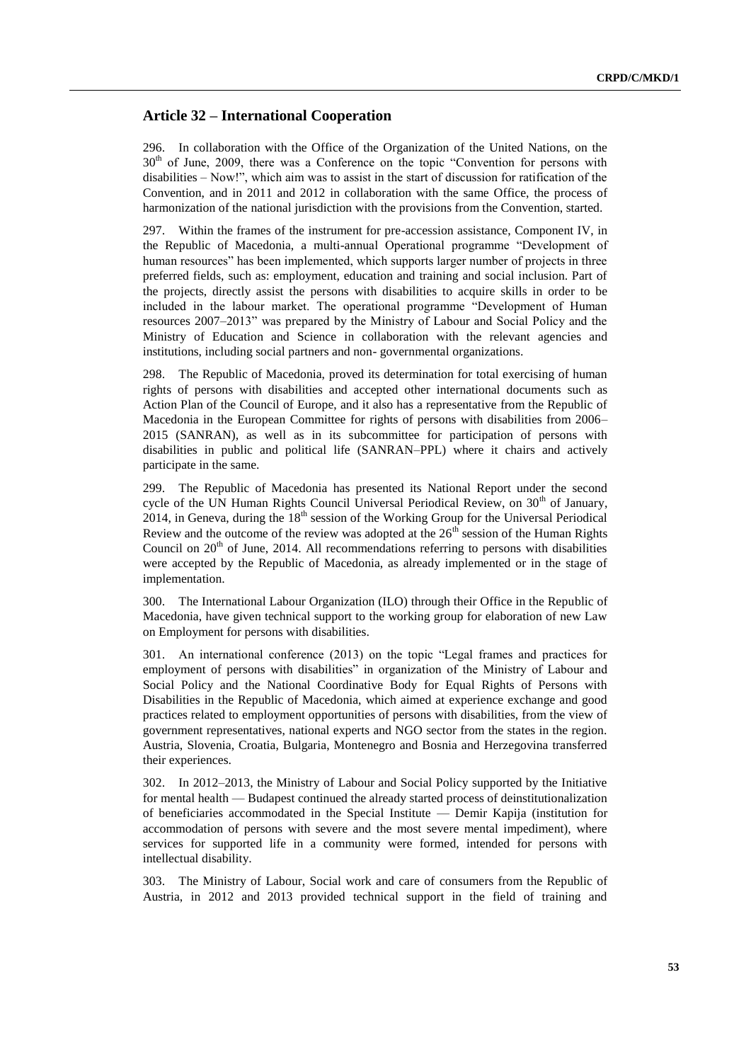## Article 32 – International Cooperation

296. In collaboration with the Office of the Organization of the United Nations, on the 30th of June, 2009, there was a Conference on the topic "Convention for persons with disabilities – Now!", which aim was to assist in the start of discussion for ratification of the Convention, and in 2011 and 2012 in collaboration with the same Office, the process of harmonization of the national jurisdiction with the provisions from the Convention, started.

297. Within the frames of the instrument for pre-accession assistance, Component IV, in the Republic of Macedonia, a multi-annual Operational programme "Development of human resources" has been implemented, which supports larger number of projects in three preferred fields, such as: employment, education and training and social inclusion. Part of the projects, directly assist the persons with disabilities to acquire skills in order to be included in the labour market. The operational programme "Development of Human resources 2007–2013" was prepared by the Ministry of Labour and Social Policy and the Ministry of Education and Science in collaboration with the relevant agencies and institutions, including social partners and non- governmental organizations.

298. The Republic of Macedonia, proved its determination for total exercising of human rights of persons with disabilities and accepted other international documents such as Action Plan of the Council of Europe, and it also has a representative from the Republic of Macedonia in the European Committee for rights of persons with disabilities from 2006–2015 (SANRAN), as well as in its subcommittee for participation of persons with disabilities in public and political life (SANRAN–PPL) where it chairs and actively participate in the same.

299. The Republic of Macedonia has presented its National Report under the second cycle of the UN Human Rights Council Universal Periodical Review, on 30th of January, 2014, in Geneva, during the 18th session of the Working Group for the Universal Periodical Review and the outcome of the review was adopted at the 26th session of the Human Rights Council on 20th of June, 2014. All recommendations referring to persons with disabilities were accepted by the Republic of Macedonia, as already implemented or in the stage of implementation.

300. The International Labour Organization (ILO) through their Office in the Republic of Macedonia, have given technical support to the working group for elaboration of new Law on Employment for persons with disabilities.

301. An international conference (2013) on the topic "Legal frames and practices for employment of persons with disabilities" in organization of the Ministry of Labour and Social Policy and the National Coordinative Body for Equal Rights of Persons with Disabilities in the Republic of Macedonia, which aimed at experience exchange and good practices related to employment opportunities of persons with disabilities, from the view of government representatives, national experts and NGO sector from the states in the region. Austria, Slovenia, Croatia, Bulgaria, Montenegro and Bosnia and Herzegovina transferred their experiences.

302. In 2012–2013, the Ministry of Labour and Social Policy supported by the Initiative for mental health — Budapest continued the already started process of deinstitutionalization of beneficiaries accommodated in the Special Institute — Demir Kapija (institution for accommodation of persons with severe and the most severe mental impediment), where services for supported life in a community were formed, intended for persons with intellectual disability.

303. The Ministry of Labour, Social work and care of consumers from the Republic of Austria, in 2012 and 2013 provided technical support in the field of training and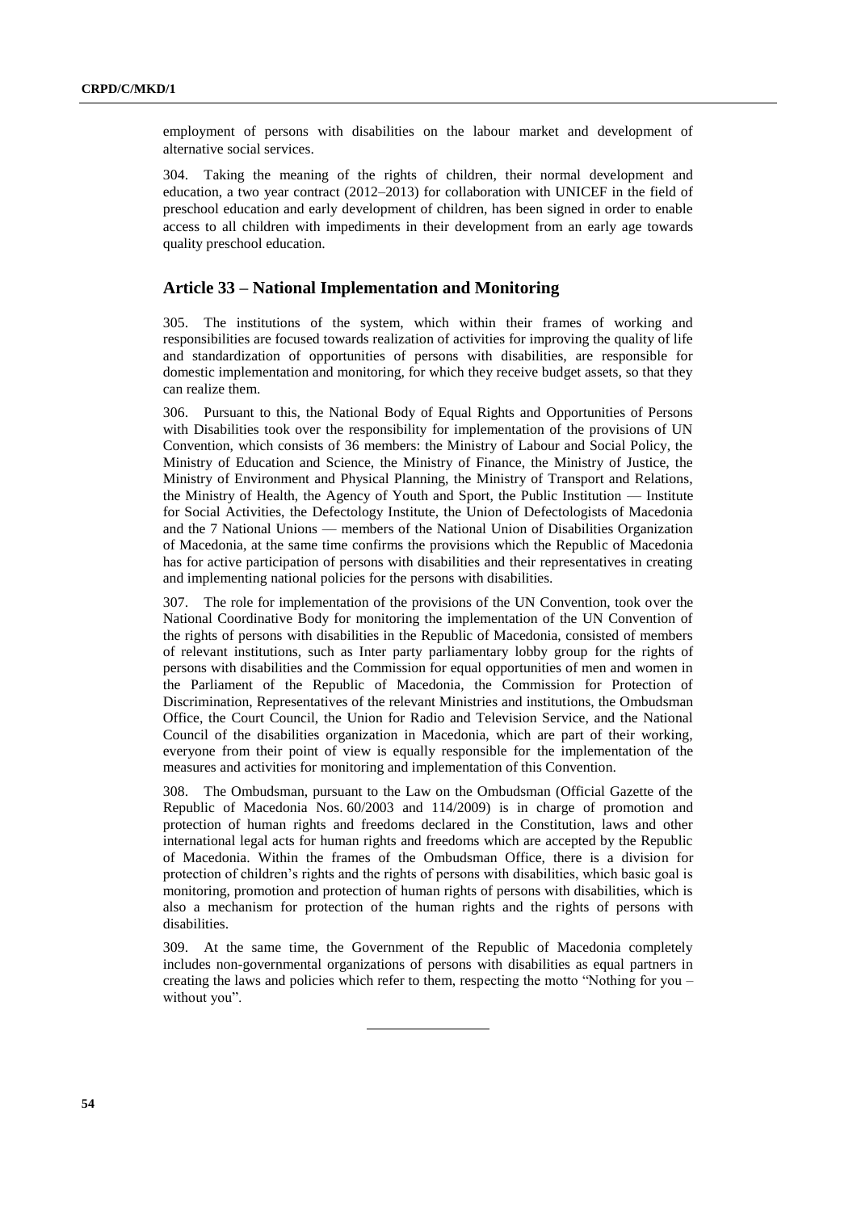employment of persons with disabilities on the labour market and development of alternative social services.

304. Taking the meaning of the rights of children, their normal development and education, a two year contract (2012–2013) for collaboration with UNICEF in the field of preschool education and early development of children, has been signed in order to enable access to all children with impediments in their development from an early age towards quality preschool education.

## Article 33 – National Implementation and Monitoring

305. The institutions of the system, which within their frames of working and responsibilities are focused towards realization of activities for improving the quality of life and standardization of opportunities of persons with disabilities, are responsible for domestic implementation and monitoring, for which they receive budget assets, so that they can realize them.

306. Pursuant to this, the National Body of Equal Rights and Opportunities of Persons with Disabilities took over the responsibility for implementation of the provisions of UN Convention, which consists of 36 members: the Ministry of Labour and Social Policy, the Ministry of Education and Science, the Ministry of Finance, the Ministry of Justice, the Ministry of Environment and Physical Planning, the Ministry of Transport and Relations, the Ministry of Health, the Agency of Youth and Sport, the Public Institution — Institute for Social Activities, the Defectology Institute, the Union of Defectologists of Macedonia and the 7 National Unions — members of the National Union of Disabilities Organization of Macedonia, at the same time confirms the provisions which the Republic of Macedonia has for active participation of persons with disabilities and their representatives in creating and implementing national policies for the persons with disabilities.

307. The role for implementation of the provisions of the UN Convention, took over the National Coordinative Body for monitoring the implementation of the UN Convention of the rights of persons with disabilities in the Republic of Macedonia, consisted of members of relevant institutions, such as Inter party parliamentary lobby group for the rights of persons with disabilities and the Commission for equal opportunities of men and women in the Parliament of the Republic of Macedonia, the Commission for Protection of Discrimination, Representatives of the relevant Ministries and institutions, the Ombudsman Office, the Court Council, the Union for Radio and Television Service, and the National Council of the disabilities organization in Macedonia, which are part of their working, everyone from their point of view is equally responsible for the implementation of the measures and activities for monitoring and implementation of this Convention.

308. The Ombudsman, pursuant to the Law on the Ombudsman (Official Gazette of the Republic of Macedonia Nos. 60/2003 and 114/2009) is in charge of promotion and protection of human rights and freedoms declared in the Constitution, laws and other international legal acts for human rights and freedoms which are accepted by the Republic of Macedonia. Within the frames of the Ombudsman Office, there is a division for protection of children's rights and the rights of persons with disabilities, which basic goal is monitoring, promotion and protection of human rights of persons with disabilities, which is also a mechanism for protection of the human rights and the rights of persons with disabilities.

309. At the same time, the Government of the Republic of Macedonia completely includes non-governmental organizations of persons with disabilities as equal partners in creating the laws and policies which refer to them, respecting the motto "Nothing for you – without you".